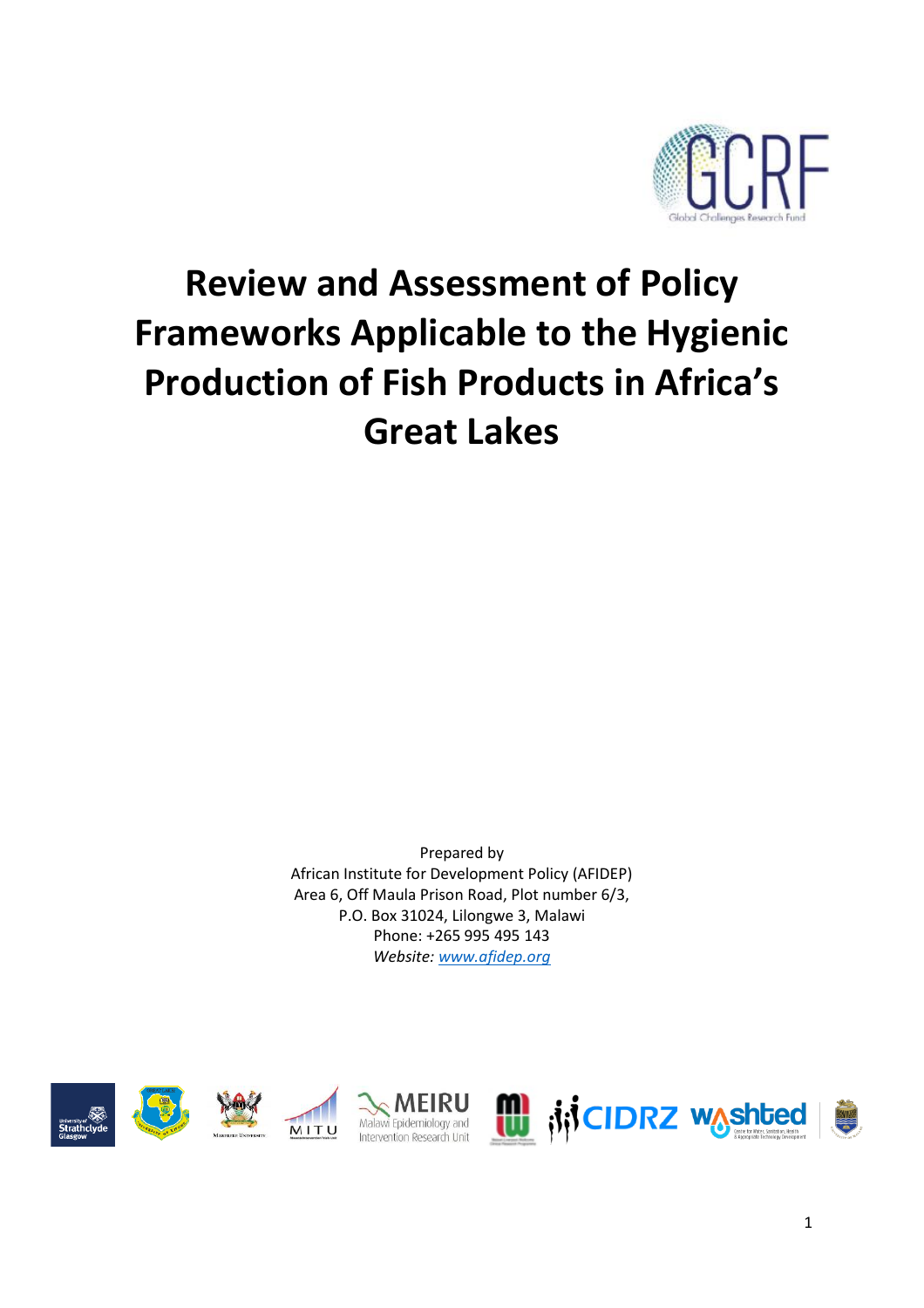# Review and Assessment of Policy Frameworks Applicable to the Hygienic Production of Fish Products in Africa's Great Lakes

Prepared by
African Institute for Development Policy (AFIDEP)
Area 6, Off Maula Prison Road, Plot number 6/3,
P.O. Box 31024, Lilongwe 3, Malawi
Phone: +265 995 495 143
*Website: www.afidep.org*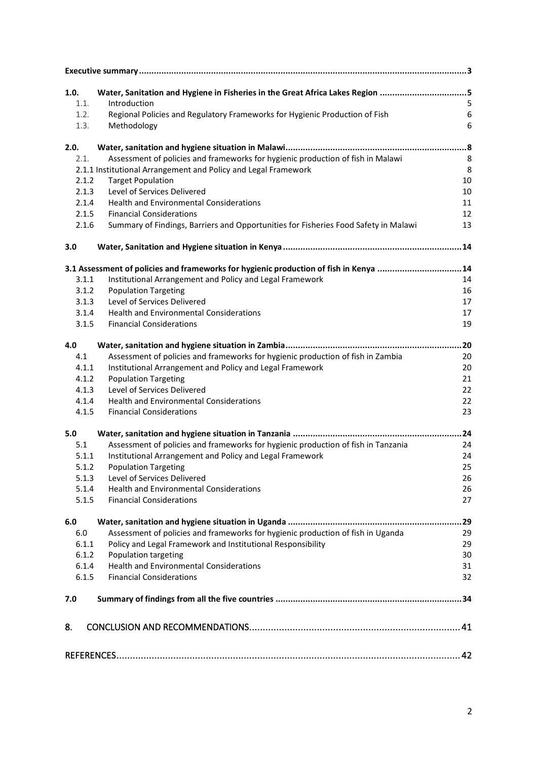| | | |
|---|---|---|
| **Executive summary** | | **3** |
| **1.0.** | **Water, Sanitation and Hygiene in Fisheries in the Great Africa Lakes Region** | **5** |
| 1.1. | Introduction | 5 |
| 1.2. | Regional Policies and Regulatory Frameworks for Hygienic Production of Fish | 6 |
| 1.3. | Methodology | 6 |
| **2.0.** | **Water, sanitation and hygiene situation in Malawi** | **8** |
| 2.1. | Assessment of policies and frameworks for hygienic production of fish in Malawi | 8 |
| 2.1.1 | Institutional Arrangement and Policy and Legal Framework | 8 |
| 2.1.2 | Target Population | 10 |
| 2.1.3 | Level of Services Delivered | 10 |
| 2.1.4 | Health and Environmental Considerations | 11 |
| 2.1.5 | Financial Considerations | 12 |
| 2.1.6 | Summary of Findings, Barriers and Opportunities for Fisheries Food Safety in Malawi | 13 |
| **3.0** | **Water, Sanitation and Hygiene situation in Kenya** | **14** |
| **3.1** | **Assessment of policies and frameworks for hygienic production of fish in Kenya** | **14** |
| 3.1.1 | Institutional Arrangement and Policy and Legal Framework | 14 |
| 3.1.2 | Population Targeting | 16 |
| 3.1.3 | Level of Services Delivered | 17 |
| 3.1.4 | Health and Environmental Considerations | 17 |
| 3.1.5 | Financial Considerations | 19 |
| **4.0** | **Water, sanitation and hygiene situation in Zambia** | **20** |
| 4.1 | Assessment of policies and frameworks for hygienic production of fish in Zambia | 20 |
| 4.1.1 | Institutional Arrangement and Policy and Legal Framework | 20 |
| 4.1.2 | Population Targeting | 21 |
| 4.1.3 | Level of Services Delivered | 22 |
| 4.1.4 | Health and Environmental Considerations | 22 |
| 4.1.5 | Financial Considerations | 23 |
| **5.0** | **Water, sanitation and hygiene situation in Tanzania** | **24** |
| 5.1 | Assessment of policies and frameworks for hygienic production of fish in Tanzania | 24 |
| 5.1.1 | Institutional Arrangement and Policy and Legal Framework | 24 |
| 5.1.2 | Population Targeting | 25 |
| 5.1.3 | Level of Services Delivered | 26 |
| 5.1.4 | Health and Environmental Considerations | 26 |
| 5.1.5 | Financial Considerations | 27 |
| **6.0** | **Water, sanitation and hygiene situation in Uganda** | **29** |
| 6.0 | Assessment of policies and frameworks for hygienic production of fish in Uganda | 29 |
| 6.1.1 | Policy and Legal Framework and Institutional Responsibility | 29 |
| 6.1.2 | Population targeting | 30 |
| 6.1.4 | Health and Environmental Considerations | 31 |
| 6.1.5 | Financial Considerations | 32 |
| **7.0** | **Summary of findings from all the five countries** | **34** |
| 8. | CONCLUSION AND RECOMMENDATIONS | 41 |
| REFERENCES | | 42 |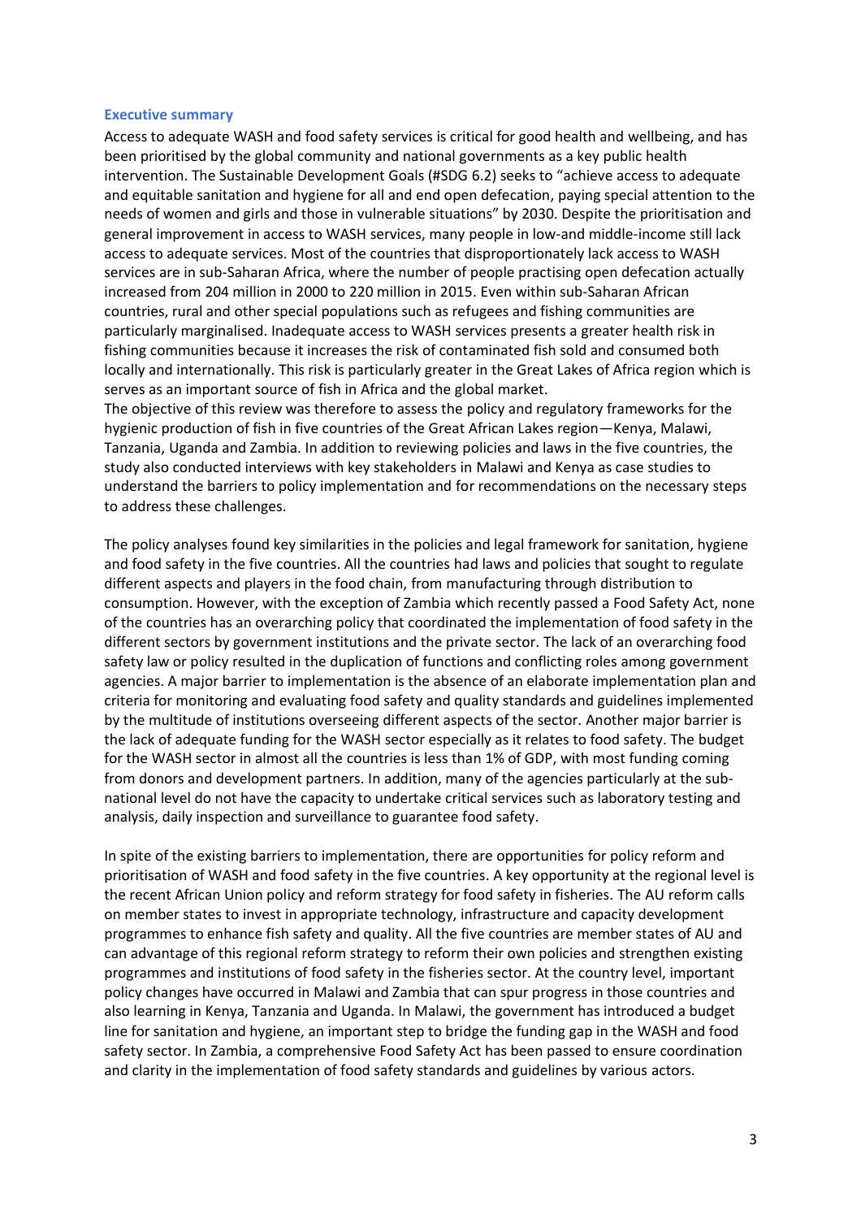## Executive summary

Access to adequate WASH and food safety services is critical for good health and wellbeing, and has been prioritised by the global community and national governments as a key public health intervention. The Sustainable Development Goals (#SDG 6.2) seeks to "achieve access to adequate and equitable sanitation and hygiene for all and end open defecation, paying special attention to the needs of women and girls and those in vulnerable situations" by 2030. Despite the prioritisation and general improvement in access to WASH services, many people in low-and middle-income still lack access to adequate services. Most of the countries that disproportionately lack access to WASH services are in sub-Saharan Africa, where the number of people practising open defecation actually increased from 204 million in 2000 to 220 million in 2015. Even within sub-Saharan African countries, rural and other special populations such as refugees and fishing communities are particularly marginalised. Inadequate access to WASH services presents a greater health risk in fishing communities because it increases the risk of contaminated fish sold and consumed both locally and internationally. This risk is particularly greater in the Great Lakes of Africa region which is serves as an important source of fish in Africa and the global market.

The objective of this review was therefore to assess the policy and regulatory frameworks for the hygienic production of fish in five countries of the Great African Lakes region—Kenya, Malawi, Tanzania, Uganda and Zambia. In addition to reviewing policies and laws in the five countries, the study also conducted interviews with key stakeholders in Malawi and Kenya as case studies to understand the barriers to policy implementation and for recommendations on the necessary steps to address these challenges.

The policy analyses found key similarities in the policies and legal framework for sanitation, hygiene and food safety in the five countries. All the countries had laws and policies that sought to regulate different aspects and players in the food chain, from manufacturing through distribution to consumption. However, with the exception of Zambia which recently passed a Food Safety Act, none of the countries has an overarching policy that coordinated the implementation of food safety in the different sectors by government institutions and the private sector. The lack of an overarching food safety law or policy resulted in the duplication of functions and conflicting roles among government agencies. A major barrier to implementation is the absence of an elaborate implementation plan and criteria for monitoring and evaluating food safety and quality standards and guidelines implemented by the multitude of institutions overseeing different aspects of the sector. Another major barrier is the lack of adequate funding for the WASH sector especially as it relates to food safety. The budget for the WASH sector in almost all the countries is less than 1% of GDP, with most funding coming from donors and development partners. In addition, many of the agencies particularly at the sub-national level do not have the capacity to undertake critical services such as laboratory testing and analysis, daily inspection and surveillance to guarantee food safety.

In spite of the existing barriers to implementation, there are opportunities for policy reform and prioritisation of WASH and food safety in the five countries. A key opportunity at the regional level is the recent African Union policy and reform strategy for food safety in fisheries. The AU reform calls on member states to invest in appropriate technology, infrastructure and capacity development programmes to enhance fish safety and quality. All the five countries are member states of AU and can advantage of this regional reform strategy to reform their own policies and strengthen existing programmes and institutions of food safety in the fisheries sector. At the country level, important policy changes have occurred in Malawi and Zambia that can spur progress in those countries and also learning in Kenya, Tanzania and Uganda. In Malawi, the government has introduced a budget line for sanitation and hygiene, an important step to bridge the funding gap in the WASH and food safety sector. In Zambia, a comprehensive Food Safety Act has been passed to ensure coordination and clarity in the implementation of food safety standards and guidelines by various actors.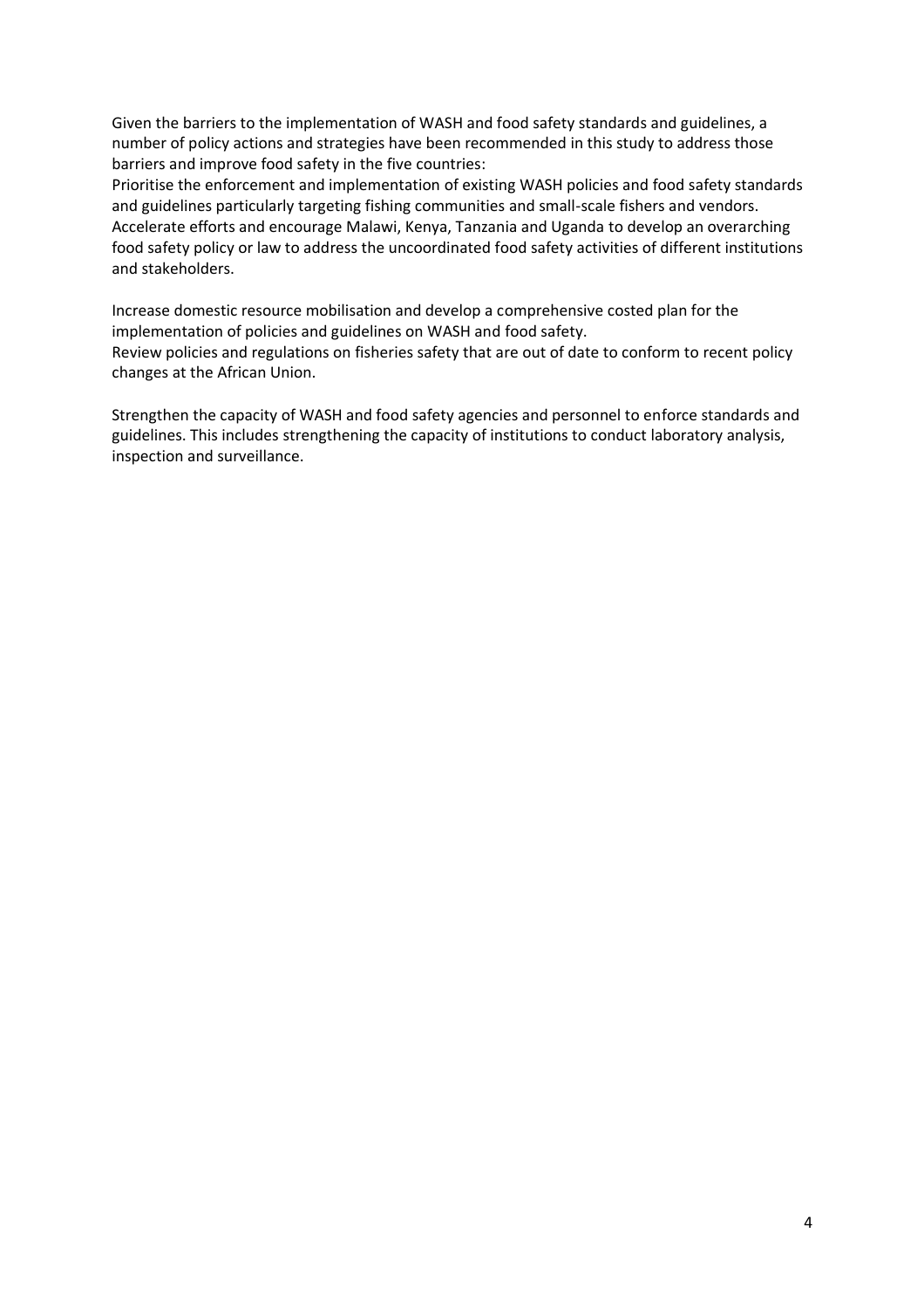Given the barriers to the implementation of WASH and food safety standards and guidelines, a number of policy actions and strategies have been recommended in this study to address those barriers and improve food safety in the five countries:

Prioritise the enforcement and implementation of existing WASH policies and food safety standards and guidelines particularly targeting fishing communities and small-scale fishers and vendors.

Accelerate efforts and encourage Malawi, Kenya, Tanzania and Uganda to develop an overarching food safety policy or law to address the uncoordinated food safety activities of different institutions and stakeholders.

Increase domestic resource mobilisation and develop a comprehensive costed plan for the implementation of policies and guidelines on WASH and food safety.

Review policies and regulations on fisheries safety that are out of date to conform to recent policy changes at the African Union.

Strengthen the capacity of WASH and food safety agencies and personnel to enforce standards and guidelines. This includes strengthening the capacity of institutions to conduct laboratory analysis, inspection and surveillance.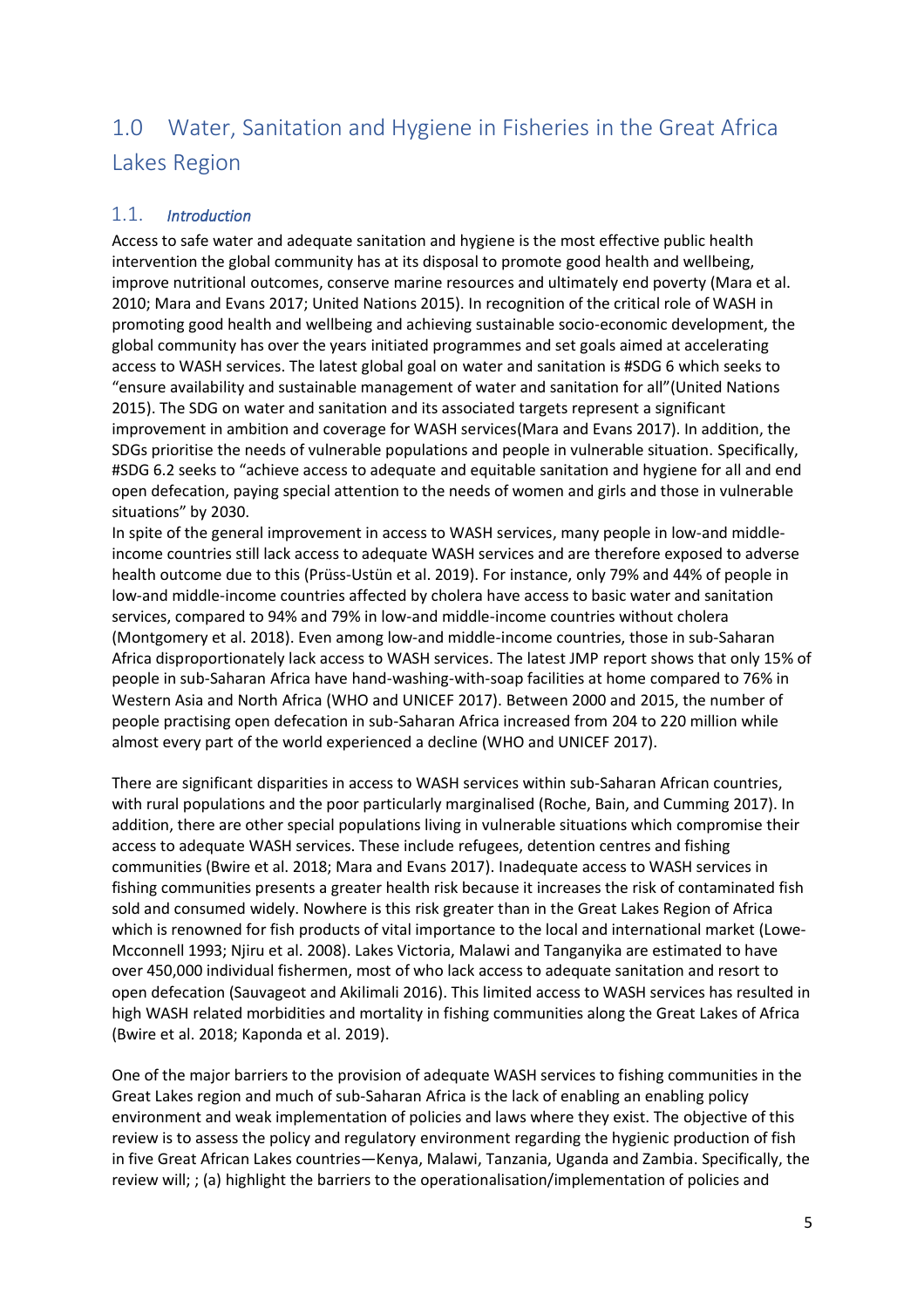# 1.0 Water, Sanitation and Hygiene in Fisheries in the Great Africa Lakes Region

## 1.1. *Introduction*

Access to safe water and adequate sanitation and hygiene is the most effective public health intervention the global community has at its disposal to promote good health and wellbeing, improve nutritional outcomes, conserve marine resources and ultimately end poverty (Mara et al. 2010; Mara and Evans 2017; United Nations 2015). In recognition of the critical role of WASH in promoting good health and wellbeing and achieving sustainable socio-economic development, the global community has over the years initiated programmes and set goals aimed at accelerating access to WASH services. The latest global goal on water and sanitation is #SDG 6 which seeks to "ensure availability and sustainable management of water and sanitation for all"(United Nations 2015). The SDG on water and sanitation and its associated targets represent a significant improvement in ambition and coverage for WASH services(Mara and Evans 2017). In addition, the SDGs prioritise the needs of vulnerable populations and people in vulnerable situation. Specifically, #SDG 6.2 seeks to "achieve access to adequate and equitable sanitation and hygiene for all and end open defecation, paying special attention to the needs of women and girls and those in vulnerable situations" by 2030.

In spite of the general improvement in access to WASH services, many people in low-and middle-income countries still lack access to adequate WASH services and are therefore exposed to adverse health outcome due to this (Prüss-Ustün et al. 2019). For instance, only 79% and 44% of people in low-and middle-income countries affected by cholera have access to basic water and sanitation services, compared to 94% and 79% in low-and middle-income countries without cholera (Montgomery et al. 2018). Even among low-and middle-income countries, those in sub-Saharan Africa disproportionately lack access to WASH services. The latest JMP report shows that only 15% of people in sub-Saharan Africa have hand-washing-with-soap facilities at home compared to 76% in Western Asia and North Africa (WHO and UNICEF 2017). Between 2000 and 2015, the number of people practising open defecation in sub-Saharan Africa increased from 204 to 220 million while almost every part of the world experienced a decline (WHO and UNICEF 2017).

There are significant disparities in access to WASH services within sub-Saharan African countries, with rural populations and the poor particularly marginalised (Roche, Bain, and Cumming 2017). In addition, there are other special populations living in vulnerable situations which compromise their access to adequate WASH services. These include refugees, detention centres and fishing communities (Bwire et al. 2018; Mara and Evans 2017). Inadequate access to WASH services in fishing communities presents a greater health risk because it increases the risk of contaminated fish sold and consumed widely. Nowhere is this risk greater than in the Great Lakes Region of Africa which is renowned for fish products of vital importance to the local and international market (Lowe-Mcconnell 1993; Njiru et al. 2008). Lakes Victoria, Malawi and Tanganyika are estimated to have over 450,000 individual fishermen, most of who lack access to adequate sanitation and resort to open defecation (Sauvageot and Akilimali 2016). This limited access to WASH services has resulted in high WASH related morbidities and mortality in fishing communities along the Great Lakes of Africa (Bwire et al. 2018; Kaponda et al. 2019).

One of the major barriers to the provision of adequate WASH services to fishing communities in the Great Lakes region and much of sub-Saharan Africa is the lack of enabling an enabling policy environment and weak implementation of policies and laws where they exist. The objective of this review is to assess the policy and regulatory environment regarding the hygienic production of fish in five Great African Lakes countries—Kenya, Malawi, Tanzania, Uganda and Zambia. Specifically, the review will; ; (a) highlight the barriers to the operationalisation/implementation of policies and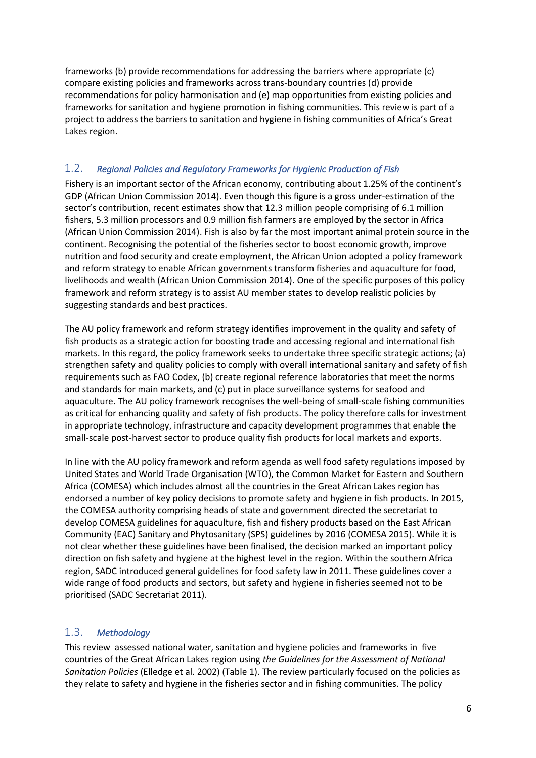frameworks (b) provide recommendations for addressing the barriers where appropriate (c) compare existing policies and frameworks across trans-boundary countries (d) provide recommendations for policy harmonisation and (e) map opportunities from existing policies and frameworks for sanitation and hygiene promotion in fishing communities. This review is part of a project to address the barriers to sanitation and hygiene in fishing communities of Africa's Great Lakes region.

## 1.2. *Regional Policies and Regulatory Frameworks for Hygienic Production of Fish*

Fishery is an important sector of the African economy, contributing about 1.25% of the continent's GDP (African Union Commission 2014). Even though this figure is a gross under-estimation of the sector's contribution, recent estimates show that 12.3 million people comprising of 6.1 million fishers, 5.3 million processors and 0.9 million fish farmers are employed by the sector in Africa (African Union Commission 2014). Fish is also by far the most important animal protein source in the continent. Recognising the potential of the fisheries sector to boost economic growth, improve nutrition and food security and create employment, the African Union adopted a policy framework and reform strategy to enable African governments transform fisheries and aquaculture for food, livelihoods and wealth (African Union Commission 2014). One of the specific purposes of this policy framework and reform strategy is to assist AU member states to develop realistic policies by suggesting standards and best practices.

The AU policy framework and reform strategy identifies improvement in the quality and safety of fish products as a strategic action for boosting trade and accessing regional and international fish markets. In this regard, the policy framework seeks to undertake three specific strategic actions; (a) strengthen safety and quality policies to comply with overall international sanitary and safety of fish requirements such as FAO Codex, (b) create regional reference laboratories that meet the norms and standards for main markets, and (c) put in place surveillance systems for seafood and aquaculture. The AU policy framework recognises the well-being of small-scale fishing communities as critical for enhancing quality and safety of fish products. The policy therefore calls for investment in appropriate technology, infrastructure and capacity development programmes that enable the small-scale post-harvest sector to produce quality fish products for local markets and exports.

In line with the AU policy framework and reform agenda as well food safety regulations imposed by United States and World Trade Organisation (WTO), the Common Market for Eastern and Southern Africa (COMESA) which includes almost all the countries in the Great African Lakes region has endorsed a number of key policy decisions to promote safety and hygiene in fish products. In 2015, the COMESA authority comprising heads of state and government directed the secretariat to develop COMESA guidelines for aquaculture, fish and fishery products based on the East African Community (EAC) Sanitary and Phytosanitary (SPS) guidelines by 2016 (COMESA 2015). While it is not clear whether these guidelines have been finalised, the decision marked an important policy direction on fish safety and hygiene at the highest level in the region. Within the southern Africa region, SADC introduced general guidelines for food safety law in 2011. These guidelines cover a wide range of food products and sectors, but safety and hygiene in fisheries seemed not to be prioritised (SADC Secretariat 2011).

## 1.3. *Methodology*

This review assessed national water, sanitation and hygiene policies and frameworks in five countries of the Great African Lakes region using *the Guidelines for the Assessment of National Sanitation Policies* (Elledge et al. 2002) (Table 1). The review particularly focused on the policies as they relate to safety and hygiene in the fisheries sector and in fishing communities. The policy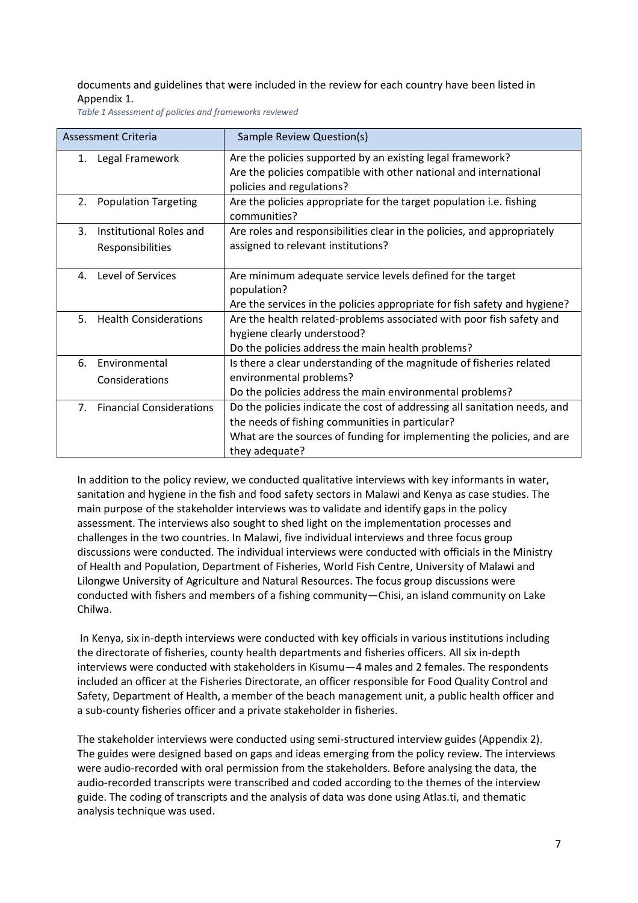documents and guidelines that were included in the review for each country have been listed in Appendix 1.

*Table 1 Assessment of policies and frameworks reviewed*

| Assessment Criteria | Sample Review Question(s) |
|---|---|
| 1. Legal Framework | Are the policies supported by an existing legal framework?<br>Are the policies compatible with other national and international policies and regulations? |
| 2. Population Targeting | Are the policies appropriate for the target population i.e. fishing communities? |
| 3. Institutional Roles and Responsibilities | Are roles and responsibilities clear in the policies, and appropriately assigned to relevant institutions? |
| 4. Level of Services | Are minimum adequate service levels defined for the target population?<br>Are the services in the policies appropriate for fish safety and hygiene? |
| 5. Health Considerations | Are the health related-problems associated with poor fish safety and hygiene clearly understood?<br>Do the policies address the main health problems? |
| 6. Environmental Considerations | Is there a clear understanding of the magnitude of fisheries related environmental problems?<br>Do the policies address the main environmental problems? |
| 7. Financial Considerations | Do the policies indicate the cost of addressing all sanitation needs, and the needs of fishing communities in particular?<br>What are the sources of funding for implementing the policies, and are they adequate? |

In addition to the policy review, we conducted qualitative interviews with key informants in water, sanitation and hygiene in the fish and food safety sectors in Malawi and Kenya as case studies. The main purpose of the stakeholder interviews was to validate and identify gaps in the policy assessment. The interviews also sought to shed light on the implementation processes and challenges in the two countries. In Malawi, five individual interviews and three focus group discussions were conducted. The individual interviews were conducted with officials in the Ministry of Health and Population, Department of Fisheries, World Fish Centre, University of Malawi and Lilongwe University of Agriculture and Natural Resources. The focus group discussions were conducted with fishers and members of a fishing community—Chisi, an island community on Lake Chilwa.

In Kenya, six in-depth interviews were conducted with key officials in various institutions including the directorate of fisheries, county health departments and fisheries officers. All six in-depth interviews were conducted with stakeholders in Kisumu—4 males and 2 females. The respondents included an officer at the Fisheries Directorate, an officer responsible for Food Quality Control and Safety, Department of Health, a member of the beach management unit, a public health officer and a sub-county fisheries officer and a private stakeholder in fisheries.

The stakeholder interviews were conducted using semi-structured interview guides (Appendix 2). The guides were designed based on gaps and ideas emerging from the policy review. The interviews were audio-recorded with oral permission from the stakeholders. Before analysing the data, the audio-recorded transcripts were transcribed and coded according to the themes of the interview guide. The coding of transcripts and the analysis of data was done using Atlas.ti, and thematic analysis technique was used.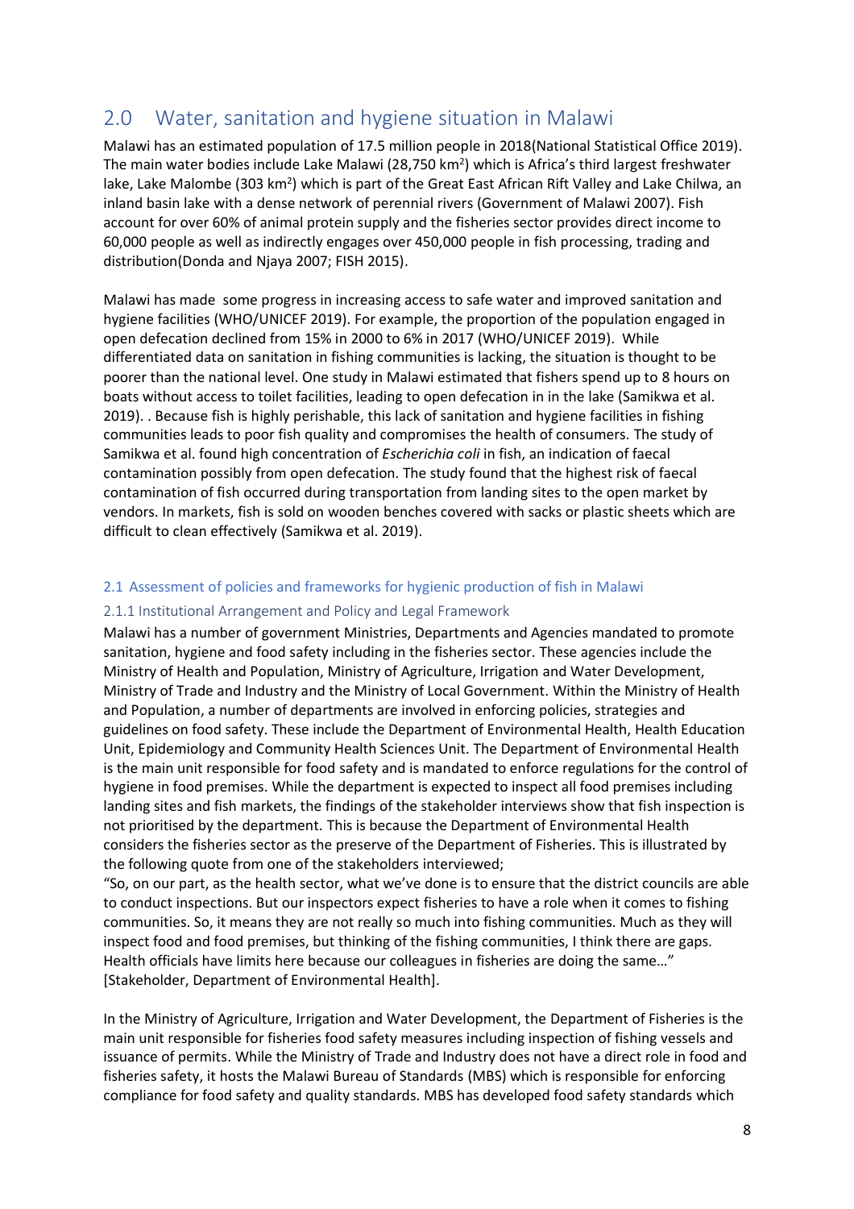## 2.0 Water, sanitation and hygiene situation in Malawi

Malawi has an estimated population of 17.5 million people in 2018(National Statistical Office 2019). The main water bodies include Lake Malawi (28,750 km$^2$) which is Africa's third largest freshwater lake, Lake Malombe (303 km$^2$) which is part of the Great East African Rift Valley and Lake Chilwa, an inland basin lake with a dense network of perennial rivers (Government of Malawi 2007). Fish account for over 60% of animal protein supply and the fisheries sector provides direct income to 60,000 people as well as indirectly engages over 450,000 people in fish processing, trading and distribution(Donda and Njaya 2007; FISH 2015).

Malawi has made some progress in increasing access to safe water and improved sanitation and hygiene facilities (WHO/UNICEF 2019). For example, the proportion of the population engaged in open defecation declined from 15% in 2000 to 6% in 2017 (WHO/UNICEF 2019). While differentiated data on sanitation in fishing communities is lacking, the situation is thought to be poorer than the national level. One study in Malawi estimated that fishers spend up to 8 hours on boats without access to toilet facilities, leading to open defecation in in the lake (Samikwa et al. 2019). . Because fish is highly perishable, this lack of sanitation and hygiene facilities in fishing communities leads to poor fish quality and compromises the health of consumers. The study of Samikwa et al. found high concentration of *Escherichia coli* in fish, an indication of faecal contamination possibly from open defecation. The study found that the highest risk of faecal contamination of fish occurred during transportation from landing sites to the open market by vendors. In markets, fish is sold on wooden benches covered with sacks or plastic sheets which are difficult to clean effectively (Samikwa et al. 2019).

### 2.1 Assessment of policies and frameworks for hygienic production of fish in Malawi

#### 2.1.1 Institutional Arrangement and Policy and Legal Framework

Malawi has a number of government Ministries, Departments and Agencies mandated to promote sanitation, hygiene and food safety including in the fisheries sector. These agencies include the Ministry of Health and Population, Ministry of Agriculture, Irrigation and Water Development, Ministry of Trade and Industry and the Ministry of Local Government. Within the Ministry of Health and Population, a number of departments are involved in enforcing policies, strategies and guidelines on food safety. These include the Department of Environmental Health, Health Education Unit, Epidemiology and Community Health Sciences Unit. The Department of Environmental Health is the main unit responsible for food safety and is mandated to enforce regulations for the control of hygiene in food premises. While the department is expected to inspect all food premises including landing sites and fish markets, the findings of the stakeholder interviews show that fish inspection is not prioritised by the department. This is because the Department of Environmental Health considers the fisheries sector as the preserve of the Department of Fisheries. This is illustrated by the following quote from one of the stakeholders interviewed;

"So, on our part, as the health sector, what we've done is to ensure that the district councils are able to conduct inspections. But our inspectors expect fisheries to have a role when it comes to fishing communities. So, it means they are not really so much into fishing communities. Much as they will inspect food and food premises, but thinking of the fishing communities, I think there are gaps. Health officials have limits here because our colleagues in fisheries are doing the same…" [Stakeholder, Department of Environmental Health].

In the Ministry of Agriculture, Irrigation and Water Development, the Department of Fisheries is the main unit responsible for fisheries food safety measures including inspection of fishing vessels and issuance of permits. While the Ministry of Trade and Industry does not have a direct role in food and fisheries safety, it hosts the Malawi Bureau of Standards (MBS) which is responsible for enforcing compliance for food safety and quality standards. MBS has developed food safety standards which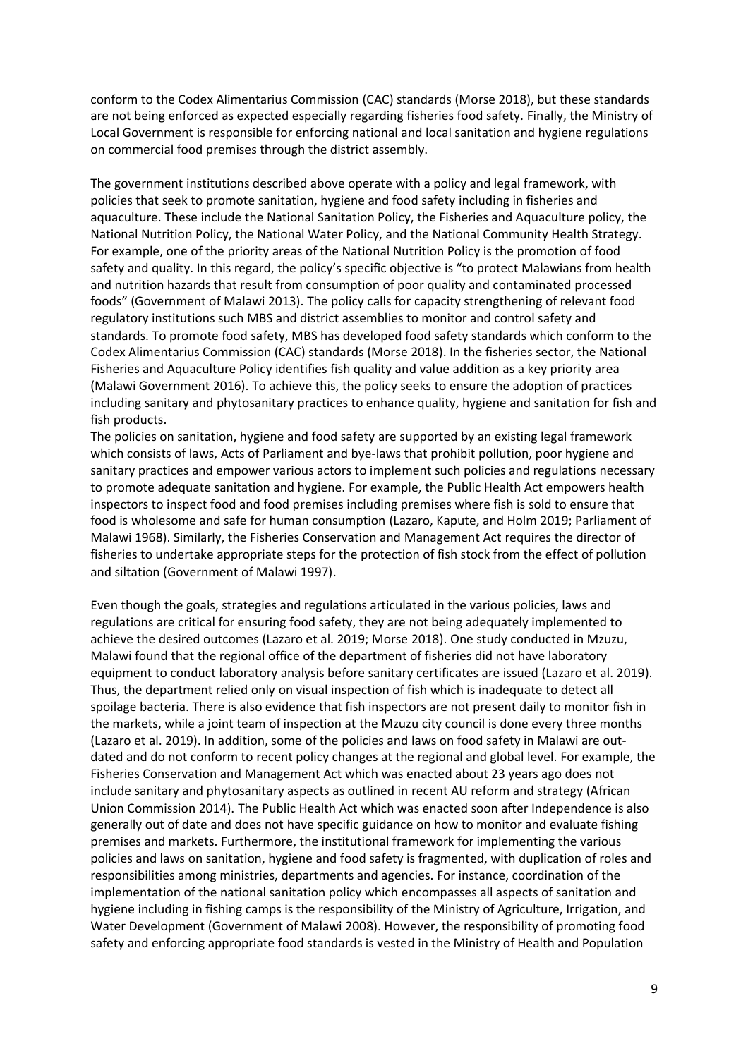conform to the Codex Alimentarius Commission (CAC) standards (Morse 2018), but these standards are not being enforced as expected especially regarding fisheries food safety. Finally, the Ministry of Local Government is responsible for enforcing national and local sanitation and hygiene regulations on commercial food premises through the district assembly.

The government institutions described above operate with a policy and legal framework, with policies that seek to promote sanitation, hygiene and food safety including in fisheries and aquaculture. These include the National Sanitation Policy, the Fisheries and Aquaculture policy, the National Nutrition Policy, the National Water Policy, and the National Community Health Strategy. For example, one of the priority areas of the National Nutrition Policy is the promotion of food safety and quality. In this regard, the policy's specific objective is "to protect Malawians from health and nutrition hazards that result from consumption of poor quality and contaminated processed foods" (Government of Malawi 2013). The policy calls for capacity strengthening of relevant food regulatory institutions such MBS and district assemblies to monitor and control safety and standards. To promote food safety, MBS has developed food safety standards which conform to the Codex Alimentarius Commission (CAC) standards (Morse 2018). In the fisheries sector, the National Fisheries and Aquaculture Policy identifies fish quality and value addition as a key priority area (Malawi Government 2016). To achieve this, the policy seeks to ensure the adoption of practices including sanitary and phytosanitary practices to enhance quality, hygiene and sanitation for fish and fish products.

The policies on sanitation, hygiene and food safety are supported by an existing legal framework which consists of laws, Acts of Parliament and bye-laws that prohibit pollution, poor hygiene and sanitary practices and empower various actors to implement such policies and regulations necessary to promote adequate sanitation and hygiene. For example, the Public Health Act empowers health inspectors to inspect food and food premises including premises where fish is sold to ensure that food is wholesome and safe for human consumption (Lazaro, Kapute, and Holm 2019; Parliament of Malawi 1968). Similarly, the Fisheries Conservation and Management Act requires the director of fisheries to undertake appropriate steps for the protection of fish stock from the effect of pollution and siltation (Government of Malawi 1997).

Even though the goals, strategies and regulations articulated in the various policies, laws and regulations are critical for ensuring food safety, they are not being adequately implemented to achieve the desired outcomes (Lazaro et al. 2019; Morse 2018). One study conducted in Mzuzu, Malawi found that the regional office of the department of fisheries did not have laboratory equipment to conduct laboratory analysis before sanitary certificates are issued (Lazaro et al. 2019). Thus, the department relied only on visual inspection of fish which is inadequate to detect all spoilage bacteria. There is also evidence that fish inspectors are not present daily to monitor fish in the markets, while a joint team of inspection at the Mzuzu city council is done every three months (Lazaro et al. 2019). In addition, some of the policies and laws on food safety in Malawi are out-dated and do not conform to recent policy changes at the regional and global level. For example, the Fisheries Conservation and Management Act which was enacted about 23 years ago does not include sanitary and phytosanitary aspects as outlined in recent AU reform and strategy (African Union Commission 2014). The Public Health Act which was enacted soon after Independence is also generally out of date and does not have specific guidance on how to monitor and evaluate fishing premises and markets. Furthermore, the institutional framework for implementing the various policies and laws on sanitation, hygiene and food safety is fragmented, with duplication of roles and responsibilities among ministries, departments and agencies. For instance, coordination of the implementation of the national sanitation policy which encompasses all aspects of sanitation and hygiene including in fishing camps is the responsibility of the Ministry of Agriculture, Irrigation, and Water Development (Government of Malawi 2008). However, the responsibility of promoting food safety and enforcing appropriate food standards is vested in the Ministry of Health and Population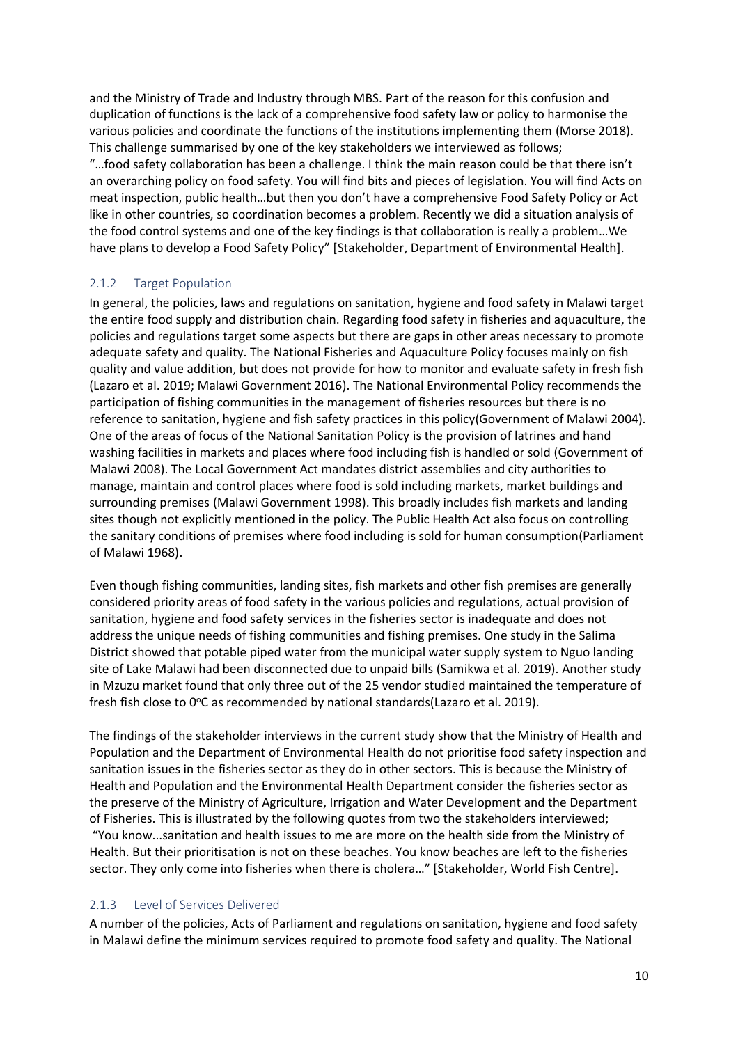and the Ministry of Trade and Industry through MBS. Part of the reason for this confusion and duplication of functions is the lack of a comprehensive food safety law or policy to harmonise the various policies and coordinate the functions of the institutions implementing them (Morse 2018). This challenge summarised by one of the key stakeholders we interviewed as follows;

"…food safety collaboration has been a challenge. I think the main reason could be that there isn't an overarching policy on food safety. You will find bits and pieces of legislation. You will find Acts on meat inspection, public health…but then you don't have a comprehensive Food Safety Policy or Act like in other countries, so coordination becomes a problem. Recently we did a situation analysis of the food control systems and one of the key findings is that collaboration is really a problem…We have plans to develop a Food Safety Policy" [Stakeholder, Department of Environmental Health].

### 2.1.2 Target Population

In general, the policies, laws and regulations on sanitation, hygiene and food safety in Malawi target the entire food supply and distribution chain. Regarding food safety in fisheries and aquaculture, the policies and regulations target some aspects but there are gaps in other areas necessary to promote adequate safety and quality. The National Fisheries and Aquaculture Policy focuses mainly on fish quality and value addition, but does not provide for how to monitor and evaluate safety in fresh fish (Lazaro et al. 2019; Malawi Government 2016). The National Environmental Policy recommends the participation of fishing communities in the management of fisheries resources but there is no reference to sanitation, hygiene and fish safety practices in this policy(Government of Malawi 2004). One of the areas of focus of the National Sanitation Policy is the provision of latrines and hand washing facilities in markets and places where food including fish is handled or sold (Government of Malawi 2008). The Local Government Act mandates district assemblies and city authorities to manage, maintain and control places where food is sold including markets, market buildings and surrounding premises (Malawi Government 1998). This broadly includes fish markets and landing sites though not explicitly mentioned in the policy. The Public Health Act also focus on controlling the sanitary conditions of premises where food including is sold for human consumption(Parliament of Malawi 1968).

Even though fishing communities, landing sites, fish markets and other fish premises are generally considered priority areas of food safety in the various policies and regulations, actual provision of sanitation, hygiene and food safety services in the fisheries sector is inadequate and does not address the unique needs of fishing communities and fishing premises. One study in the Salima District showed that potable piped water from the municipal water supply system to Nguo landing site of Lake Malawi had been disconnected due to unpaid bills (Samikwa et al. 2019). Another study in Mzuzu market found that only three out of the 25 vendor studied maintained the temperature of fresh fish close to 0°C as recommended by national standards(Lazaro et al. 2019).

The findings of the stakeholder interviews in the current study show that the Ministry of Health and Population and the Department of Environmental Health do not prioritise food safety inspection and sanitation issues in the fisheries sector as they do in other sectors. This is because the Ministry of Health and Population and the Environmental Health Department consider the fisheries sector as the preserve of the Ministry of Agriculture, Irrigation and Water Development and the Department of Fisheries. This is illustrated by the following quotes from two the stakeholders interviewed;

"You know...sanitation and health issues to me are more on the health side from the Ministry of Health. But their prioritisation is not on these beaches. You know beaches are left to the fisheries sector. They only come into fisheries when there is cholera…" [Stakeholder, World Fish Centre].

### 2.1.3 Level of Services Delivered

A number of the policies, Acts of Parliament and regulations on sanitation, hygiene and food safety in Malawi define the minimum services required to promote food safety and quality. The National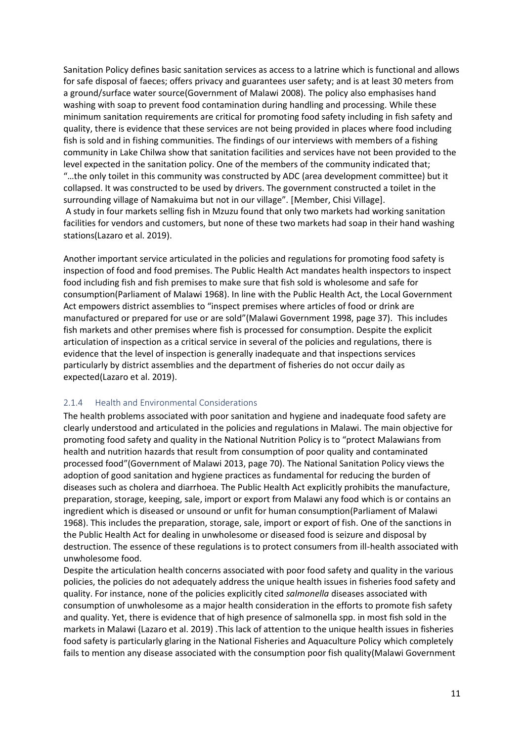Sanitation Policy defines basic sanitation services as access to a latrine which is functional and allows for safe disposal of faeces; offers privacy and guarantees user safety; and is at least 30 meters from a ground/surface water source(Government of Malawi 2008). The policy also emphasises hand washing with soap to prevent food contamination during handling and processing. While these minimum sanitation requirements are critical for promoting food safety including in fish safety and quality, there is evidence that these services are not being provided in places where food including fish is sold and in fishing communities. The findings of our interviews with members of a fishing community in Lake Chilwa show that sanitation facilities and services have not been provided to the level expected in the sanitation policy. One of the members of the community indicated that; "…the only toilet in this community was constructed by ADC (area development committee) but it collapsed. It was constructed to be used by drivers. The government constructed a toilet in the surrounding village of Namakuima but not in our village". [Member, Chisi Village].

A study in four markets selling fish in Mzuzu found that only two markets had working sanitation facilities for vendors and customers, but none of these two markets had soap in their hand washing stations(Lazaro et al. 2019).

Another important service articulated in the policies and regulations for promoting food safety is inspection of food and food premises. The Public Health Act mandates health inspectors to inspect food including fish and fish premises to make sure that fish sold is wholesome and safe for consumption(Parliament of Malawi 1968). In line with the Public Health Act, the Local Government Act empowers district assemblies to "inspect premises where articles of food or drink are manufactured or prepared for use or are sold"(Malawi Government 1998, page 37). This includes fish markets and other premises where fish is processed for consumption. Despite the explicit articulation of inspection as a critical service in several of the policies and regulations, there is evidence that the level of inspection is generally inadequate and that inspections services particularly by district assemblies and the department of fisheries do not occur daily as expected(Lazaro et al. 2019).

### 2.1.4 Health and Environmental Considerations

The health problems associated with poor sanitation and hygiene and inadequate food safety are clearly understood and articulated in the policies and regulations in Malawi. The main objective for promoting food safety and quality in the National Nutrition Policy is to "protect Malawians from health and nutrition hazards that result from consumption of poor quality and contaminated processed food"(Government of Malawi 2013, page 70). The National Sanitation Policy views the adoption of good sanitation and hygiene practices as fundamental for reducing the burden of diseases such as cholera and diarrhoea. The Public Health Act explicitly prohibits the manufacture, preparation, storage, keeping, sale, import or export from Malawi any food which is or contains an ingredient which is diseased or unsound or unfit for human consumption(Parliament of Malawi 1968). This includes the preparation, storage, sale, import or export of fish. One of the sanctions in the Public Health Act for dealing in unwholesome or diseased food is seizure and disposal by destruction. The essence of these regulations is to protect consumers from ill-health associated with unwholesome food.

Despite the articulation health concerns associated with poor food safety and quality in the various policies, the policies do not adequately address the unique health issues in fisheries food safety and quality. For instance, none of the policies explicitly cited *salmonella* diseases associated with consumption of unwholesome as a major health consideration in the efforts to promote fish safety and quality. Yet, there is evidence that of high presence of salmonella spp. in most fish sold in the markets in Malawi (Lazaro et al. 2019) .This lack of attention to the unique health issues in fisheries food safety is particularly glaring in the National Fisheries and Aquaculture Policy which completely fails to mention any disease associated with the consumption poor fish quality(Malawi Government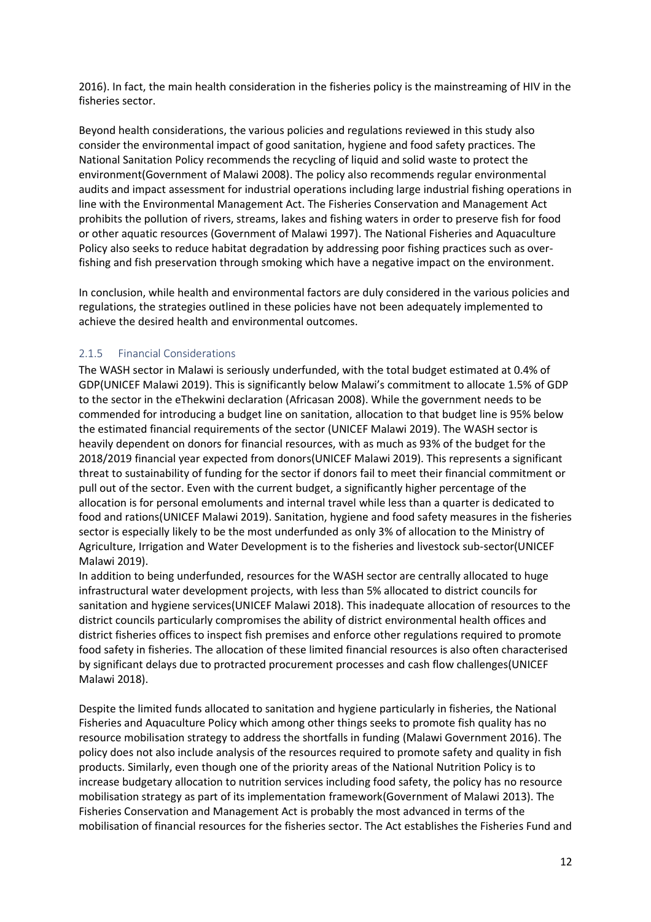2016). In fact, the main health consideration in the fisheries policy is the mainstreaming of HIV in the fisheries sector.

Beyond health considerations, the various policies and regulations reviewed in this study also consider the environmental impact of good sanitation, hygiene and food safety practices. The National Sanitation Policy recommends the recycling of liquid and solid waste to protect the environment(Government of Malawi 2008). The policy also recommends regular environmental audits and impact assessment for industrial operations including large industrial fishing operations in line with the Environmental Management Act. The Fisheries Conservation and Management Act prohibits the pollution of rivers, streams, lakes and fishing waters in order to preserve fish for food or other aquatic resources (Government of Malawi 1997). The National Fisheries and Aquaculture Policy also seeks to reduce habitat degradation by addressing poor fishing practices such as over-fishing and fish preservation through smoking which have a negative impact on the environment.

In conclusion, while health and environmental factors are duly considered in the various policies and regulations, the strategies outlined in these policies have not been adequately implemented to achieve the desired health and environmental outcomes.

### 2.1.5 Financial Considerations

The WASH sector in Malawi is seriously underfunded, with the total budget estimated at 0.4% of GDP(UNICEF Malawi 2019). This is significantly below Malawi's commitment to allocate 1.5% of GDP to the sector in the eThekwini declaration (Africasan 2008). While the government needs to be commended for introducing a budget line on sanitation, allocation to that budget line is 95% below the estimated financial requirements of the sector (UNICEF Malawi 2019). The WASH sector is heavily dependent on donors for financial resources, with as much as 93% of the budget for the 2018/2019 financial year expected from donors(UNICEF Malawi 2019). This represents a significant threat to sustainability of funding for the sector if donors fail to meet their financial commitment or pull out of the sector. Even with the current budget, a significantly higher percentage of the allocation is for personal emoluments and internal travel while less than a quarter is dedicated to food and rations(UNICEF Malawi 2019). Sanitation, hygiene and food safety measures in the fisheries sector is especially likely to be the most underfunded as only 3% of allocation to the Ministry of Agriculture, Irrigation and Water Development is to the fisheries and livestock sub-sector(UNICEF Malawi 2019).

In addition to being underfunded, resources for the WASH sector are centrally allocated to huge infrastructural water development projects, with less than 5% allocated to district councils for sanitation and hygiene services(UNICEF Malawi 2018). This inadequate allocation of resources to the district councils particularly compromises the ability of district environmental health offices and district fisheries offices to inspect fish premises and enforce other regulations required to promote food safety in fisheries. The allocation of these limited financial resources is also often characterised by significant delays due to protracted procurement processes and cash flow challenges(UNICEF Malawi 2018).

Despite the limited funds allocated to sanitation and hygiene particularly in fisheries, the National Fisheries and Aquaculture Policy which among other things seeks to promote fish quality has no resource mobilisation strategy to address the shortfalls in funding (Malawi Government 2016). The policy does not also include analysis of the resources required to promote safety and quality in fish products. Similarly, even though one of the priority areas of the National Nutrition Policy is to increase budgetary allocation to nutrition services including food safety, the policy has no resource mobilisation strategy as part of its implementation framework(Government of Malawi 2013). The Fisheries Conservation and Management Act is probably the most advanced in terms of the mobilisation of financial resources for the fisheries sector. The Act establishes the Fisheries Fund and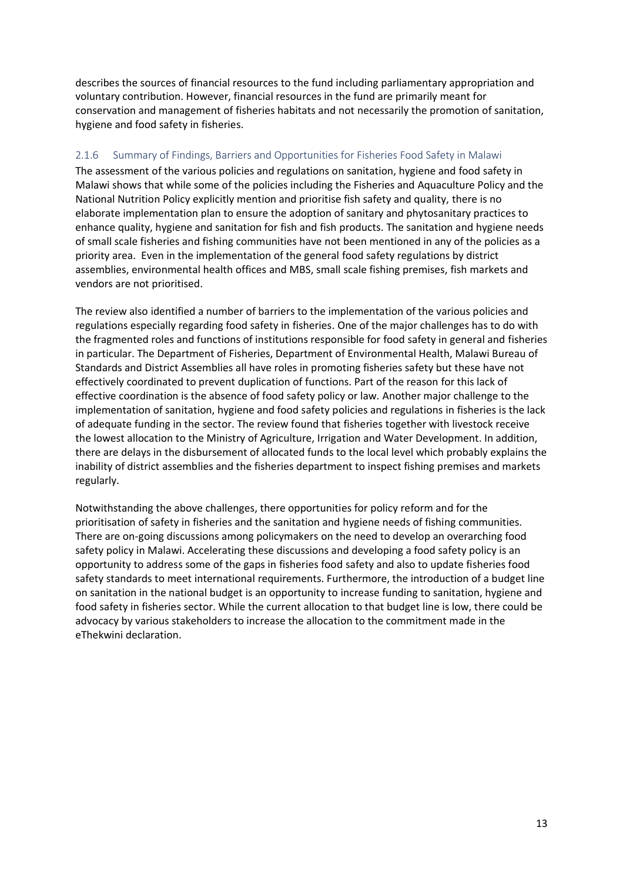describes the sources of financial resources to the fund including parliamentary appropriation and voluntary contribution. However, financial resources in the fund are primarily meant for conservation and management of fisheries habitats and not necessarily the promotion of sanitation, hygiene and food safety in fisheries.

### 2.1.6 Summary of Findings, Barriers and Opportunities for Fisheries Food Safety in Malawi

The assessment of the various policies and regulations on sanitation, hygiene and food safety in Malawi shows that while some of the policies including the Fisheries and Aquaculture Policy and the National Nutrition Policy explicitly mention and prioritise fish safety and quality, there is no elaborate implementation plan to ensure the adoption of sanitary and phytosanitary practices to enhance quality, hygiene and sanitation for fish and fish products. The sanitation and hygiene needs of small scale fisheries and fishing communities have not been mentioned in any of the policies as a priority area. Even in the implementation of the general food safety regulations by district assemblies, environmental health offices and MBS, small scale fishing premises, fish markets and vendors are not prioritised.

The review also identified a number of barriers to the implementation of the various policies and regulations especially regarding food safety in fisheries. One of the major challenges has to do with the fragmented roles and functions of institutions responsible for food safety in general and fisheries in particular. The Department of Fisheries, Department of Environmental Health, Malawi Bureau of Standards and District Assemblies all have roles in promoting fisheries safety but these have not effectively coordinated to prevent duplication of functions. Part of the reason for this lack of effective coordination is the absence of food safety policy or law. Another major challenge to the implementation of sanitation, hygiene and food safety policies and regulations in fisheries is the lack of adequate funding in the sector. The review found that fisheries together with livestock receive the lowest allocation to the Ministry of Agriculture, Irrigation and Water Development. In addition, there are delays in the disbursement of allocated funds to the local level which probably explains the inability of district assemblies and the fisheries department to inspect fishing premises and markets regularly.

Notwithstanding the above challenges, there opportunities for policy reform and for the prioritisation of safety in fisheries and the sanitation and hygiene needs of fishing communities. There are on-going discussions among policymakers on the need to develop an overarching food safety policy in Malawi. Accelerating these discussions and developing a food safety policy is an opportunity to address some of the gaps in fisheries food safety and also to update fisheries food safety standards to meet international requirements. Furthermore, the introduction of a budget line on sanitation in the national budget is an opportunity to increase funding to sanitation, hygiene and food safety in fisheries sector. While the current allocation to that budget line is low, there could be advocacy by various stakeholders to increase the allocation to the commitment made in the eThekwini declaration.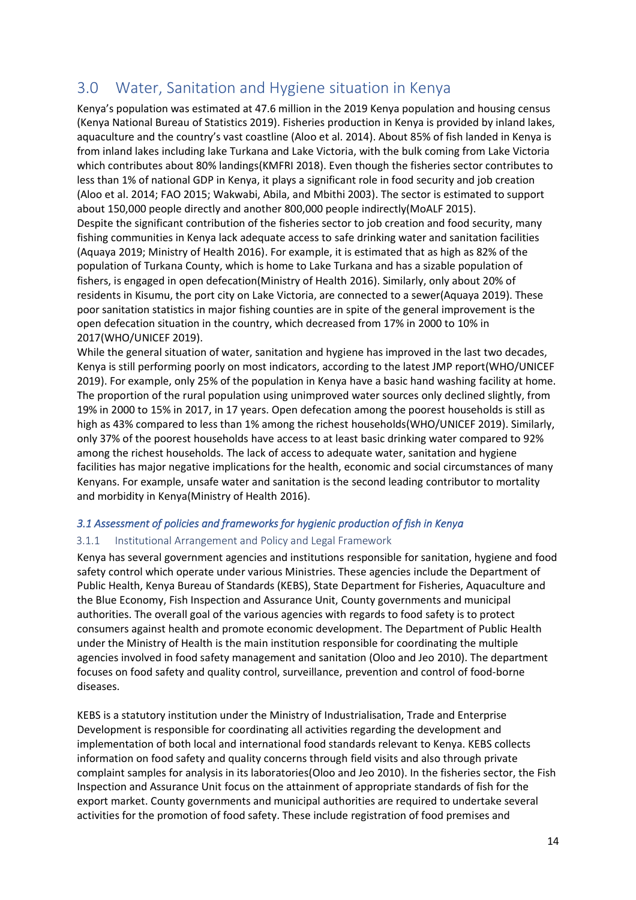# 3.0 Water, Sanitation and Hygiene situation in Kenya

Kenya's population was estimated at 47.6 million in the 2019 Kenya population and housing census (Kenya National Bureau of Statistics 2019). Fisheries production in Kenya is provided by inland lakes, aquaculture and the country's vast coastline (Aloo et al. 2014). About 85% of fish landed in Kenya is from inland lakes including lake Turkana and Lake Victoria, with the bulk coming from Lake Victoria which contributes about 80% landings(KMFRI 2018). Even though the fisheries sector contributes to less than 1% of national GDP in Kenya, it plays a significant role in food security and job creation (Aloo et al. 2014; FAO 2015; Wakwabi, Abila, and Mbithi 2003). The sector is estimated to support about 150,000 people directly and another 800,000 people indirectly(MoALF 2015).
Despite the significant contribution of the fisheries sector to job creation and food security, many fishing communities in Kenya lack adequate access to safe drinking water and sanitation facilities (Aquaya 2019; Ministry of Health 2016). For example, it is estimated that as high as 82% of the population of Turkana County, which is home to Lake Turkana and has a sizable population of fishers, is engaged in open defecation(Ministry of Health 2016). Similarly, only about 20% of residents in Kisumu, the port city on Lake Victoria, are connected to a sewer(Aquaya 2019). These poor sanitation statistics in major fishing counties are in spite of the general improvement is the open defecation situation in the country, which decreased from 17% in 2000 to 10% in 2017(WHO/UNICEF 2019).
While the general situation of water, sanitation and hygiene has improved in the last two decades, Kenya is still performing poorly on most indicators, according to the latest JMP report(WHO/UNICEF 2019). For example, only 25% of the population in Kenya have a basic hand washing facility at home. The proportion of the rural population using unimproved water sources only declined slightly, from 19% in 2000 to 15% in 2017, in 17 years. Open defecation among the poorest households is still as high as 43% compared to less than 1% among the richest households(WHO/UNICEF 2019). Similarly, only 37% of the poorest households have access to at least basic drinking water compared to 92% among the richest households. The lack of access to adequate water, sanitation and hygiene facilities has major negative implications for the health, economic and social circumstances of many Kenyans. For example, unsafe water and sanitation is the second leading contributor to mortality and morbidity in Kenya(Ministry of Health 2016).

## *3.1 Assessment of policies and frameworks for hygienic production of fish in Kenya*

### 3.1.1 Institutional Arrangement and Policy and Legal Framework

Kenya has several government agencies and institutions responsible for sanitation, hygiene and food safety control which operate under various Ministries. These agencies include the Department of Public Health, Kenya Bureau of Standards (KEBS), State Department for Fisheries, Aquaculture and the Blue Economy, Fish Inspection and Assurance Unit, County governments and municipal authorities. The overall goal of the various agencies with regards to food safety is to protect consumers against health and promote economic development. The Department of Public Health under the Ministry of Health is the main institution responsible for coordinating the multiple agencies involved in food safety management and sanitation (Oloo and Jeo 2010). The department focuses on food safety and quality control, surveillance, prevention and control of food-borne diseases.

KEBS is a statutory institution under the Ministry of Industrialisation, Trade and Enterprise Development is responsible for coordinating all activities regarding the development and implementation of both local and international food standards relevant to Kenya. KEBS collects information on food safety and quality concerns through field visits and also through private complaint samples for analysis in its laboratories(Oloo and Jeo 2010). In the fisheries sector, the Fish Inspection and Assurance Unit focus on the attainment of appropriate standards of fish for the export market. County governments and municipal authorities are required to undertake several activities for the promotion of food safety. These include registration of food premises and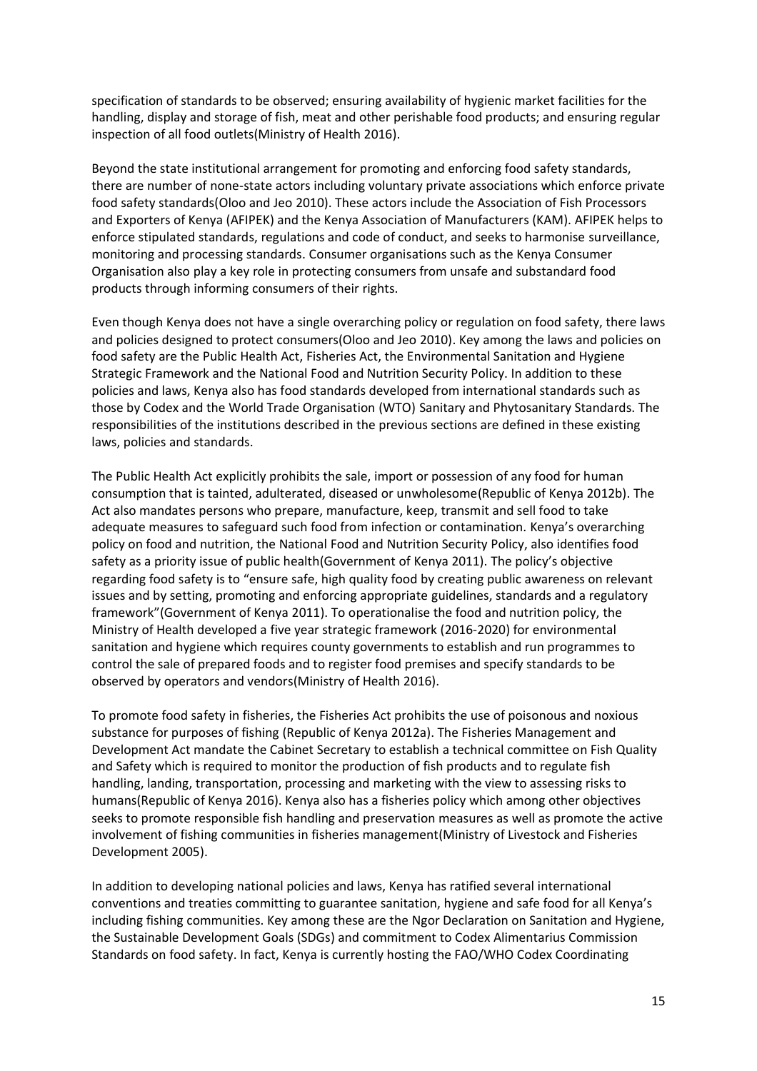specification of standards to be observed; ensuring availability of hygienic market facilities for the handling, display and storage of fish, meat and other perishable food products; and ensuring regular inspection of all food outlets(Ministry of Health 2016).

Beyond the state institutional arrangement for promoting and enforcing food safety standards, there are number of none-state actors including voluntary private associations which enforce private food safety standards(Oloo and Jeo 2010). These actors include the Association of Fish Processors and Exporters of Kenya (AFIPEK) and the Kenya Association of Manufacturers (KAM). AFIPEK helps to enforce stipulated standards, regulations and code of conduct, and seeks to harmonise surveillance, monitoring and processing standards. Consumer organisations such as the Kenya Consumer Organisation also play a key role in protecting consumers from unsafe and substandard food products through informing consumers of their rights.

Even though Kenya does not have a single overarching policy or regulation on food safety, there laws and policies designed to protect consumers(Oloo and Jeo 2010). Key among the laws and policies on food safety are the Public Health Act, Fisheries Act, the Environmental Sanitation and Hygiene Strategic Framework and the National Food and Nutrition Security Policy. In addition to these policies and laws, Kenya also has food standards developed from international standards such as those by Codex and the World Trade Organisation (WTO) Sanitary and Phytosanitary Standards. The responsibilities of the institutions described in the previous sections are defined in these existing laws, policies and standards.

The Public Health Act explicitly prohibits the sale, import or possession of any food for human consumption that is tainted, adulterated, diseased or unwholesome(Republic of Kenya 2012b). The Act also mandates persons who prepare, manufacture, keep, transmit and sell food to take adequate measures to safeguard such food from infection or contamination. Kenya's overarching policy on food and nutrition, the National Food and Nutrition Security Policy, also identifies food safety as a priority issue of public health(Government of Kenya 2011). The policy's objective regarding food safety is to "ensure safe, high quality food by creating public awareness on relevant issues and by setting, promoting and enforcing appropriate guidelines, standards and a regulatory framework"(Government of Kenya 2011). To operationalise the food and nutrition policy, the Ministry of Health developed a five year strategic framework (2016-2020) for environmental sanitation and hygiene which requires county governments to establish and run programmes to control the sale of prepared foods and to register food premises and specify standards to be observed by operators and vendors(Ministry of Health 2016).

To promote food safety in fisheries, the Fisheries Act prohibits the use of poisonous and noxious substance for purposes of fishing (Republic of Kenya 2012a). The Fisheries Management and Development Act mandate the Cabinet Secretary to establish a technical committee on Fish Quality and Safety which is required to monitor the production of fish products and to regulate fish handling, landing, transportation, processing and marketing with the view to assessing risks to humans(Republic of Kenya 2016). Kenya also has a fisheries policy which among other objectives seeks to promote responsible fish handling and preservation measures as well as promote the active involvement of fishing communities in fisheries management(Ministry of Livestock and Fisheries Development 2005).

In addition to developing national policies and laws, Kenya has ratified several international conventions and treaties committing to guarantee sanitation, hygiene and safe food for all Kenya's including fishing communities. Key among these are the Ngor Declaration on Sanitation and Hygiene, the Sustainable Development Goals (SDGs) and commitment to Codex Alimentarius Commission Standards on food safety. In fact, Kenya is currently hosting the FAO/WHO Codex Coordinating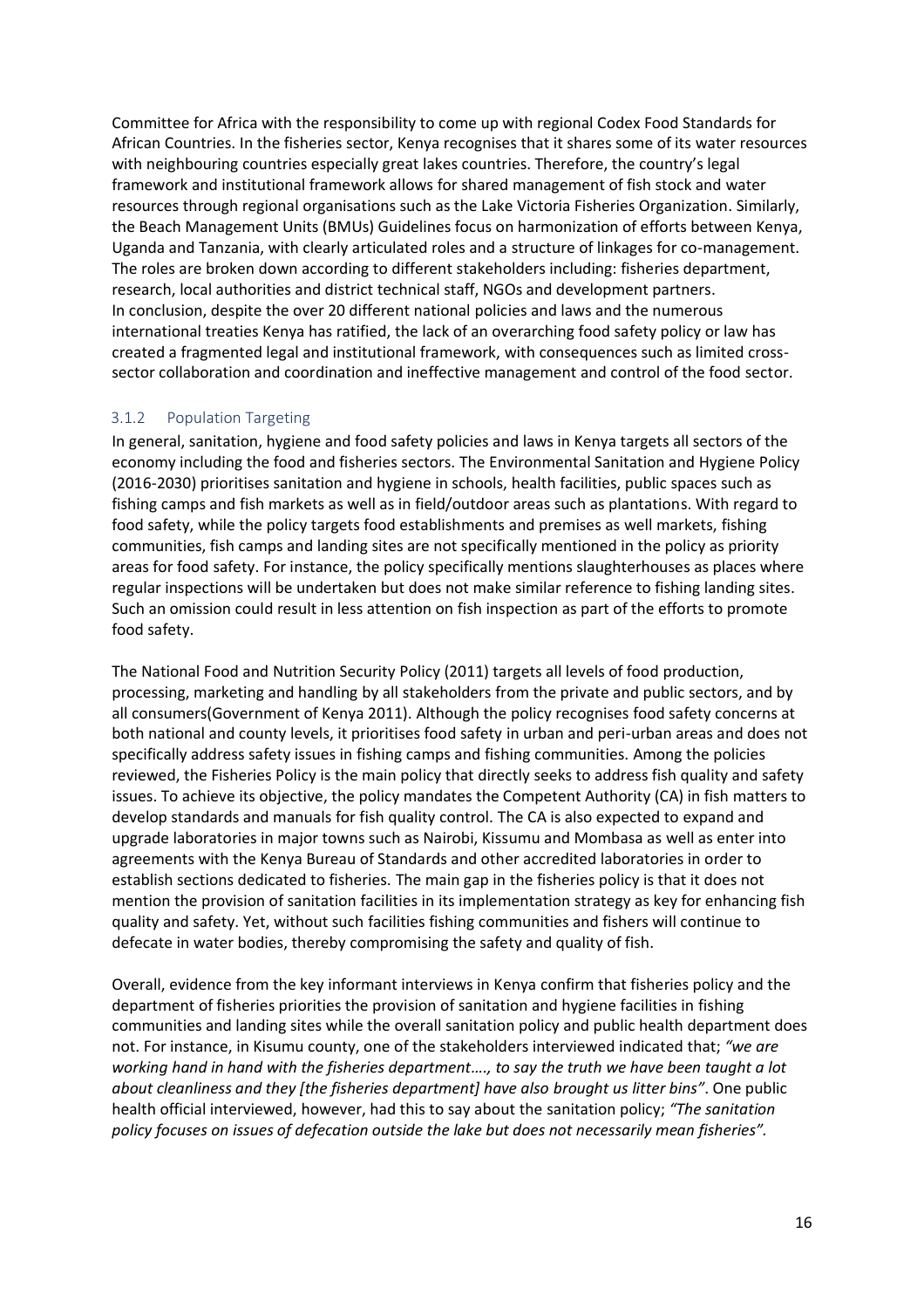Committee for Africa with the responsibility to come up with regional Codex Food Standards for African Countries. In the fisheries sector, Kenya recognises that it shares some of its water resources with neighbouring countries especially great lakes countries. Therefore, the country's legal framework and institutional framework allows for shared management of fish stock and water resources through regional organisations such as the Lake Victoria Fisheries Organization. Similarly, the Beach Management Units (BMUs) Guidelines focus on harmonization of efforts between Kenya, Uganda and Tanzania, with clearly articulated roles and a structure of linkages for co-management. The roles are broken down according to different stakeholders including: fisheries department, research, local authorities and district technical staff, NGOs and development partners.
In conclusion, despite the over 20 different national policies and laws and the numerous international treaties Kenya has ratified, the lack of an overarching food safety policy or law has created a fragmented legal and institutional framework, with consequences such as limited cross-sector collaboration and coordination and ineffective management and control of the food sector.

### 3.1.2 Population Targeting

In general, sanitation, hygiene and food safety policies and laws in Kenya targets all sectors of the economy including the food and fisheries sectors. The Environmental Sanitation and Hygiene Policy (2016-2030) prioritises sanitation and hygiene in schools, health facilities, public spaces such as fishing camps and fish markets as well as in field/outdoor areas such as plantations. With regard to food safety, while the policy targets food establishments and premises as well markets, fishing communities, fish camps and landing sites are not specifically mentioned in the policy as priority areas for food safety. For instance, the policy specifically mentions slaughterhouses as places where regular inspections will be undertaken but does not make similar reference to fishing landing sites. Such an omission could result in less attention on fish inspection as part of the efforts to promote food safety.

The National Food and Nutrition Security Policy (2011) targets all levels of food production, processing, marketing and handling by all stakeholders from the private and public sectors, and by all consumers(Government of Kenya 2011). Although the policy recognises food safety concerns at both national and county levels, it prioritises food safety in urban and peri-urban areas and does not specifically address safety issues in fishing camps and fishing communities. Among the policies reviewed, the Fisheries Policy is the main policy that directly seeks to address fish quality and safety issues. To achieve its objective, the policy mandates the Competent Authority (CA) in fish matters to develop standards and manuals for fish quality control. The CA is also expected to expand and upgrade laboratories in major towns such as Nairobi, Kissumu and Mombasa as well as enter into agreements with the Kenya Bureau of Standards and other accredited laboratories in order to establish sections dedicated to fisheries. The main gap in the fisheries policy is that it does not mention the provision of sanitation facilities in its implementation strategy as key for enhancing fish quality and safety. Yet, without such facilities fishing communities and fishers will continue to defecate in water bodies, thereby compromising the safety and quality of fish.

Overall, evidence from the key informant interviews in Kenya confirm that fisheries policy and the department of fisheries priorities the provision of sanitation and hygiene facilities in fishing communities and landing sites while the overall sanitation policy and public health department does not. For instance, in Kisumu county, one of the stakeholders interviewed indicated that; *"we are working hand in hand with the fisheries department…., to say the truth we have been taught a lot about cleanliness and they [the fisheries department] have also brought us litter bins"*. One public health official interviewed, however, had this to say about the sanitation policy; *"The sanitation policy focuses on issues of defecation outside the lake but does not necessarily mean fisheries"*.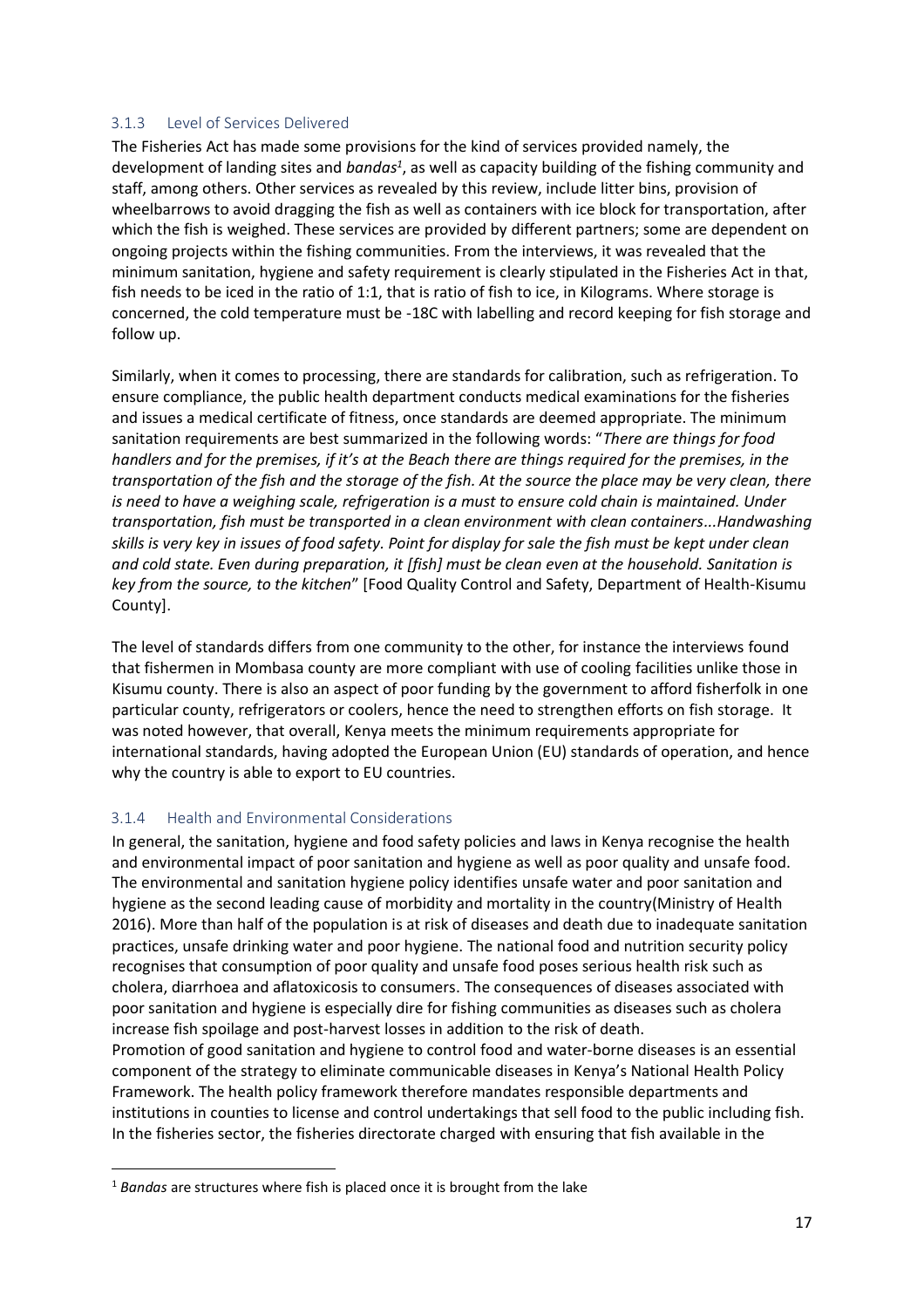### 3.1.3 Level of Services Delivered

The Fisheries Act has made some provisions for the kind of services provided namely, the development of landing sites and *bandas*[1], as well as capacity building of the fishing community and staff, among others. Other services as revealed by this review, include litter bins, provision of wheelbarrows to avoid dragging the fish as well as containers with ice block for transportation, after which the fish is weighed. These services are provided by different partners; some are dependent on ongoing projects within the fishing communities. From the interviews, it was revealed that the minimum sanitation, hygiene and safety requirement is clearly stipulated in the Fisheries Act in that, fish needs to be iced in the ratio of 1:1, that is ratio of fish to ice, in Kilograms. Where storage is concerned, the cold temperature must be -18C with labelling and record keeping for fish storage and follow up.

Similarly, when it comes to processing, there are standards for calibration, such as refrigeration. To ensure compliance, the public health department conducts medical examinations for the fisheries and issues a medical certificate of fitness, once standards are deemed appropriate. The minimum sanitation requirements are best summarized in the following words: "*There are things for food handlers and for the premises, if it's at the Beach there are things required for the premises, in the transportation of the fish and the storage of the fish. At the source the place may be very clean, there is need to have a weighing scale, refrigeration is a must to ensure cold chain is maintained. Under transportation, fish must be transported in a clean environment with clean containers...Handwashing skills is very key in issues of food safety. Point for display for sale the fish must be kept under clean and cold state. Even during preparation, it [fish] must be clean even at the household. Sanitation is key from the source, to the kitchen*" [Food Quality Control and Safety, Department of Health-Kisumu County].

The level of standards differs from one community to the other, for instance the interviews found that fishermen in Mombasa county are more compliant with use of cooling facilities unlike those in Kisumu county. There is also an aspect of poor funding by the government to afford fisherfolk in one particular county, refrigerators or coolers, hence the need to strengthen efforts on fish storage. It was noted however, that overall, Kenya meets the minimum requirements appropriate for international standards, having adopted the European Union (EU) standards of operation, and hence why the country is able to export to EU countries.

### 3.1.4 Health and Environmental Considerations

In general, the sanitation, hygiene and food safety policies and laws in Kenya recognise the health and environmental impact of poor sanitation and hygiene as well as poor quality and unsafe food. The environmental and sanitation hygiene policy identifies unsafe water and poor sanitation and hygiene as the second leading cause of morbidity and mortality in the country(Ministry of Health 2016). More than half of the population is at risk of diseases and death due to inadequate sanitation practices, unsafe drinking water and poor hygiene. The national food and nutrition security policy recognises that consumption of poor quality and unsafe food poses serious health risk such as cholera, diarrhoea and aflatoxicosis to consumers. The consequences of diseases associated with poor sanitation and hygiene is especially dire for fishing communities as diseases such as cholera increase fish spoilage and post-harvest losses in addition to the risk of death.

Promotion of good sanitation and hygiene to control food and water-borne diseases is an essential component of the strategy to eliminate communicable diseases in Kenya's National Health Policy Framework. The health policy framework therefore mandates responsible departments and institutions in counties to license and control undertakings that sell food to the public including fish. In the fisheries sector, the fisheries directorate charged with ensuring that fish available in the

[1] *Bandas* are structures where fish is placed once it is brought from the lake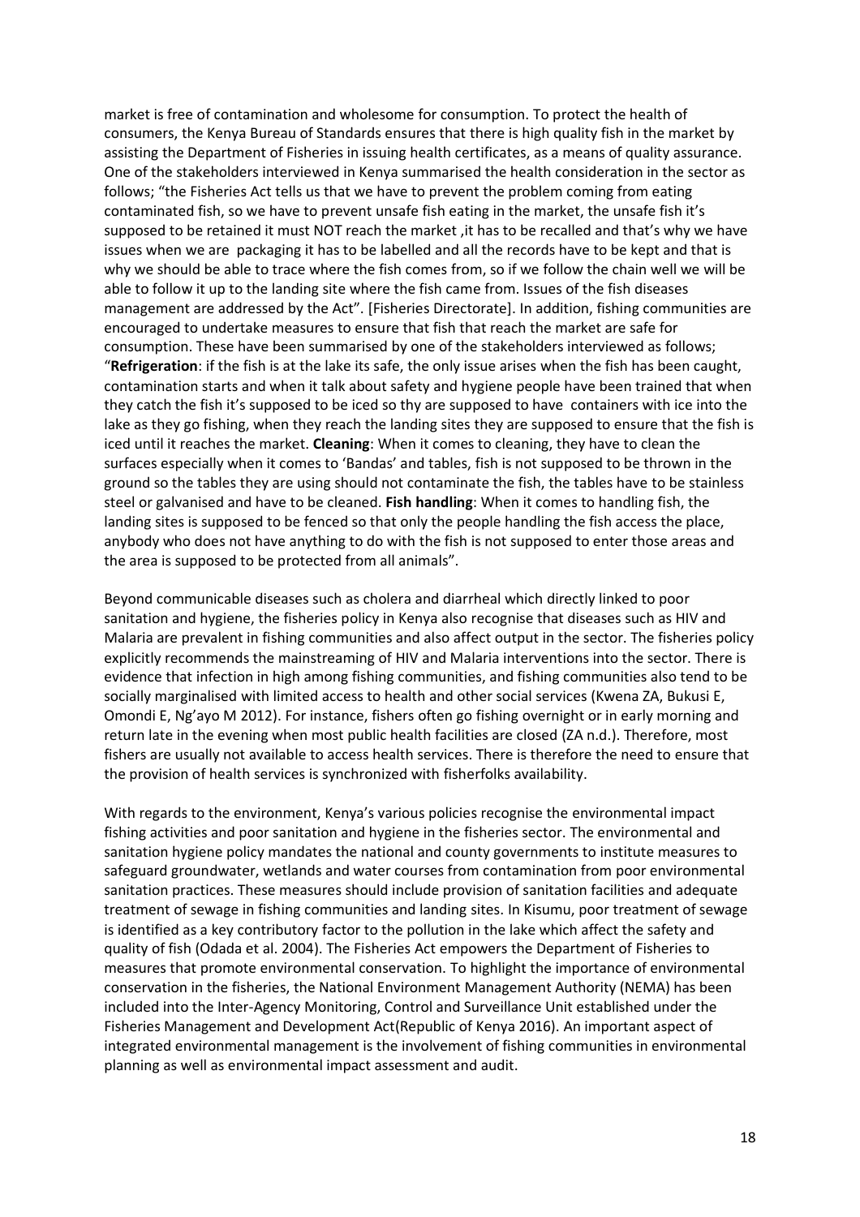market is free of contamination and wholesome for consumption. To protect the health of consumers, the Kenya Bureau of Standards ensures that there is high quality fish in the market by assisting the Department of Fisheries in issuing health certificates, as a means of quality assurance. One of the stakeholders interviewed in Kenya summarised the health consideration in the sector as follows; "the Fisheries Act tells us that we have to prevent the problem coming from eating contaminated fish, so we have to prevent unsafe fish eating in the market, the unsafe fish it's supposed to be retained it must NOT reach the market ,it has to be recalled and that's why we have issues when we are packaging it has to be labelled and all the records have to be kept and that is why we should be able to trace where the fish comes from, so if we follow the chain well we will be able to follow it up to the landing site where the fish came from. Issues of the fish diseases management are addressed by the Act". [Fisheries Directorate]. In addition, fishing communities are encouraged to undertake measures to ensure that fish that reach the market are safe for consumption. These have been summarised by one of the stakeholders interviewed as follows; "**Refrigeration**: if the fish is at the lake its safe, the only issue arises when the fish has been caught, contamination starts and when it talk about safety and hygiene people have been trained that when they catch the fish it's supposed to be iced so thy are supposed to have containers with ice into the lake as they go fishing, when they reach the landing sites they are supposed to ensure that the fish is iced until it reaches the market. **Cleaning**: When it comes to cleaning, they have to clean the surfaces especially when it comes to 'Bandas' and tables, fish is not supposed to be thrown in the ground so the tables they are using should not contaminate the fish, the tables have to be stainless steel or galvanised and have to be cleaned. **Fish handling**: When it comes to handling fish, the landing sites is supposed to be fenced so that only the people handling the fish access the place, anybody who does not have anything to do with the fish is not supposed to enter those areas and the area is supposed to be protected from all animals".

Beyond communicable diseases such as cholera and diarrheal which directly linked to poor sanitation and hygiene, the fisheries policy in Kenya also recognise that diseases such as HIV and Malaria are prevalent in fishing communities and also affect output in the sector. The fisheries policy explicitly recommends the mainstreaming of HIV and Malaria interventions into the sector. There is evidence that infection in high among fishing communities, and fishing communities also tend to be socially marginalised with limited access to health and other social services (Kwena ZA, Bukusi E, Omondi E, Ng'ayo M 2012). For instance, fishers often go fishing overnight or in early morning and return late in the evening when most public health facilities are closed (ZA n.d.). Therefore, most fishers are usually not available to access health services. There is therefore the need to ensure that the provision of health services is synchronized with fisherfolks availability.

With regards to the environment, Kenya's various policies recognise the environmental impact fishing activities and poor sanitation and hygiene in the fisheries sector. The environmental and sanitation hygiene policy mandates the national and county governments to institute measures to safeguard groundwater, wetlands and water courses from contamination from poor environmental sanitation practices. These measures should include provision of sanitation facilities and adequate treatment of sewage in fishing communities and landing sites. In Kisumu, poor treatment of sewage is identified as a key contributory factor to the pollution in the lake which affect the safety and quality of fish (Odada et al. 2004). The Fisheries Act empowers the Department of Fisheries to measures that promote environmental conservation. To highlight the importance of environmental conservation in the fisheries, the National Environment Management Authority (NEMA) has been included into the Inter-Agency Monitoring, Control and Surveillance Unit established under the Fisheries Management and Development Act(Republic of Kenya 2016). An important aspect of integrated environmental management is the involvement of fishing communities in environmental planning as well as environmental impact assessment and audit.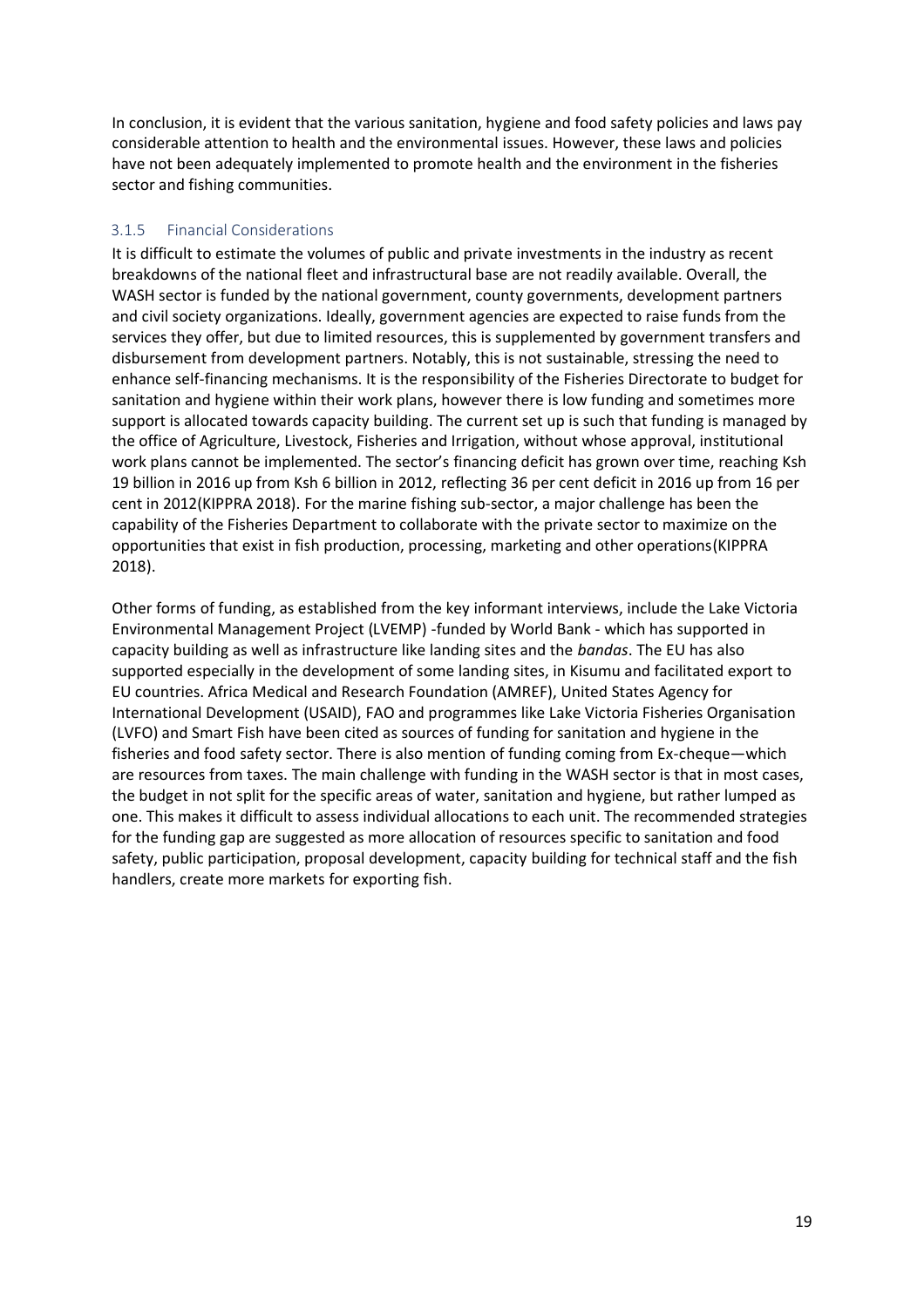In conclusion, it is evident that the various sanitation, hygiene and food safety policies and laws pay considerable attention to health and the environmental issues. However, these laws and policies have not been adequately implemented to promote health and the environment in the fisheries sector and fishing communities.

### 3.1.5 Financial Considerations

It is difficult to estimate the volumes of public and private investments in the industry as recent breakdowns of the national fleet and infrastructural base are not readily available. Overall, the WASH sector is funded by the national government, county governments, development partners and civil society organizations. Ideally, government agencies are expected to raise funds from the services they offer, but due to limited resources, this is supplemented by government transfers and disbursement from development partners. Notably, this is not sustainable, stressing the need to enhance self-financing mechanisms. It is the responsibility of the Fisheries Directorate to budget for sanitation and hygiene within their work plans, however there is low funding and sometimes more support is allocated towards capacity building. The current set up is such that funding is managed by the office of Agriculture, Livestock, Fisheries and Irrigation, without whose approval, institutional work plans cannot be implemented. The sector's financing deficit has grown over time, reaching Ksh 19 billion in 2016 up from Ksh 6 billion in 2012, reflecting 36 per cent deficit in 2016 up from 16 per cent in 2012(KIPPRA 2018). For the marine fishing sub-sector, a major challenge has been the capability of the Fisheries Department to collaborate with the private sector to maximize on the opportunities that exist in fish production, processing, marketing and other operations(KIPPRA 2018).

Other forms of funding, as established from the key informant interviews, include the Lake Victoria Environmental Management Project (LVEMP) -funded by World Bank - which has supported in capacity building as well as infrastructure like landing sites and the *bandas*. The EU has also supported especially in the development of some landing sites, in Kisumu and facilitated export to EU countries. Africa Medical and Research Foundation (AMREF), United States Agency for International Development (USAID), FAO and programmes like Lake Victoria Fisheries Organisation (LVFO) and Smart Fish have been cited as sources of funding for sanitation and hygiene in the fisheries and food safety sector. There is also mention of funding coming from Ex-cheque—which are resources from taxes. The main challenge with funding in the WASH sector is that in most cases, the budget in not split for the specific areas of water, sanitation and hygiene, but rather lumped as one. This makes it difficult to assess individual allocations to each unit. The recommended strategies for the funding gap are suggested as more allocation of resources specific to sanitation and food safety, public participation, proposal development, capacity building for technical staff and the fish handlers, create more markets for exporting fish.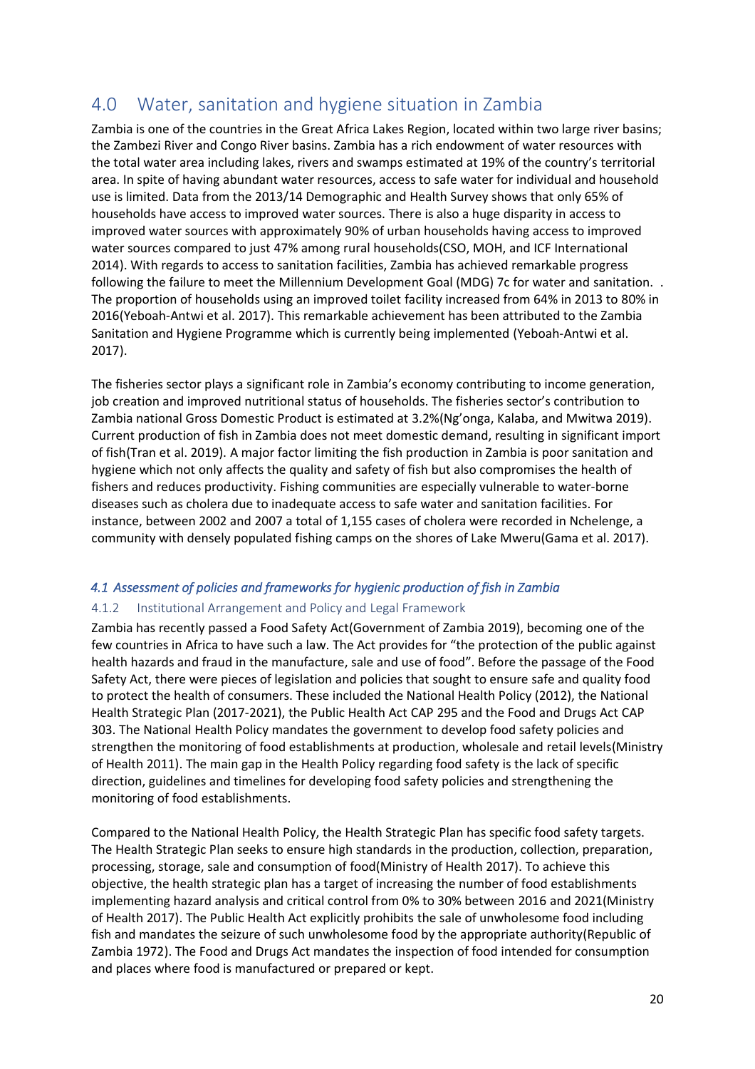# 4.0 Water, sanitation and hygiene situation in Zambia

Zambia is one of the countries in the Great Africa Lakes Region, located within two large river basins; the Zambezi River and Congo River basins. Zambia has a rich endowment of water resources with the total water area including lakes, rivers and swamps estimated at 19% of the country's territorial area. In spite of having abundant water resources, access to safe water for individual and household use is limited. Data from the 2013/14 Demographic and Health Survey shows that only 65% of households have access to improved water sources. There is also a huge disparity in access to improved water sources with approximately 90% of urban households having access to improved water sources compared to just 47% among rural households(CSO, MOH, and ICF International 2014). With regards to access to sanitation facilities, Zambia has achieved remarkable progress following the failure to meet the Millennium Development Goal (MDG) 7c for water and sanitation. . The proportion of households using an improved toilet facility increased from 64% in 2013 to 80% in 2016(Yeboah-Antwi et al. 2017). This remarkable achievement has been attributed to the Zambia Sanitation and Hygiene Programme which is currently being implemented (Yeboah-Antwi et al. 2017).

The fisheries sector plays a significant role in Zambia's economy contributing to income generation, job creation and improved nutritional status of households. The fisheries sector's contribution to Zambia national Gross Domestic Product is estimated at 3.2%(Ng'onga, Kalaba, and Mwitwa 2019). Current production of fish in Zambia does not meet domestic demand, resulting in significant import of fish(Tran et al. 2019). A major factor limiting the fish production in Zambia is poor sanitation and hygiene which not only affects the quality and safety of fish but also compromises the health of fishers and reduces productivity. Fishing communities are especially vulnerable to water-borne diseases such as cholera due to inadequate access to safe water and sanitation facilities. For instance, between 2002 and 2007 a total of 1,155 cases of cholera were recorded in Nchelenge, a community with densely populated fishing camps on the shores of Lake Mweru(Gama et al. 2017).

## *4.1 Assessment of policies and frameworks for hygienic production of fish in Zambia*

### 4.1.2 Institutional Arrangement and Policy and Legal Framework

Zambia has recently passed a Food Safety Act(Government of Zambia 2019), becoming one of the few countries in Africa to have such a law. The Act provides for "the protection of the public against health hazards and fraud in the manufacture, sale and use of food". Before the passage of the Food Safety Act, there were pieces of legislation and policies that sought to ensure safe and quality food to protect the health of consumers. These included the National Health Policy (2012), the National Health Strategic Plan (2017-2021), the Public Health Act CAP 295 and the Food and Drugs Act CAP 303. The National Health Policy mandates the government to develop food safety policies and strengthen the monitoring of food establishments at production, wholesale and retail levels(Ministry of Health 2011). The main gap in the Health Policy regarding food safety is the lack of specific direction, guidelines and timelines for developing food safety policies and strengthening the monitoring of food establishments.

Compared to the National Health Policy, the Health Strategic Plan has specific food safety targets. The Health Strategic Plan seeks to ensure high standards in the production, collection, preparation, processing, storage, sale and consumption of food(Ministry of Health 2017). To achieve this objective, the health strategic plan has a target of increasing the number of food establishments implementing hazard analysis and critical control from 0% to 30% between 2016 and 2021(Ministry of Health 2017). The Public Health Act explicitly prohibits the sale of unwholesome food including fish and mandates the seizure of such unwholesome food by the appropriate authority(Republic of Zambia 1972). The Food and Drugs Act mandates the inspection of food intended for consumption and places where food is manufactured or prepared or kept.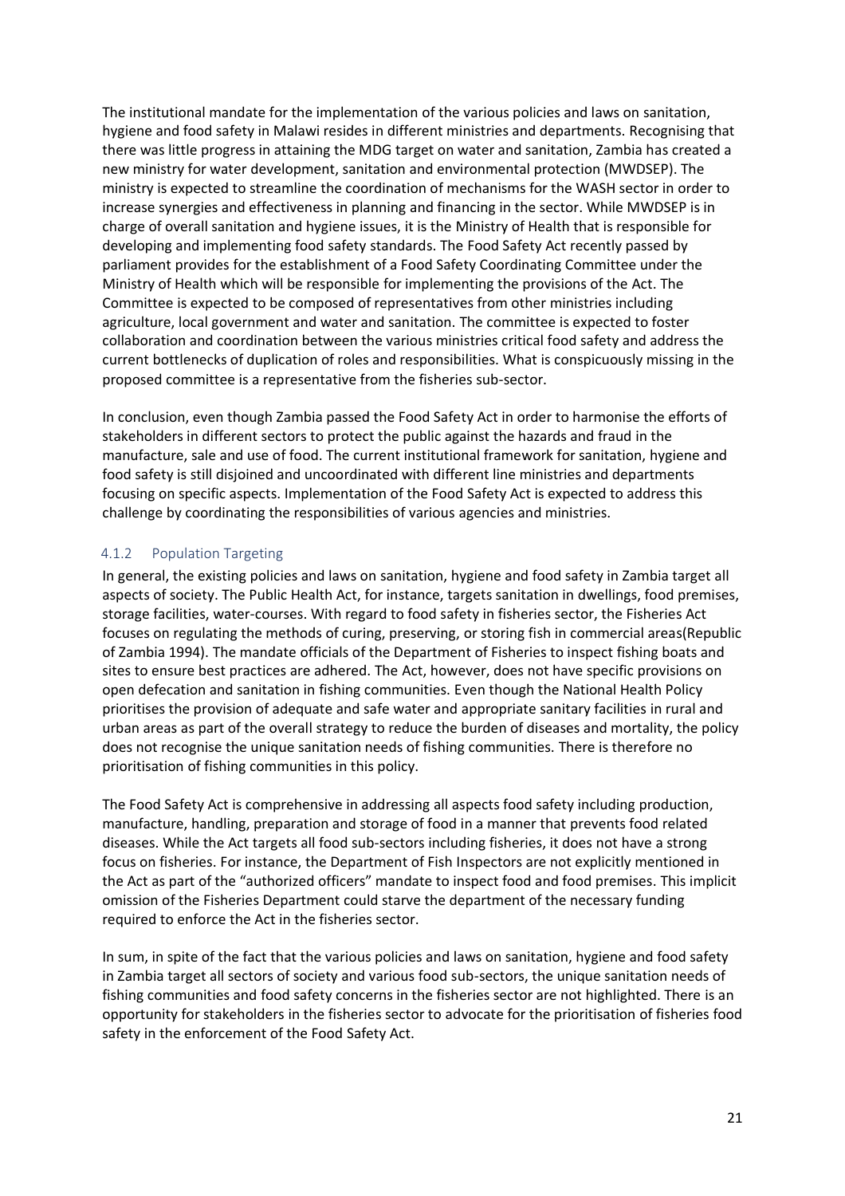The institutional mandate for the implementation of the various policies and laws on sanitation, hygiene and food safety in Malawi resides in different ministries and departments. Recognising that there was little progress in attaining the MDG target on water and sanitation, Zambia has created a new ministry for water development, sanitation and environmental protection (MWDSEP). The ministry is expected to streamline the coordination of mechanisms for the WASH sector in order to increase synergies and effectiveness in planning and financing in the sector. While MWDSEP is in charge of overall sanitation and hygiene issues, it is the Ministry of Health that is responsible for developing and implementing food safety standards. The Food Safety Act recently passed by parliament provides for the establishment of a Food Safety Coordinating Committee under the Ministry of Health which will be responsible for implementing the provisions of the Act. The Committee is expected to be composed of representatives from other ministries including agriculture, local government and water and sanitation. The committee is expected to foster collaboration and coordination between the various ministries critical food safety and address the current bottlenecks of duplication of roles and responsibilities. What is conspicuously missing in the proposed committee is a representative from the fisheries sub-sector.

In conclusion, even though Zambia passed the Food Safety Act in order to harmonise the efforts of stakeholders in different sectors to protect the public against the hazards and fraud in the manufacture, sale and use of food. The current institutional framework for sanitation, hygiene and food safety is still disjoined and uncoordinated with different line ministries and departments focusing on specific aspects. Implementation of the Food Safety Act is expected to address this challenge by coordinating the responsibilities of various agencies and ministries.

### 4.1.2 Population Targeting

In general, the existing policies and laws on sanitation, hygiene and food safety in Zambia target all aspects of society. The Public Health Act, for instance, targets sanitation in dwellings, food premises, storage facilities, water-courses. With regard to food safety in fisheries sector, the Fisheries Act focuses on regulating the methods of curing, preserving, or storing fish in commercial areas(Republic of Zambia 1994). The mandate officials of the Department of Fisheries to inspect fishing boats and sites to ensure best practices are adhered. The Act, however, does not have specific provisions on open defecation and sanitation in fishing communities. Even though the National Health Policy prioritises the provision of adequate and safe water and appropriate sanitary facilities in rural and urban areas as part of the overall strategy to reduce the burden of diseases and mortality, the policy does not recognise the unique sanitation needs of fishing communities. There is therefore no prioritisation of fishing communities in this policy.

The Food Safety Act is comprehensive in addressing all aspects food safety including production, manufacture, handling, preparation and storage of food in a manner that prevents food related diseases. While the Act targets all food sub-sectors including fisheries, it does not have a strong focus on fisheries. For instance, the Department of Fish Inspectors are not explicitly mentioned in the Act as part of the "authorized officers" mandate to inspect food and food premises. This implicit omission of the Fisheries Department could starve the department of the necessary funding required to enforce the Act in the fisheries sector.

In sum, in spite of the fact that the various policies and laws on sanitation, hygiene and food safety in Zambia target all sectors of society and various food sub-sectors, the unique sanitation needs of fishing communities and food safety concerns in the fisheries sector are not highlighted. There is an opportunity for stakeholders in the fisheries sector to advocate for the prioritisation of fisheries food safety in the enforcement of the Food Safety Act.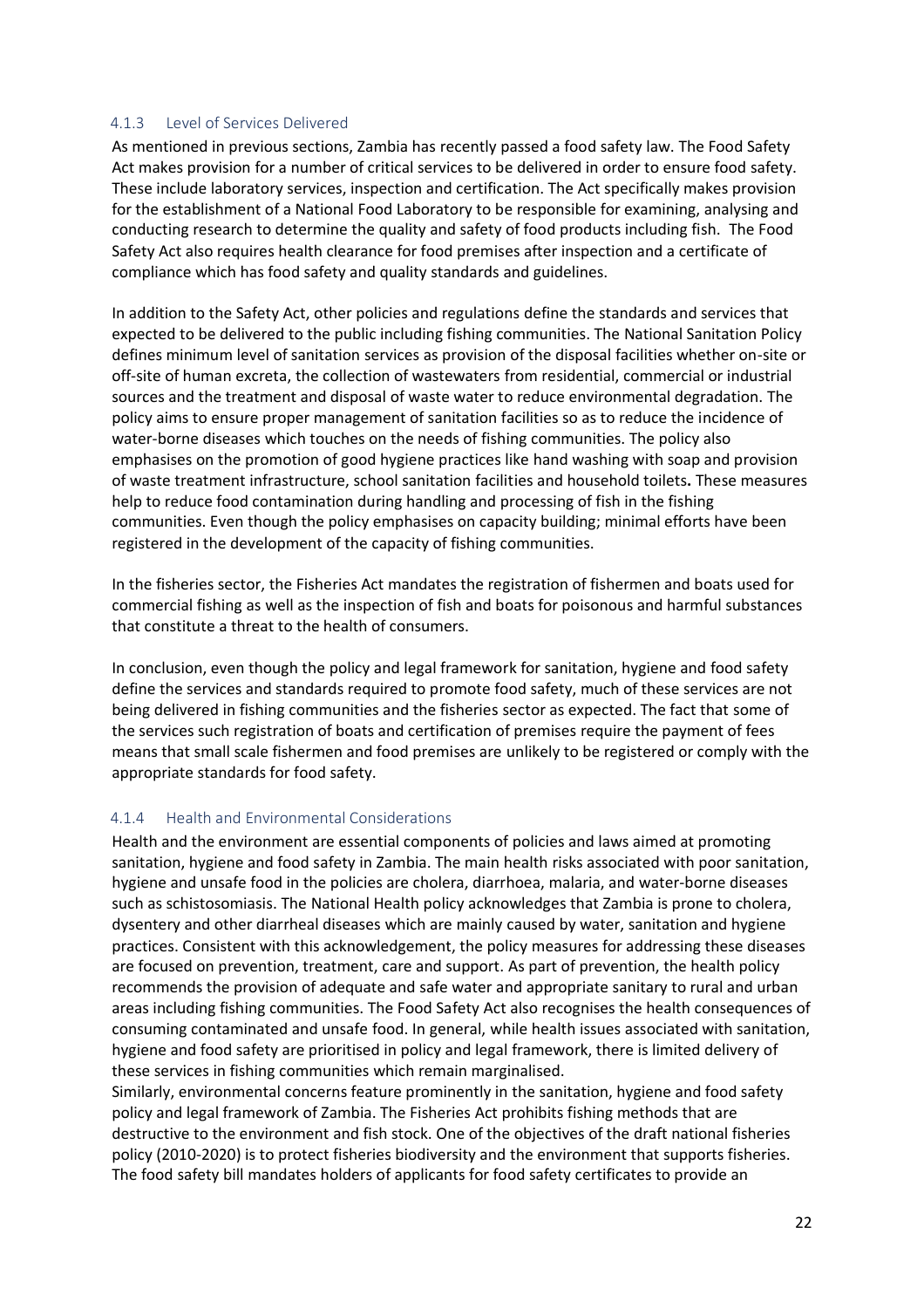### 4.1.3 Level of Services Delivered

As mentioned in previous sections, Zambia has recently passed a food safety law. The Food Safety Act makes provision for a number of critical services to be delivered in order to ensure food safety. These include laboratory services, inspection and certification. The Act specifically makes provision for the establishment of a National Food Laboratory to be responsible for examining, analysing and conducting research to determine the quality and safety of food products including fish. The Food Safety Act also requires health clearance for food premises after inspection and a certificate of compliance which has food safety and quality standards and guidelines.

In addition to the Safety Act, other policies and regulations define the standards and services that expected to be delivered to the public including fishing communities. The National Sanitation Policy defines minimum level of sanitation services as provision of the disposal facilities whether on-site or off-site of human excreta, the collection of wastewaters from residential, commercial or industrial sources and the treatment and disposal of waste water to reduce environmental degradation. The policy aims to ensure proper management of sanitation facilities so as to reduce the incidence of water-borne diseases which touches on the needs of fishing communities. The policy also emphasises on the promotion of good hygiene practices like hand washing with soap and provision of waste treatment infrastructure, school sanitation facilities and household toilets**.** These measures help to reduce food contamination during handling and processing of fish in the fishing communities. Even though the policy emphasises on capacity building; minimal efforts have been registered in the development of the capacity of fishing communities.

In the fisheries sector, the Fisheries Act mandates the registration of fishermen and boats used for commercial fishing as well as the inspection of fish and boats for poisonous and harmful substances that constitute a threat to the health of consumers.

In conclusion, even though the policy and legal framework for sanitation, hygiene and food safety define the services and standards required to promote food safety, much of these services are not being delivered in fishing communities and the fisheries sector as expected. The fact that some of the services such registration of boats and certification of premises require the payment of fees means that small scale fishermen and food premises are unlikely to be registered or comply with the appropriate standards for food safety.

### 4.1.4 Health and Environmental Considerations

Health and the environment are essential components of policies and laws aimed at promoting sanitation, hygiene and food safety in Zambia. The main health risks associated with poor sanitation, hygiene and unsafe food in the policies are cholera, diarrhoea, malaria, and water-borne diseases such as schistosomiasis. The National Health policy acknowledges that Zambia is prone to cholera, dysentery and other diarrheal diseases which are mainly caused by water, sanitation and hygiene practices. Consistent with this acknowledgement, the policy measures for addressing these diseases are focused on prevention, treatment, care and support. As part of prevention, the health policy recommends the provision of adequate and safe water and appropriate sanitary to rural and urban areas including fishing communities. The Food Safety Act also recognises the health consequences of consuming contaminated and unsafe food. In general, while health issues associated with sanitation, hygiene and food safety are prioritised in policy and legal framework, there is limited delivery of these services in fishing communities which remain marginalised.

Similarly, environmental concerns feature prominently in the sanitation, hygiene and food safety policy and legal framework of Zambia. The Fisheries Act prohibits fishing methods that are destructive to the environment and fish stock. One of the objectives of the draft national fisheries policy (2010-2020) is to protect fisheries biodiversity and the environment that supports fisheries. The food safety bill mandates holders of applicants for food safety certificates to provide an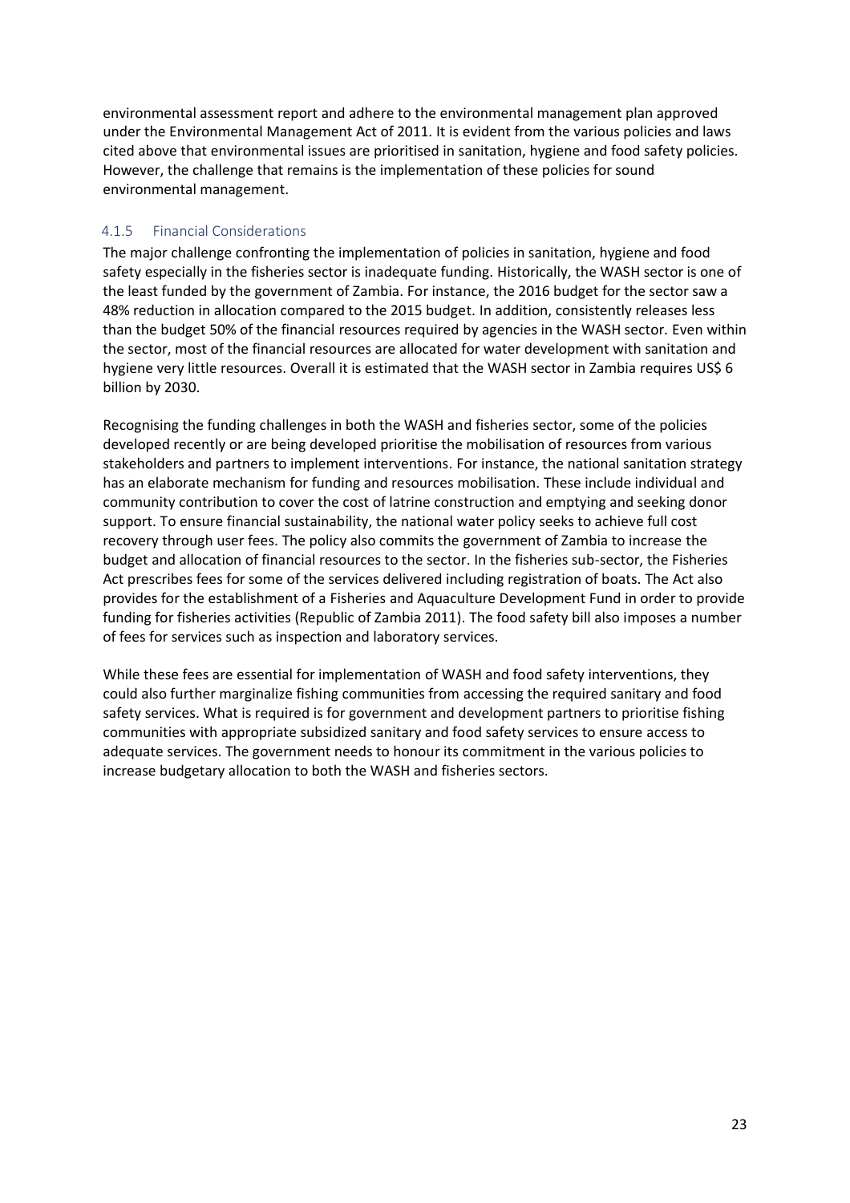environmental assessment report and adhere to the environmental management plan approved under the Environmental Management Act of 2011. It is evident from the various policies and laws cited above that environmental issues are prioritised in sanitation, hygiene and food safety policies. However, the challenge that remains is the implementation of these policies for sound environmental management.

### 4.1.5 Financial Considerations

The major challenge confronting the implementation of policies in sanitation, hygiene and food safety especially in the fisheries sector is inadequate funding. Historically, the WASH sector is one of the least funded by the government of Zambia. For instance, the 2016 budget for the sector saw a 48% reduction in allocation compared to the 2015 budget. In addition, consistently releases less than the budget 50% of the financial resources required by agencies in the WASH sector. Even within the sector, most of the financial resources are allocated for water development with sanitation and hygiene very little resources. Overall it is estimated that the WASH sector in Zambia requires US$ 6 billion by 2030.

Recognising the funding challenges in both the WASH and fisheries sector, some of the policies developed recently or are being developed prioritise the mobilisation of resources from various stakeholders and partners to implement interventions. For instance, the national sanitation strategy has an elaborate mechanism for funding and resources mobilisation. These include individual and community contribution to cover the cost of latrine construction and emptying and seeking donor support. To ensure financial sustainability, the national water policy seeks to achieve full cost recovery through user fees. The policy also commits the government of Zambia to increase the budget and allocation of financial resources to the sector. In the fisheries sub-sector, the Fisheries Act prescribes fees for some of the services delivered including registration of boats. The Act also provides for the establishment of a Fisheries and Aquaculture Development Fund in order to provide funding for fisheries activities (Republic of Zambia 2011). The food safety bill also imposes a number of fees for services such as inspection and laboratory services.

While these fees are essential for implementation of WASH and food safety interventions, they could also further marginalize fishing communities from accessing the required sanitary and food safety services. What is required is for government and development partners to prioritise fishing communities with appropriate subsidized sanitary and food safety services to ensure access to adequate services. The government needs to honour its commitment in the various policies to increase budgetary allocation to both the WASH and fisheries sectors.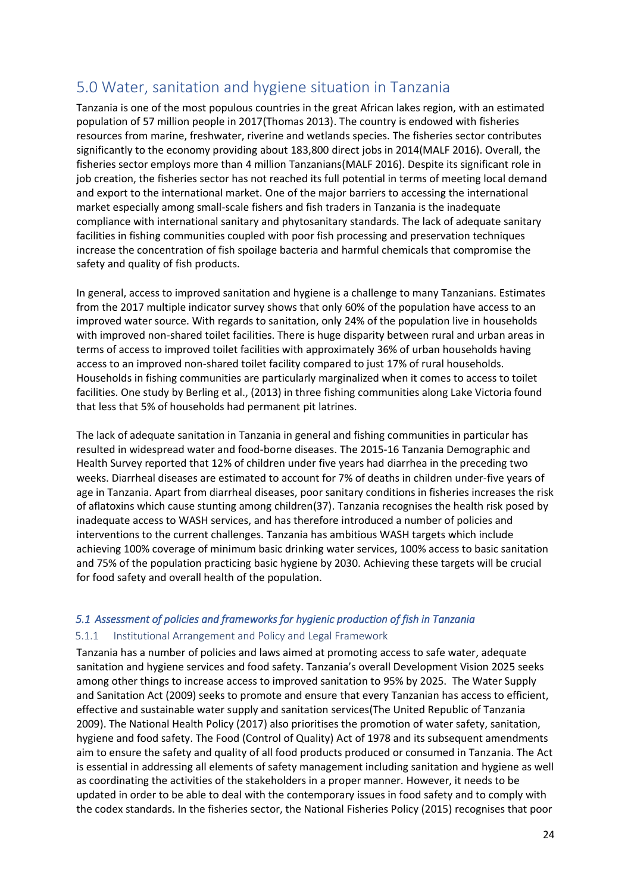# 5.0 Water, sanitation and hygiene situation in Tanzania

Tanzania is one of the most populous countries in the great African lakes region, with an estimated population of 57 million people in 2017(Thomas 2013). The country is endowed with fisheries resources from marine, freshwater, riverine and wetlands species. The fisheries sector contributes significantly to the economy providing about 183,800 direct jobs in 2014(MALF 2016). Overall, the fisheries sector employs more than 4 million Tanzanians(MALF 2016). Despite its significant role in job creation, the fisheries sector has not reached its full potential in terms of meeting local demand and export to the international market. One of the major barriers to accessing the international market especially among small-scale fishers and fish traders in Tanzania is the inadequate compliance with international sanitary and phytosanitary standards. The lack of adequate sanitary facilities in fishing communities coupled with poor fish processing and preservation techniques increase the concentration of fish spoilage bacteria and harmful chemicals that compromise the safety and quality of fish products.

In general, access to improved sanitation and hygiene is a challenge to many Tanzanians. Estimates from the 2017 multiple indicator survey shows that only 60% of the population have access to an improved water source. With regards to sanitation, only 24% of the population live in households with improved non-shared toilet facilities. There is huge disparity between rural and urban areas in terms of access to improved toilet facilities with approximately 36% of urban households having access to an improved non-shared toilet facility compared to just 17% of rural households. Households in fishing communities are particularly marginalized when it comes to access to toilet facilities. One study by Berling et al., (2013) in three fishing communities along Lake Victoria found that less that 5% of households had permanent pit latrines.

The lack of adequate sanitation in Tanzania in general and fishing communities in particular has resulted in widespread water and food-borne diseases. The 2015-16 Tanzania Demographic and Health Survey reported that 12% of children under five years had diarrhea in the preceding two weeks. Diarrheal diseases are estimated to account for 7% of deaths in children under-five years of age in Tanzania. Apart from diarrheal diseases, poor sanitary conditions in fisheries increases the risk of aflatoxins which cause stunting among children(37). Tanzania recognises the health risk posed by inadequate access to WASH services, and has therefore introduced a number of policies and interventions to the current challenges. Tanzania has ambitious WASH targets which include achieving 100% coverage of minimum basic drinking water services, 100% access to basic sanitation and 75% of the population practicing basic hygiene by 2030. Achieving these targets will be crucial for food safety and overall health of the population.

## *5.1 Assessment of policies and frameworks for hygienic production of fish in Tanzania*

### 5.1.1 Institutional Arrangement and Policy and Legal Framework

Tanzania has a number of policies and laws aimed at promoting access to safe water, adequate sanitation and hygiene services and food safety. Tanzania's overall Development Vision 2025 seeks among other things to increase access to improved sanitation to 95% by 2025. The Water Supply and Sanitation Act (2009) seeks to promote and ensure that every Tanzanian has access to efficient, effective and sustainable water supply and sanitation services(The United Republic of Tanzania 2009). The National Health Policy (2017) also prioritises the promotion of water safety, sanitation, hygiene and food safety. The Food (Control of Quality) Act of 1978 and its subsequent amendments aim to ensure the safety and quality of all food products produced or consumed in Tanzania. The Act is essential in addressing all elements of safety management including sanitation and hygiene as well as coordinating the activities of the stakeholders in a proper manner. However, it needs to be updated in order to be able to deal with the contemporary issues in food safety and to comply with the codex standards. In the fisheries sector, the National Fisheries Policy (2015) recognises that poor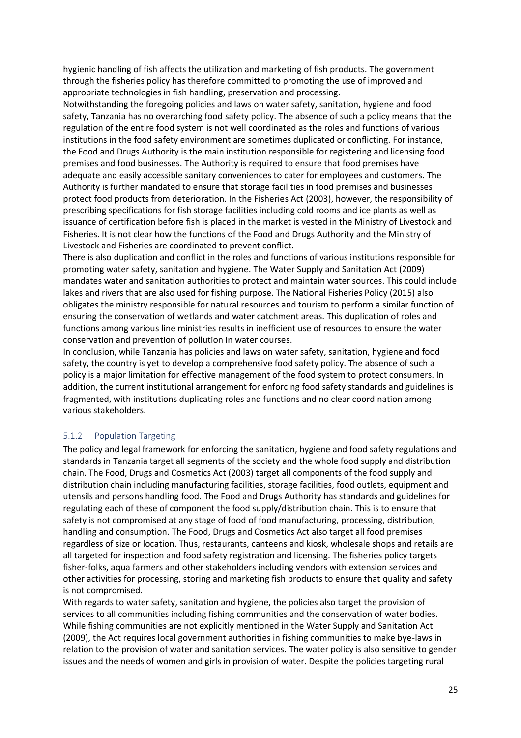hygienic handling of fish affects the utilization and marketing of fish products. The government through the fisheries policy has therefore committed to promoting the use of improved and appropriate technologies in fish handling, preservation and processing.

Notwithstanding the foregoing policies and laws on water safety, sanitation, hygiene and food safety, Tanzania has no overarching food safety policy. The absence of such a policy means that the regulation of the entire food system is not well coordinated as the roles and functions of various institutions in the food safety environment are sometimes duplicated or conflicting. For instance, the Food and Drugs Authority is the main institution responsible for registering and licensing food premises and food businesses. The Authority is required to ensure that food premises have adequate and easily accessible sanitary conveniences to cater for employees and customers. The Authority is further mandated to ensure that storage facilities in food premises and businesses protect food products from deterioration. In the Fisheries Act (2003), however, the responsibility of prescribing specifications for fish storage facilities including cold rooms and ice plants as well as issuance of certification before fish is placed in the market is vested in the Ministry of Livestock and Fisheries. It is not clear how the functions of the Food and Drugs Authority and the Ministry of Livestock and Fisheries are coordinated to prevent conflict.

There is also duplication and conflict in the roles and functions of various institutions responsible for promoting water safety, sanitation and hygiene. The Water Supply and Sanitation Act (2009) mandates water and sanitation authorities to protect and maintain water sources. This could include lakes and rivers that are also used for fishing purpose. The National Fisheries Policy (2015) also obligates the ministry responsible for natural resources and tourism to perform a similar function of ensuring the conservation of wetlands and water catchment areas. This duplication of roles and functions among various line ministries results in inefficient use of resources to ensure the water conservation and prevention of pollution in water courses.

In conclusion, while Tanzania has policies and laws on water safety, sanitation, hygiene and food safety, the country is yet to develop a comprehensive food safety policy. The absence of such a policy is a major limitation for effective management of the food system to protect consumers. In addition, the current institutional arrangement for enforcing food safety standards and guidelines is fragmented, with institutions duplicating roles and functions and no clear coordination among various stakeholders.

### 5.1.2 Population Targeting

The policy and legal framework for enforcing the sanitation, hygiene and food safety regulations and standards in Tanzania target all segments of the society and the whole food supply and distribution chain. The Food, Drugs and Cosmetics Act (2003) target all components of the food supply and distribution chain including manufacturing facilities, storage facilities, food outlets, equipment and utensils and persons handling food. The Food and Drugs Authority has standards and guidelines for regulating each of these of component the food supply/distribution chain. This is to ensure that safety is not compromised at any stage of food of food manufacturing, processing, distribution, handling and consumption. The Food, Drugs and Cosmetics Act also target all food premises regardless of size or location. Thus, restaurants, canteens and kiosk, wholesale shops and retails are all targeted for inspection and food safety registration and licensing. The fisheries policy targets fisher-folks, aqua farmers and other stakeholders including vendors with extension services and other activities for processing, storing and marketing fish products to ensure that quality and safety is not compromised.

With regards to water safety, sanitation and hygiene, the policies also target the provision of services to all communities including fishing communities and the conservation of water bodies. While fishing communities are not explicitly mentioned in the Water Supply and Sanitation Act (2009), the Act requires local government authorities in fishing communities to make bye-laws in relation to the provision of water and sanitation services. The water policy is also sensitive to gender issues and the needs of women and girls in provision of water. Despite the policies targeting rural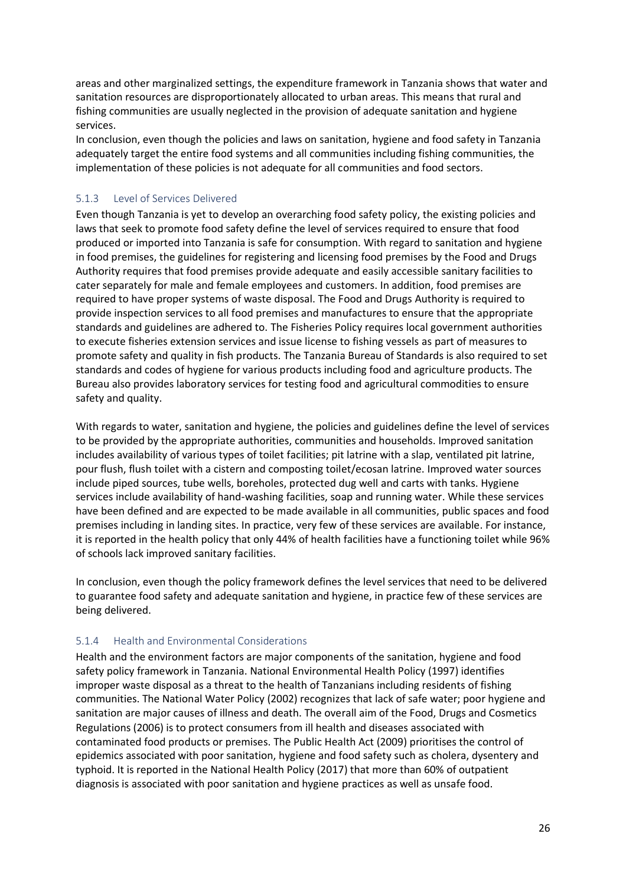areas and other marginalized settings, the expenditure framework in Tanzania shows that water and sanitation resources are disproportionately allocated to urban areas. This means that rural and fishing communities are usually neglected in the provision of adequate sanitation and hygiene services.

In conclusion, even though the policies and laws on sanitation, hygiene and food safety in Tanzania adequately target the entire food systems and all communities including fishing communities, the implementation of these policies is not adequate for all communities and food sectors.

### 5.1.3 Level of Services Delivered

Even though Tanzania is yet to develop an overarching food safety policy, the existing policies and laws that seek to promote food safety define the level of services required to ensure that food produced or imported into Tanzania is safe for consumption. With regard to sanitation and hygiene in food premises, the guidelines for registering and licensing food premises by the Food and Drugs Authority requires that food premises provide adequate and easily accessible sanitary facilities to cater separately for male and female employees and customers. In addition, food premises are required to have proper systems of waste disposal. The Food and Drugs Authority is required to provide inspection services to all food premises and manufactures to ensure that the appropriate standards and guidelines are adhered to. The Fisheries Policy requires local government authorities to execute fisheries extension services and issue license to fishing vessels as part of measures to promote safety and quality in fish products. The Tanzania Bureau of Standards is also required to set standards and codes of hygiene for various products including food and agriculture products. The Bureau also provides laboratory services for testing food and agricultural commodities to ensure safety and quality.

With regards to water, sanitation and hygiene, the policies and guidelines define the level of services to be provided by the appropriate authorities, communities and households. Improved sanitation includes availability of various types of toilet facilities; pit latrine with a slap, ventilated pit latrine, pour flush, flush toilet with a cistern and composting toilet/ecosan latrine. Improved water sources include piped sources, tube wells, boreholes, protected dug well and carts with tanks. Hygiene services include availability of hand-washing facilities, soap and running water. While these services have been defined and are expected to be made available in all communities, public spaces and food premises including in landing sites. In practice, very few of these services are available. For instance, it is reported in the health policy that only 44% of health facilities have a functioning toilet while 96% of schools lack improved sanitary facilities.

In conclusion, even though the policy framework defines the level services that need to be delivered to guarantee food safety and adequate sanitation and hygiene, in practice few of these services are being delivered.

### 5.1.4 Health and Environmental Considerations

Health and the environment factors are major components of the sanitation, hygiene and food safety policy framework in Tanzania. National Environmental Health Policy (1997) identifies improper waste disposal as a threat to the health of Tanzanians including residents of fishing communities. The National Water Policy (2002) recognizes that lack of safe water; poor hygiene and sanitation are major causes of illness and death. The overall aim of the Food, Drugs and Cosmetics Regulations (2006) is to protect consumers from ill health and diseases associated with contaminated food products or premises. The Public Health Act (2009) prioritises the control of epidemics associated with poor sanitation, hygiene and food safety such as cholera, dysentery and typhoid. It is reported in the National Health Policy (2017) that more than 60% of outpatient diagnosis is associated with poor sanitation and hygiene practices as well as unsafe food.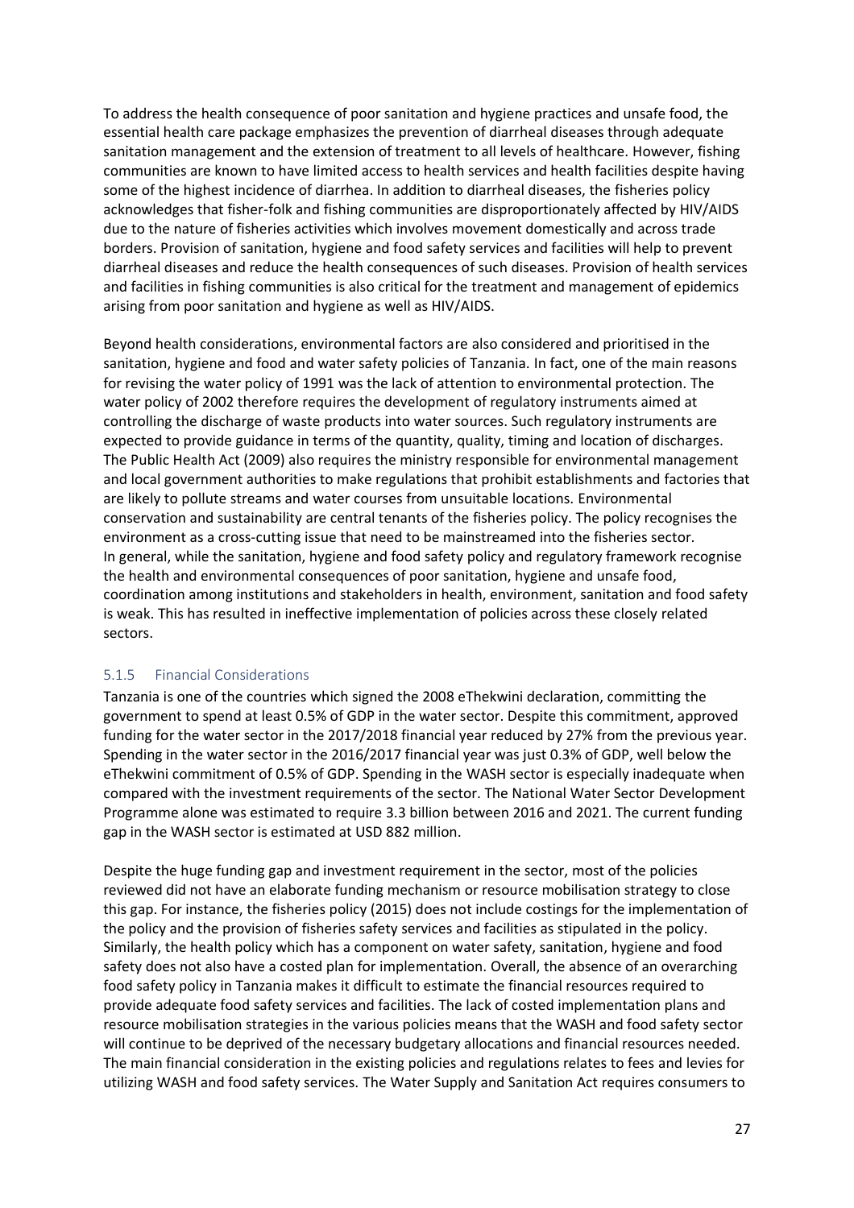To address the health consequence of poor sanitation and hygiene practices and unsafe food, the essential health care package emphasizes the prevention of diarrheal diseases through adequate sanitation management and the extension of treatment to all levels of healthcare. However, fishing communities are known to have limited access to health services and health facilities despite having some of the highest incidence of diarrhea. In addition to diarrheal diseases, the fisheries policy acknowledges that fisher-folk and fishing communities are disproportionately affected by HIV/AIDS due to the nature of fisheries activities which involves movement domestically and across trade borders. Provision of sanitation, hygiene and food safety services and facilities will help to prevent diarrheal diseases and reduce the health consequences of such diseases. Provision of health services and facilities in fishing communities is also critical for the treatment and management of epidemics arising from poor sanitation and hygiene as well as HIV/AIDS.

Beyond health considerations, environmental factors are also considered and prioritised in the sanitation, hygiene and food and water safety policies of Tanzania. In fact, one of the main reasons for revising the water policy of 1991 was the lack of attention to environmental protection. The water policy of 2002 therefore requires the development of regulatory instruments aimed at controlling the discharge of waste products into water sources. Such regulatory instruments are expected to provide guidance in terms of the quantity, quality, timing and location of discharges. The Public Health Act (2009) also requires the ministry responsible for environmental management and local government authorities to make regulations that prohibit establishments and factories that are likely to pollute streams and water courses from unsuitable locations. Environmental conservation and sustainability are central tenants of the fisheries policy. The policy recognises the environment as a cross-cutting issue that need to be mainstreamed into the fisheries sector.
In general, while the sanitation, hygiene and food safety policy and regulatory framework recognise the health and environmental consequences of poor sanitation, hygiene and unsafe food, coordination among institutions and stakeholders in health, environment, sanitation and food safety is weak. This has resulted in ineffective implementation of policies across these closely related sectors.

### 5.1.5 Financial Considerations

Tanzania is one of the countries which signed the 2008 eThekwini declaration, committing the government to spend at least 0.5% of GDP in the water sector. Despite this commitment, approved funding for the water sector in the 2017/2018 financial year reduced by 27% from the previous year. Spending in the water sector in the 2016/2017 financial year was just 0.3% of GDP, well below the eThekwini commitment of 0.5% of GDP. Spending in the WASH sector is especially inadequate when compared with the investment requirements of the sector. The National Water Sector Development Programme alone was estimated to require 3.3 billion between 2016 and 2021. The current funding gap in the WASH sector is estimated at USD 882 million.

Despite the huge funding gap and investment requirement in the sector, most of the policies reviewed did not have an elaborate funding mechanism or resource mobilisation strategy to close this gap. For instance, the fisheries policy (2015) does not include costings for the implementation of the policy and the provision of fisheries safety services and facilities as stipulated in the policy. Similarly, the health policy which has a component on water safety, sanitation, hygiene and food safety does not also have a costed plan for implementation. Overall, the absence of an overarching food safety policy in Tanzania makes it difficult to estimate the financial resources required to provide adequate food safety services and facilities. The lack of costed implementation plans and resource mobilisation strategies in the various policies means that the WASH and food safety sector will continue to be deprived of the necessary budgetary allocations and financial resources needed. The main financial consideration in the existing policies and regulations relates to fees and levies for utilizing WASH and food safety services. The Water Supply and Sanitation Act requires consumers to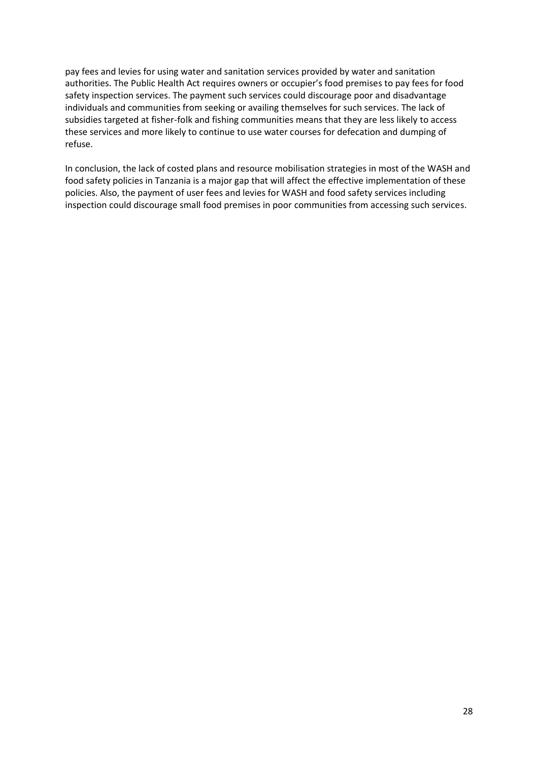pay fees and levies for using water and sanitation services provided by water and sanitation authorities. The Public Health Act requires owners or occupier's food premises to pay fees for food safety inspection services. The payment such services could discourage poor and disadvantage individuals and communities from seeking or availing themselves for such services. The lack of subsidies targeted at fisher-folk and fishing communities means that they are less likely to access these services and more likely to continue to use water courses for defecation and dumping of refuse.

In conclusion, the lack of costed plans and resource mobilisation strategies in most of the WASH and food safety policies in Tanzania is a major gap that will affect the effective implementation of these policies. Also, the payment of user fees and levies for WASH and food safety services including inspection could discourage small food premises in poor communities from accessing such services.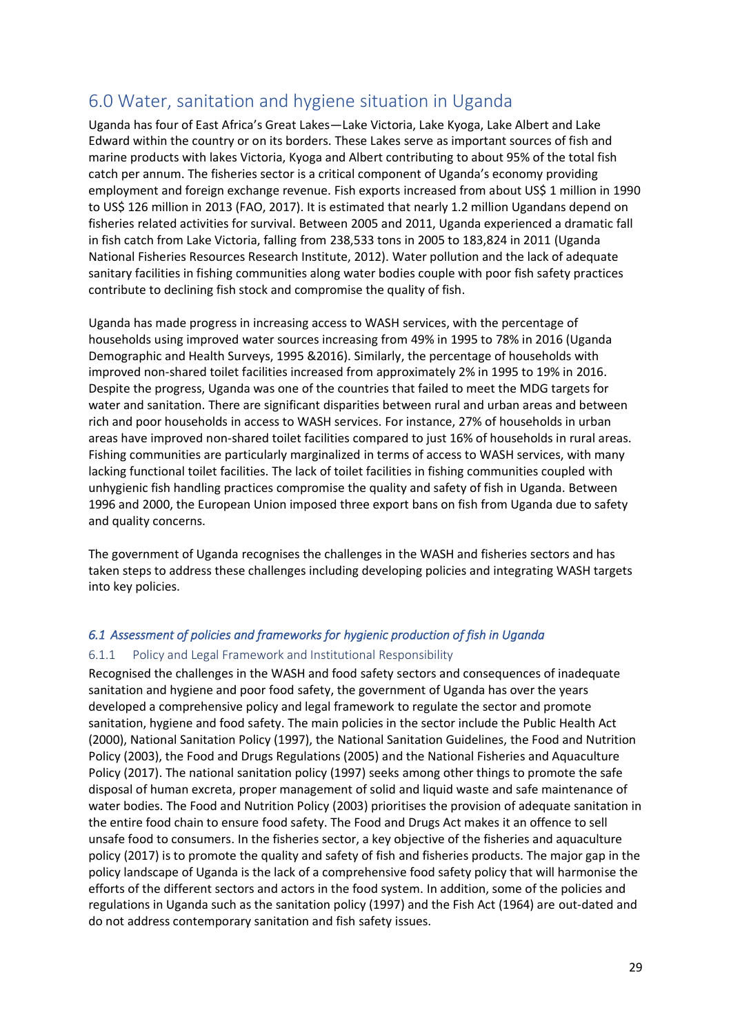# 6.0 Water, sanitation and hygiene situation in Uganda

Uganda has four of East Africa's Great Lakes—Lake Victoria, Lake Kyoga, Lake Albert and Lake Edward within the country or on its borders. These Lakes serve as important sources of fish and marine products with lakes Victoria, Kyoga and Albert contributing to about 95% of the total fish catch per annum. The fisheries sector is a critical component of Uganda's economy providing employment and foreign exchange revenue. Fish exports increased from about US$ 1 million in 1990 to US$ 126 million in 2013 (FAO, 2017). It is estimated that nearly 1.2 million Ugandans depend on fisheries related activities for survival. Between 2005 and 2011, Uganda experienced a dramatic fall in fish catch from Lake Victoria, falling from 238,533 tons in 2005 to 183,824 in 2011 (Uganda National Fisheries Resources Research Institute, 2012). Water pollution and the lack of adequate sanitary facilities in fishing communities along water bodies couple with poor fish safety practices contribute to declining fish stock and compromise the quality of fish.

Uganda has made progress in increasing access to WASH services, with the percentage of households using improved water sources increasing from 49% in 1995 to 78% in 2016 (Uganda Demographic and Health Surveys, 1995 &2016). Similarly, the percentage of households with improved non-shared toilet facilities increased from approximately 2% in 1995 to 19% in 2016. Despite the progress, Uganda was one of the countries that failed to meet the MDG targets for water and sanitation. There are significant disparities between rural and urban areas and between rich and poor households in access to WASH services. For instance, 27% of households in urban areas have improved non-shared toilet facilities compared to just 16% of households in rural areas. Fishing communities are particularly marginalized in terms of access to WASH services, with many lacking functional toilet facilities. The lack of toilet facilities in fishing communities coupled with unhygienic fish handling practices compromise the quality and safety of fish in Uganda. Between 1996 and 2000, the European Union imposed three export bans on fish from Uganda due to safety and quality concerns.

The government of Uganda recognises the challenges in the WASH and fisheries sectors and has taken steps to address these challenges including developing policies and integrating WASH targets into key policies.

## *6.1 Assessment of policies and frameworks for hygienic production of fish in Uganda*

### 6.1.1 Policy and Legal Framework and Institutional Responsibility

Recognised the challenges in the WASH and food safety sectors and consequences of inadequate sanitation and hygiene and poor food safety, the government of Uganda has over the years developed a comprehensive policy and legal framework to regulate the sector and promote sanitation, hygiene and food safety. The main policies in the sector include the Public Health Act (2000), National Sanitation Policy (1997), the National Sanitation Guidelines, the Food and Nutrition Policy (2003), the Food and Drugs Regulations (2005) and the National Fisheries and Aquaculture Policy (2017). The national sanitation policy (1997) seeks among other things to promote the safe disposal of human excreta, proper management of solid and liquid waste and safe maintenance of water bodies. The Food and Nutrition Policy (2003) prioritises the provision of adequate sanitation in the entire food chain to ensure food safety. The Food and Drugs Act makes it an offence to sell unsafe food to consumers. In the fisheries sector, a key objective of the fisheries and aquaculture policy (2017) is to promote the quality and safety of fish and fisheries products. The major gap in the policy landscape of Uganda is the lack of a comprehensive food safety policy that will harmonise the efforts of the different sectors and actors in the food system. In addition, some of the policies and regulations in Uganda such as the sanitation policy (1997) and the Fish Act (1964) are out-dated and do not address contemporary sanitation and fish safety issues.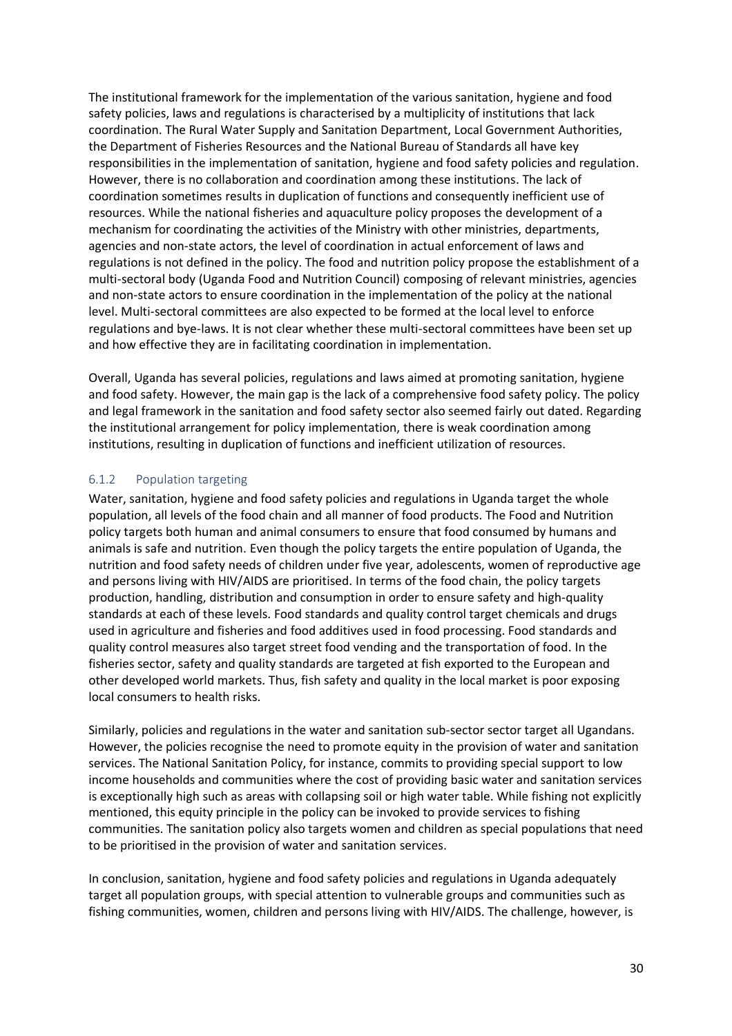The institutional framework for the implementation of the various sanitation, hygiene and food safety policies, laws and regulations is characterised by a multiplicity of institutions that lack coordination. The Rural Water Supply and Sanitation Department, Local Government Authorities, the Department of Fisheries Resources and the National Bureau of Standards all have key responsibilities in the implementation of sanitation, hygiene and food safety policies and regulation. However, there is no collaboration and coordination among these institutions. The lack of coordination sometimes results in duplication of functions and consequently inefficient use of resources. While the national fisheries and aquaculture policy proposes the development of a mechanism for coordinating the activities of the Ministry with other ministries, departments, agencies and non-state actors, the level of coordination in actual enforcement of laws and regulations is not defined in the policy. The food and nutrition policy propose the establishment of a multi-sectoral body (Uganda Food and Nutrition Council) composing of relevant ministries, agencies and non-state actors to ensure coordination in the implementation of the policy at the national level. Multi-sectoral committees are also expected to be formed at the local level to enforce regulations and bye-laws. It is not clear whether these multi-sectoral committees have been set up and how effective they are in facilitating coordination in implementation.

Overall, Uganda has several policies, regulations and laws aimed at promoting sanitation, hygiene and food safety. However, the main gap is the lack of a comprehensive food safety policy. The policy and legal framework in the sanitation and food safety sector also seemed fairly out dated. Regarding the institutional arrangement for policy implementation, there is weak coordination among institutions, resulting in duplication of functions and inefficient utilization of resources.

### 6.1.2 Population targeting

Water, sanitation, hygiene and food safety policies and regulations in Uganda target the whole population, all levels of the food chain and all manner of food products. The Food and Nutrition policy targets both human and animal consumers to ensure that food consumed by humans and animals is safe and nutrition. Even though the policy targets the entire population of Uganda, the nutrition and food safety needs of children under five year, adolescents, women of reproductive age and persons living with HIV/AIDS are prioritised. In terms of the food chain, the policy targets production, handling, distribution and consumption in order to ensure safety and high-quality standards at each of these levels. Food standards and quality control target chemicals and drugs used in agriculture and fisheries and food additives used in food processing. Food standards and quality control measures also target street food vending and the transportation of food. In the fisheries sector, safety and quality standards are targeted at fish exported to the European and other developed world markets. Thus, fish safety and quality in the local market is poor exposing local consumers to health risks.

Similarly, policies and regulations in the water and sanitation sub-sector sector target all Ugandans. However, the policies recognise the need to promote equity in the provision of water and sanitation services. The National Sanitation Policy, for instance, commits to providing special support to low income households and communities where the cost of providing basic water and sanitation services is exceptionally high such as areas with collapsing soil or high water table. While fishing not explicitly mentioned, this equity principle in the policy can be invoked to provide services to fishing communities. The sanitation policy also targets women and children as special populations that need to be prioritised in the provision of water and sanitation services.

In conclusion, sanitation, hygiene and food safety policies and regulations in Uganda adequately target all population groups, with special attention to vulnerable groups and communities such as fishing communities, women, children and persons living with HIV/AIDS. The challenge, however, is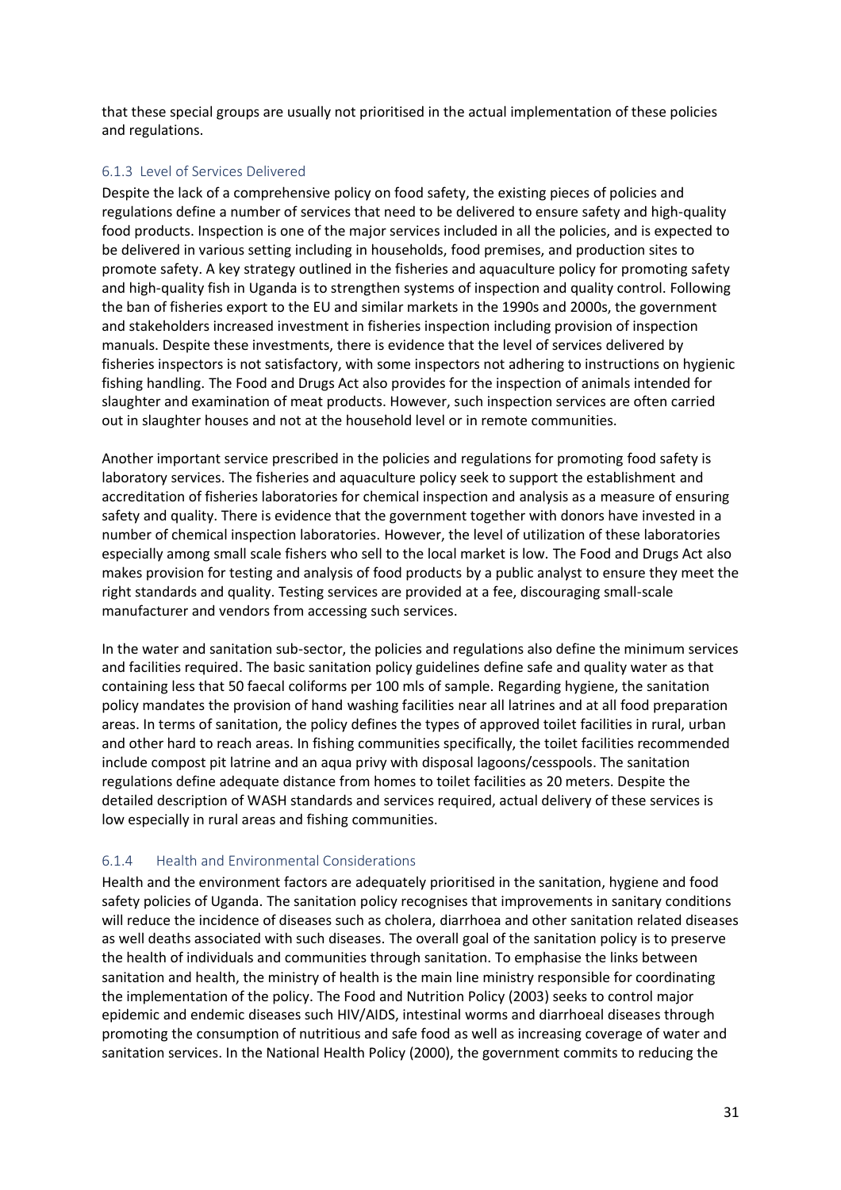that these special groups are usually not prioritised in the actual implementation of these policies and regulations.

### 6.1.3 Level of Services Delivered

Despite the lack of a comprehensive policy on food safety, the existing pieces of policies and regulations define a number of services that need to be delivered to ensure safety and high-quality food products. Inspection is one of the major services included in all the policies, and is expected to be delivered in various setting including in households, food premises, and production sites to promote safety. A key strategy outlined in the fisheries and aquaculture policy for promoting safety and high-quality fish in Uganda is to strengthen systems of inspection and quality control. Following the ban of fisheries export to the EU and similar markets in the 1990s and 2000s, the government and stakeholders increased investment in fisheries inspection including provision of inspection manuals. Despite these investments, there is evidence that the level of services delivered by fisheries inspectors is not satisfactory, with some inspectors not adhering to instructions on hygienic fishing handling. The Food and Drugs Act also provides for the inspection of animals intended for slaughter and examination of meat products. However, such inspection services are often carried out in slaughter houses and not at the household level or in remote communities.

Another important service prescribed in the policies and regulations for promoting food safety is laboratory services. The fisheries and aquaculture policy seek to support the establishment and accreditation of fisheries laboratories for chemical inspection and analysis as a measure of ensuring safety and quality. There is evidence that the government together with donors have invested in a number of chemical inspection laboratories. However, the level of utilization of these laboratories especially among small scale fishers who sell to the local market is low. The Food and Drugs Act also makes provision for testing and analysis of food products by a public analyst to ensure they meet the right standards and quality. Testing services are provided at a fee, discouraging small-scale manufacturer and vendors from accessing such services.

In the water and sanitation sub-sector, the policies and regulations also define the minimum services and facilities required. The basic sanitation policy guidelines define safe and quality water as that containing less that 50 faecal coliforms per 100 mls of sample. Regarding hygiene, the sanitation policy mandates the provision of hand washing facilities near all latrines and at all food preparation areas. In terms of sanitation, the policy defines the types of approved toilet facilities in rural, urban and other hard to reach areas. In fishing communities specifically, the toilet facilities recommended include compost pit latrine and an aqua privy with disposal lagoons/cesspools. The sanitation regulations define adequate distance from homes to toilet facilities as 20 meters. Despite the detailed description of WASH standards and services required, actual delivery of these services is low especially in rural areas and fishing communities.

### 6.1.4 Health and Environmental Considerations

Health and the environment factors are adequately prioritised in the sanitation, hygiene and food safety policies of Uganda. The sanitation policy recognises that improvements in sanitary conditions will reduce the incidence of diseases such as cholera, diarrhoea and other sanitation related diseases as well deaths associated with such diseases. The overall goal of the sanitation policy is to preserve the health of individuals and communities through sanitation. To emphasise the links between sanitation and health, the ministry of health is the main line ministry responsible for coordinating the implementation of the policy. The Food and Nutrition Policy (2003) seeks to control major epidemic and endemic diseases such HIV/AIDS, intestinal worms and diarrhoeal diseases through promoting the consumption of nutritious and safe food as well as increasing coverage of water and sanitation services. In the National Health Policy (2000), the government commits to reducing the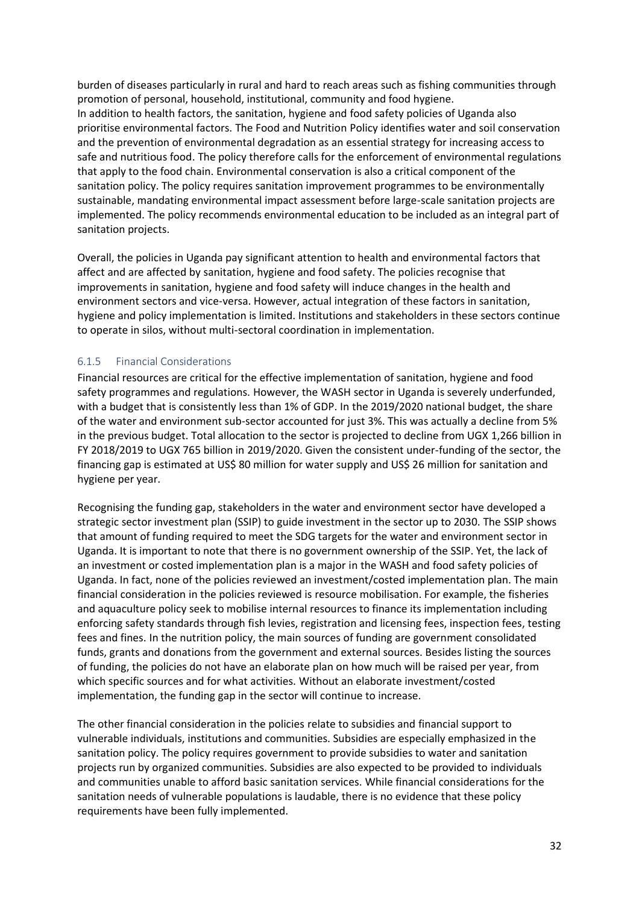burden of diseases particularly in rural and hard to reach areas such as fishing communities through promotion of personal, household, institutional, community and food hygiene.
In addition to health factors, the sanitation, hygiene and food safety policies of Uganda also prioritise environmental factors. The Food and Nutrition Policy identifies water and soil conservation and the prevention of environmental degradation as an essential strategy for increasing access to safe and nutritious food. The policy therefore calls for the enforcement of environmental regulations that apply to the food chain. Environmental conservation is also a critical component of the sanitation policy. The policy requires sanitation improvement programmes to be environmentally sustainable, mandating environmental impact assessment before large-scale sanitation projects are implemented. The policy recommends environmental education to be included as an integral part of sanitation projects.

Overall, the policies in Uganda pay significant attention to health and environmental factors that affect and are affected by sanitation, hygiene and food safety. The policies recognise that improvements in sanitation, hygiene and food safety will induce changes in the health and environment sectors and vice-versa. However, actual integration of these factors in sanitation, hygiene and policy implementation is limited. Institutions and stakeholders in these sectors continue to operate in silos, without multi-sectoral coordination in implementation.

### 6.1.5 Financial Considerations

Financial resources are critical for the effective implementation of sanitation, hygiene and food safety programmes and regulations. However, the WASH sector in Uganda is severely underfunded, with a budget that is consistently less than 1% of GDP. In the 2019/2020 national budget, the share of the water and environment sub-sector accounted for just 3%. This was actually a decline from 5% in the previous budget. Total allocation to the sector is projected to decline from UGX 1,266 billion in FY 2018/2019 to UGX 765 billion in 2019/2020. Given the consistent under-funding of the sector, the financing gap is estimated at US$ 80 million for water supply and US$ 26 million for sanitation and hygiene per year.

Recognising the funding gap, stakeholders in the water and environment sector have developed a strategic sector investment plan (SSIP) to guide investment in the sector up to 2030. The SSIP shows that amount of funding required to meet the SDG targets for the water and environment sector in Uganda. It is important to note that there is no government ownership of the SSIP. Yet, the lack of an investment or costed implementation plan is a major in the WASH and food safety policies of Uganda. In fact, none of the policies reviewed an investment/costed implementation plan. The main financial consideration in the policies reviewed is resource mobilisation. For example, the fisheries and aquaculture policy seek to mobilise internal resources to finance its implementation including enforcing safety standards through fish levies, registration and licensing fees, inspection fees, testing fees and fines. In the nutrition policy, the main sources of funding are government consolidated funds, grants and donations from the government and external sources. Besides listing the sources of funding, the policies do not have an elaborate plan on how much will be raised per year, from which specific sources and for what activities. Without an elaborate investment/costed implementation, the funding gap in the sector will continue to increase.

The other financial consideration in the policies relate to subsidies and financial support to vulnerable individuals, institutions and communities. Subsidies are especially emphasized in the sanitation policy. The policy requires government to provide subsidies to water and sanitation projects run by organized communities. Subsidies are also expected to be provided to individuals and communities unable to afford basic sanitation services. While financial considerations for the sanitation needs of vulnerable populations is laudable, there is no evidence that these policy requirements have been fully implemented.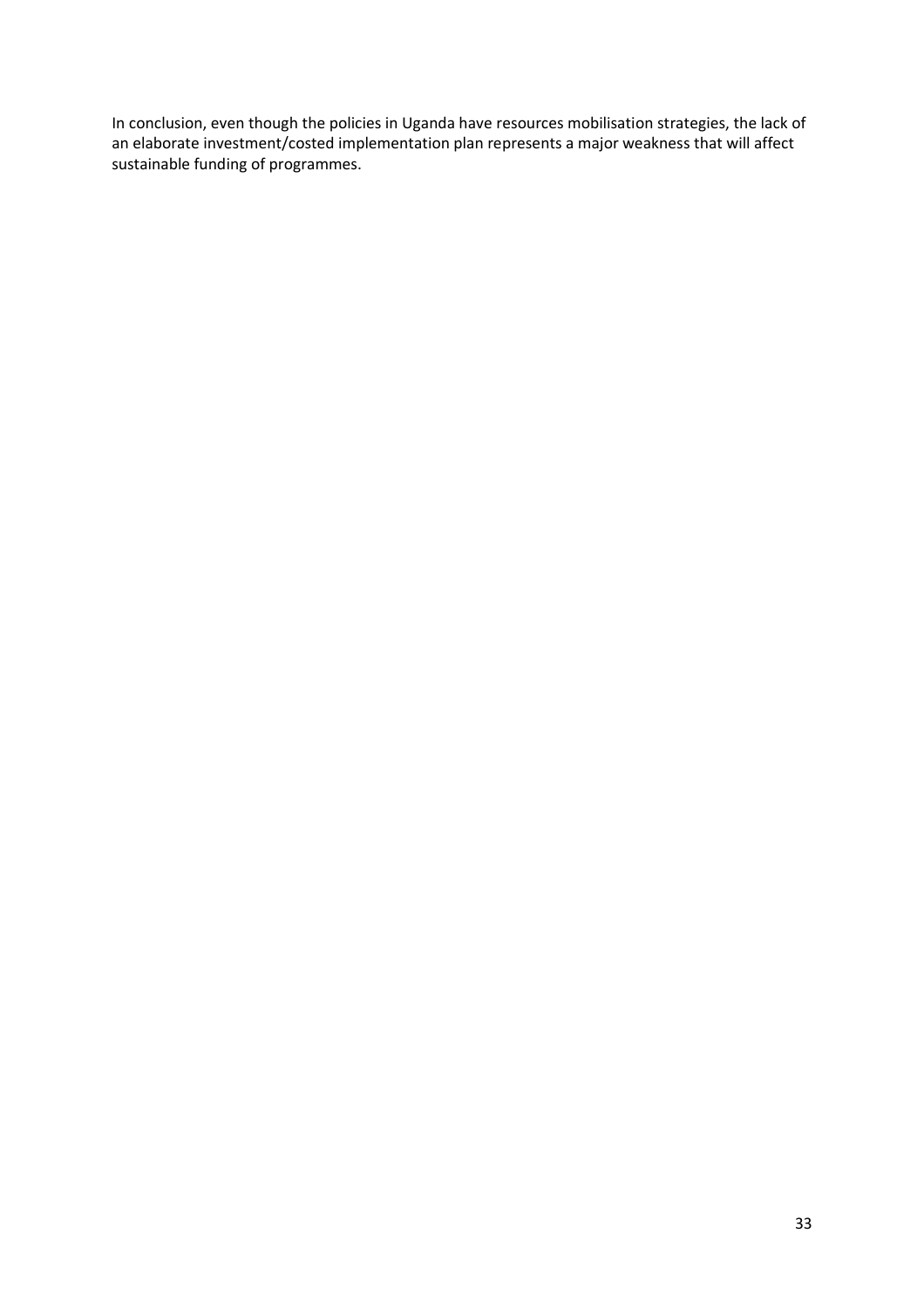In conclusion, even though the policies in Uganda have resources mobilisation strategies, the lack of an elaborate investment/costed implementation plan represents a major weakness that will affect sustainable funding of programmes.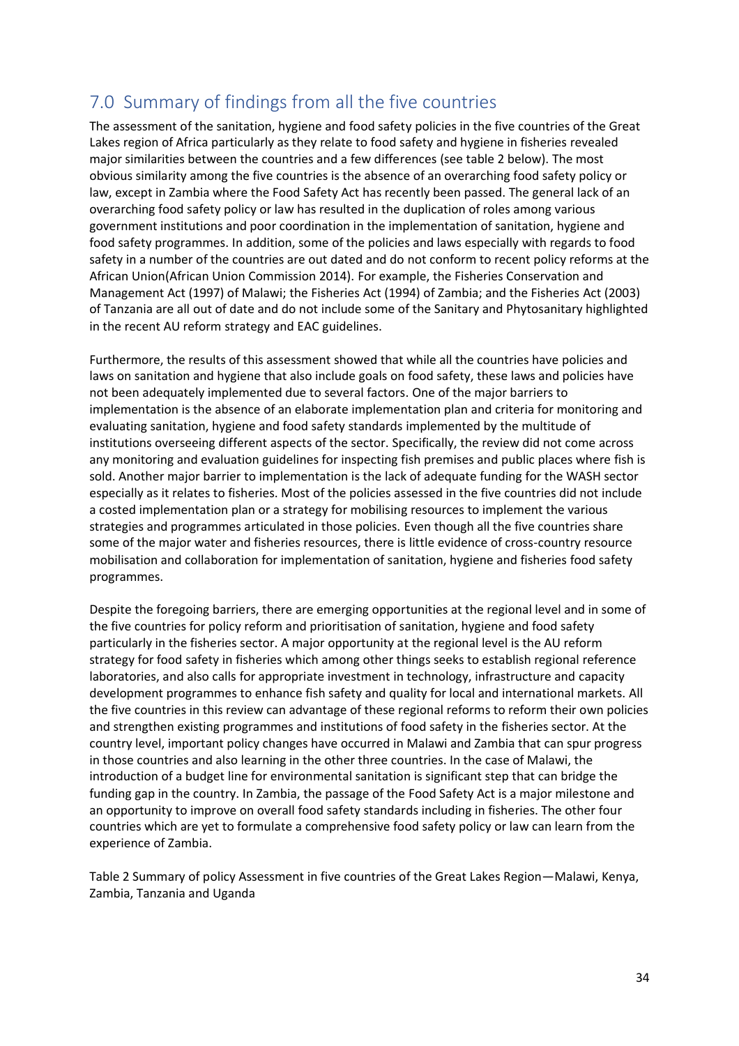## 7.0 Summary of findings from all the five countries

The assessment of the sanitation, hygiene and food safety policies in the five countries of the Great Lakes region of Africa particularly as they relate to food safety and hygiene in fisheries revealed major similarities between the countries and a few differences (see table 2 below). The most obvious similarity among the five countries is the absence of an overarching food safety policy or law, except in Zambia where the Food Safety Act has recently been passed. The general lack of an overarching food safety policy or law has resulted in the duplication of roles among various government institutions and poor coordination in the implementation of sanitation, hygiene and food safety programmes. In addition, some of the policies and laws especially with regards to food safety in a number of the countries are out dated and do not conform to recent policy reforms at the African Union(African Union Commission 2014). For example, the Fisheries Conservation and Management Act (1997) of Malawi; the Fisheries Act (1994) of Zambia; and the Fisheries Act (2003) of Tanzania are all out of date and do not include some of the Sanitary and Phytosanitary highlighted in the recent AU reform strategy and EAC guidelines.

Furthermore, the results of this assessment showed that while all the countries have policies and laws on sanitation and hygiene that also include goals on food safety, these laws and policies have not been adequately implemented due to several factors. One of the major barriers to implementation is the absence of an elaborate implementation plan and criteria for monitoring and evaluating sanitation, hygiene and food safety standards implemented by the multitude of institutions overseeing different aspects of the sector. Specifically, the review did not come across any monitoring and evaluation guidelines for inspecting fish premises and public places where fish is sold. Another major barrier to implementation is the lack of adequate funding for the WASH sector especially as it relates to fisheries. Most of the policies assessed in the five countries did not include a costed implementation plan or a strategy for mobilising resources to implement the various strategies and programmes articulated in those policies. Even though all the five countries share some of the major water and fisheries resources, there is little evidence of cross-country resource mobilisation and collaboration for implementation of sanitation, hygiene and fisheries food safety programmes.

Despite the foregoing barriers, there are emerging opportunities at the regional level and in some of the five countries for policy reform and prioritisation of sanitation, hygiene and food safety particularly in the fisheries sector. A major opportunity at the regional level is the AU reform strategy for food safety in fisheries which among other things seeks to establish regional reference laboratories, and also calls for appropriate investment in technology, infrastructure and capacity development programmes to enhance fish safety and quality for local and international markets. All the five countries in this review can advantage of these regional reforms to reform their own policies and strengthen existing programmes and institutions of food safety in the fisheries sector. At the country level, important policy changes have occurred in Malawi and Zambia that can spur progress in those countries and also learning in the other three countries. In the case of Malawi, the introduction of a budget line for environmental sanitation is significant step that can bridge the funding gap in the country. In Zambia, the passage of the Food Safety Act is a major milestone and an opportunity to improve on overall food safety standards including in fisheries. The other four countries which are yet to formulate a comprehensive food safety policy or law can learn from the experience of Zambia.

Table 2 Summary of policy Assessment in five countries of the Great Lakes Region—Malawi, Kenya, Zambia, Tanzania and Uganda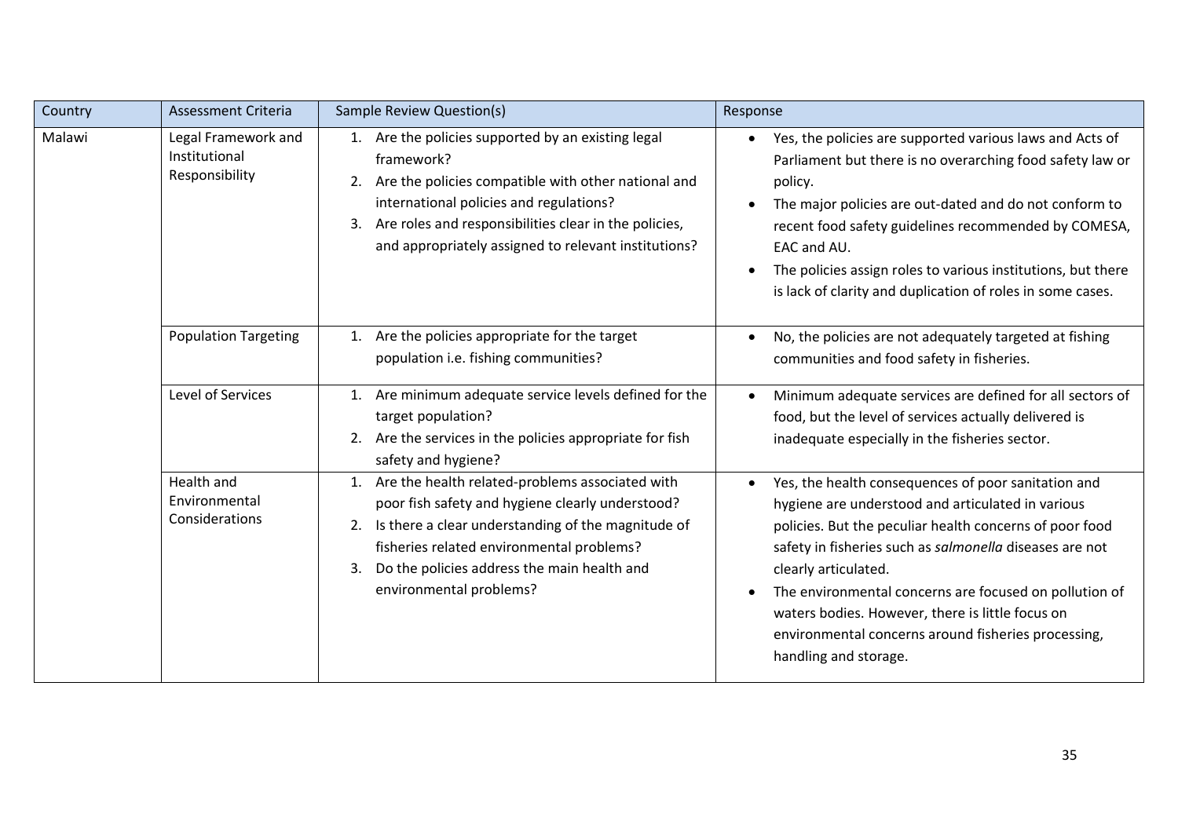| Country | Assessment Criteria | Sample Review Question(s) | Response |
|---|---|---|---|
| Malawi | Legal Framework and Institutional Responsibility | 1. Are the policies supported by an existing legal framework?<br>2. Are the policies compatible with other national and international policies and regulations?<br>3. Are roles and responsibilities clear in the policies, and appropriately assigned to relevant institutions? | • Yes, the policies are supported various laws and Acts of Parliament but there is no overarching food safety law or policy.<br>• The major policies are out-dated and do not conform to recent food safety guidelines recommended by COMESA, EAC and AU.<br>• The policies assign roles to various institutions, but there is lack of clarity and duplication of roles in some cases. |
| | Population Targeting | 1. Are the policies appropriate for the target population i.e. fishing communities? | • No, the policies are not adequately targeted at fishing communities and food safety in fisheries. |
| | Level of Services | 1. Are minimum adequate service levels defined for the target population?<br>2. Are the services in the policies appropriate for fish safety and hygiene? | • Minimum adequate services are defined for all sectors of food, but the level of services actually delivered is inadequate especially in the fisheries sector. |
| | Health and Environmental Considerations | 1. Are the health related-problems associated with poor fish safety and hygiene clearly understood?<br>2. Is there a clear understanding of the magnitude of fisheries related environmental problems?<br>3. Do the policies address the main health and environmental problems? | • Yes, the health consequences of poor sanitation and hygiene are understood and articulated in various policies. But the peculiar health concerns of poor food safety in fisheries such as *salmonella* diseases are not clearly articulated.<br>• The environmental concerns are focused on pollution of waters bodies. However, there is little focus on environmental concerns around fisheries processing, handling and storage. |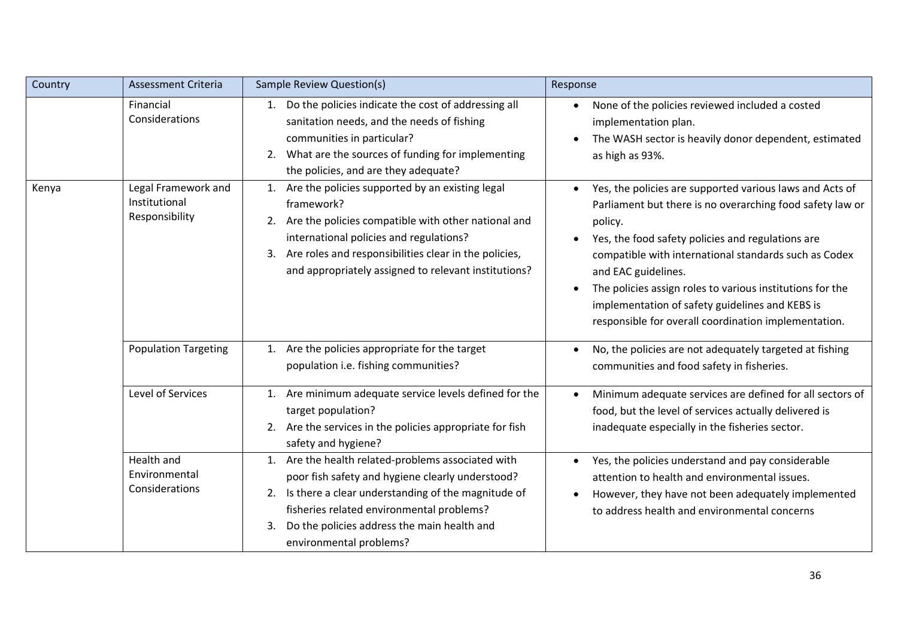| Country | Assessment Criteria | Sample Review Question(s) | Response |
| --- | --- | --- | --- |
| | Financial Considerations | 1. Do the policies indicate the cost of addressing all sanitation needs, and the needs of fishing communities in particular?<br>2. What are the sources of funding for implementing the policies, and are they adequate? | • None of the policies reviewed included a costed implementation plan.<br>• The WASH sector is heavily donor dependent, estimated as high as 93%. |
| Kenya | Legal Framework and Institutional Responsibility | 1. Are the policies supported by an existing legal framework?<br>2. Are the policies compatible with other national and international policies and regulations?<br>3. Are roles and responsibilities clear in the policies, and appropriately assigned to relevant institutions? | • Yes, the policies are supported various laws and Acts of Parliament but there is no overarching food safety law or policy.<br>• Yes, the food safety policies and regulations are compatible with international standards such as Codex and EAC guidelines.<br>• The policies assign roles to various institutions for the implementation of safety guidelines and KEBS is responsible for overall coordination implementation. |
| | Population Targeting | 1. Are the policies appropriate for the target population i.e. fishing communities? | • No, the policies are not adequately targeted at fishing communities and food safety in fisheries. |
| | Level of Services | 1. Are minimum adequate service levels defined for the target population?<br>2. Are the services in the policies appropriate for fish safety and hygiene? | • Minimum adequate services are defined for all sectors of food, but the level of services actually delivered is inadequate especially in the fisheries sector. |
| | Health and Environmental Considerations | 1. Are the health related-problems associated with poor fish safety and hygiene clearly understood?<br>2. Is there a clear understanding of the magnitude of fisheries related environmental problems?<br>3. Do the policies address the main health and environmental problems? | • Yes, the policies understand and pay considerable attention to health and environmental issues.<br>• However, they have not been adequately implemented to address health and environmental concerns |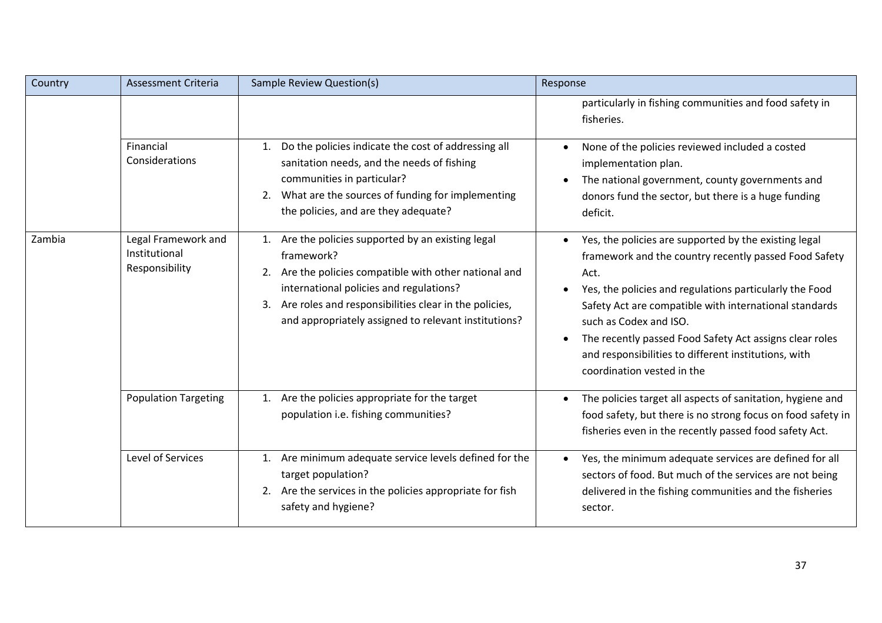| Country | Assessment Criteria | Sample Review Question(s) | Response |
|---|---|---|---|
| | | | particularly in fishing communities and food safety in fisheries. |
| | Financial Considerations | 1. Do the policies indicate the cost of addressing all sanitation needs, and the needs of fishing communities in particular?<br>2. What are the sources of funding for implementing the policies, and are they adequate? | • None of the policies reviewed included a costed implementation plan.<br>• The national government, county governments and donors fund the sector, but there is a huge funding deficit. |
| Zambia | Legal Framework and Institutional Responsibility | 1. Are the policies supported by an existing legal framework?<br>2. Are the policies compatible with other national and international policies and regulations?<br>3. Are roles and responsibilities clear in the policies, and appropriately assigned to relevant institutions? | • Yes, the policies are supported by the existing legal framework and the country recently passed Food Safety Act.<br>• Yes, the policies and regulations particularly the Food Safety Act are compatible with international standards such as Codex and ISO.<br>• The recently passed Food Safety Act assigns clear roles and responsibilities to different institutions, with coordination vested in the |
| | Population Targeting | 1. Are the policies appropriate for the target population i.e. fishing communities? | • The policies target all aspects of sanitation, hygiene and food safety, but there is no strong focus on food safety in fisheries even in the recently passed food safety Act. |
| | Level of Services | 1. Are minimum adequate service levels defined for the target population?<br>2. Are the services in the policies appropriate for fish safety and hygiene? | • Yes, the minimum adequate services are defined for all sectors of food. But much of the services are not being delivered in the fishing communities and the fisheries sector. |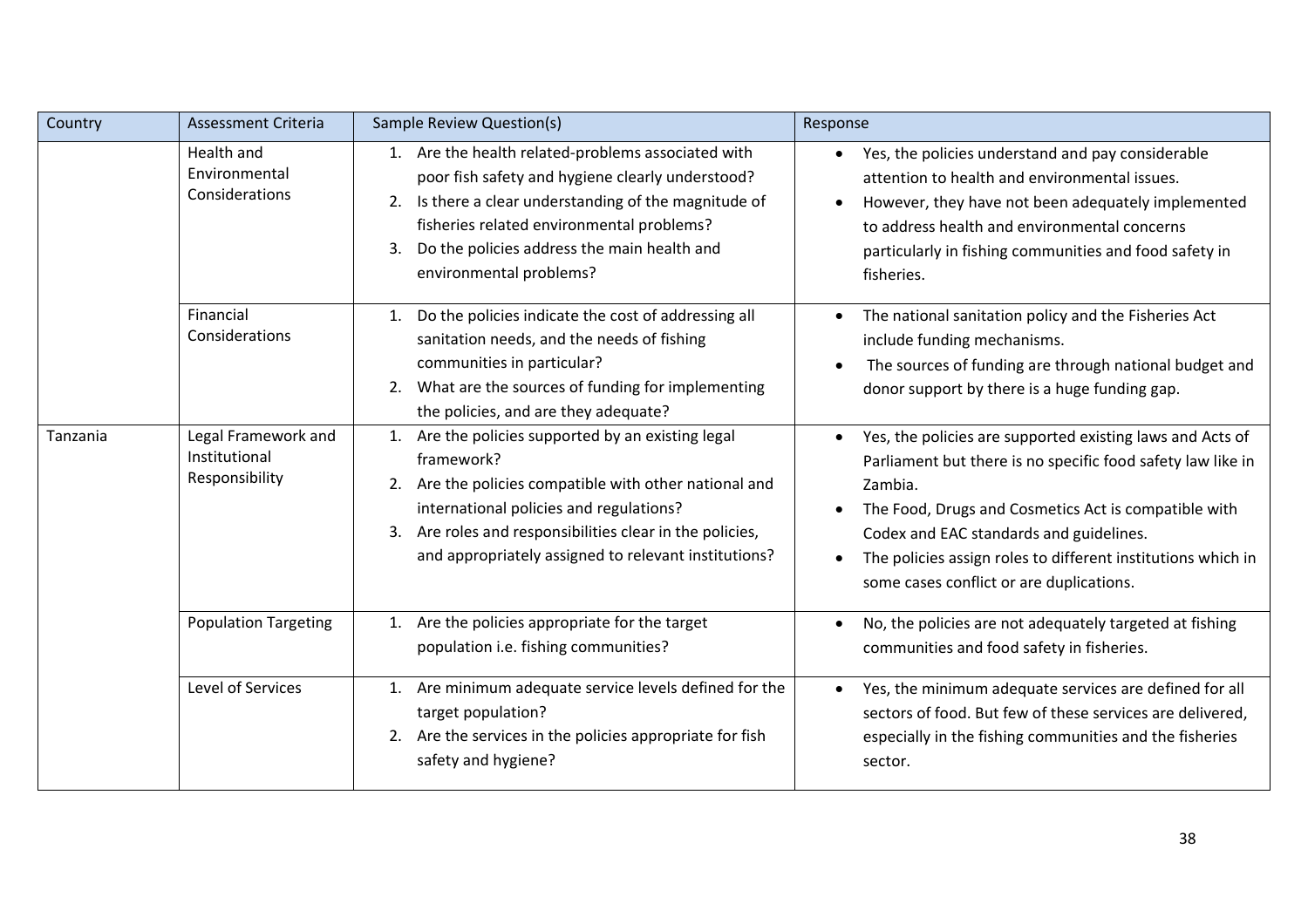| Country | Assessment Criteria | Sample Review Question(s) | Response |
|---|---|---|---|
| | Health and Environmental Considerations | 1. Are the health related-problems associated with poor fish safety and hygiene clearly understood?<br>2. Is there a clear understanding of the magnitude of fisheries related environmental problems?<br>3. Do the policies address the main health and environmental problems? | • Yes, the policies understand and pay considerable attention to health and environmental issues.<br>• However, they have not been adequately implemented to address health and environmental concerns particularly in fishing communities and food safety in fisheries. |
| | Financial Considerations | 1. Do the policies indicate the cost of addressing all sanitation needs, and the needs of fishing communities in particular?<br>2. What are the sources of funding for implementing the policies, and are they adequate? | • The national sanitation policy and the Fisheries Act include funding mechanisms.<br>• The sources of funding are through national budget and donor support by there is a huge funding gap. |
| Tanzania | Legal Framework and Institutional Responsibility | 1. Are the policies supported by an existing legal framework?<br>2. Are the policies compatible with other national and international policies and regulations?<br>3. Are roles and responsibilities clear in the policies, and appropriately assigned to relevant institutions? | • Yes, the policies are supported existing laws and Acts of Parliament but there is no specific food safety law like in Zambia.<br>• The Food, Drugs and Cosmetics Act is compatible with Codex and EAC standards and guidelines.<br>• The policies assign roles to different institutions which in some cases conflict or are duplications. |
| | Population Targeting | 1. Are the policies appropriate for the target population i.e. fishing communities? | • No, the policies are not adequately targeted at fishing communities and food safety in fisheries. |
| | Level of Services | 1. Are minimum adequate service levels defined for the target population?<br>2. Are the services in the policies appropriate for fish safety and hygiene? | • Yes, the minimum adequate services are defined for all sectors of food. But few of these services are delivered, especially in the fishing communities and the fisheries sector. |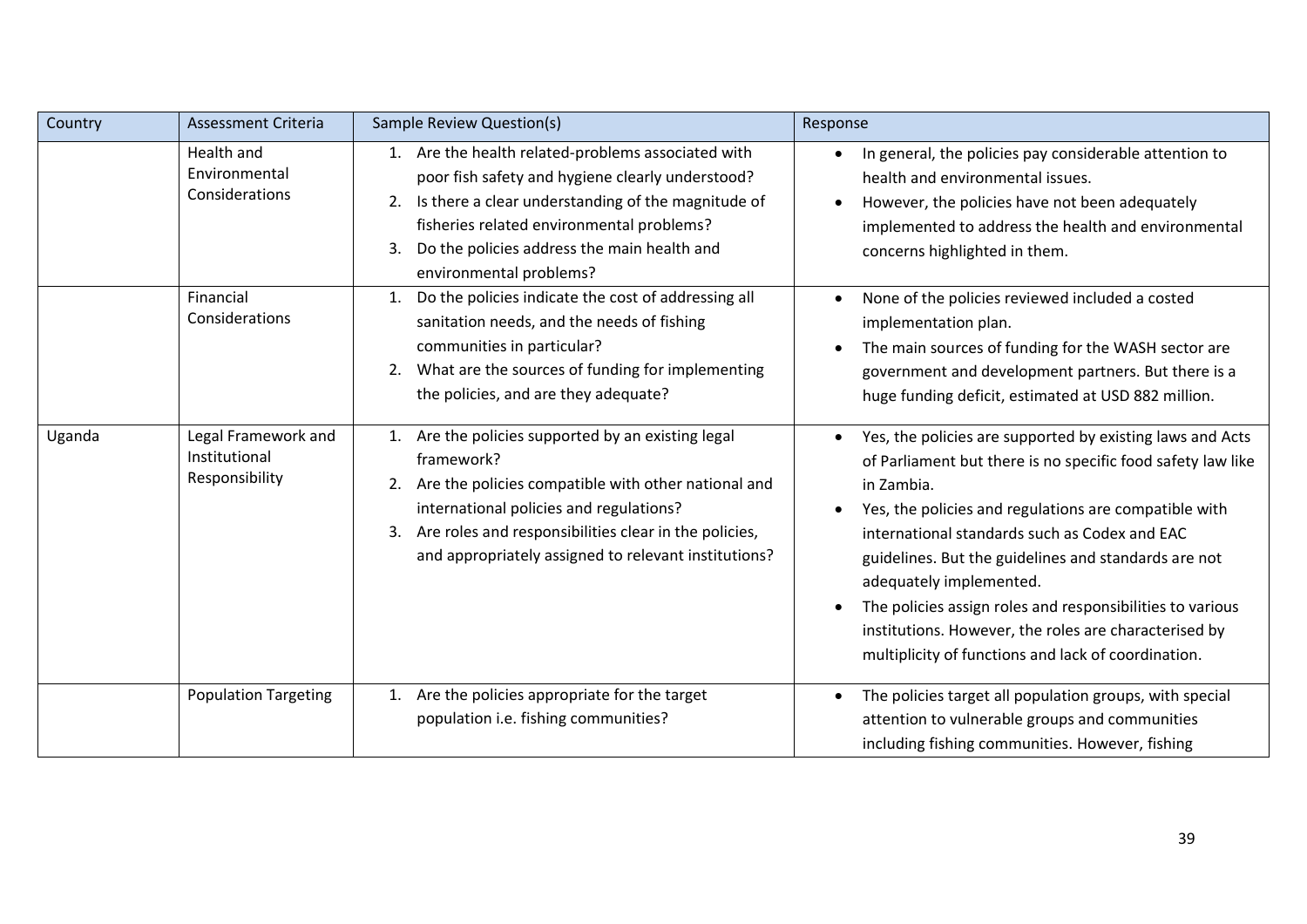| Country | Assessment Criteria | Sample Review Question(s) | Response |
|---|---|---|---|
| | Health and Environmental Considerations | 1. Are the health related-problems associated with poor fish safety and hygiene clearly understood?<br>2. Is there a clear understanding of the magnitude of fisheries related environmental problems?<br>3. Do the policies address the main health and environmental problems? | • In general, the policies pay considerable attention to health and environmental issues.<br>• However, the policies have not been adequately implemented to address the health and environmental concerns highlighted in them. |
| | Financial Considerations | 1. Do the policies indicate the cost of addressing all sanitation needs, and the needs of fishing communities in particular?<br>2. What are the sources of funding for implementing the policies, and are they adequate? | • None of the policies reviewed included a costed implementation plan.<br>• The main sources of funding for the WASH sector are government and development partners. But there is a huge funding deficit, estimated at USD 882 million. |
| Uganda | Legal Framework and Institutional Responsibility | 1. Are the policies supported by an existing legal framework?<br>2. Are the policies compatible with other national and international policies and regulations?<br>3. Are roles and responsibilities clear in the policies, and appropriately assigned to relevant institutions? | • Yes, the policies are supported by existing laws and Acts of Parliament but there is no specific food safety law like in Zambia.<br>• Yes, the policies and regulations are compatible with international standards such as Codex and EAC guidelines. But the guidelines and standards are not adequately implemented.<br>• The policies assign roles and responsibilities to various institutions. However, the roles are characterised by multiplicity of functions and lack of coordination. |
| | Population Targeting | 1. Are the policies appropriate for the target population i.e. fishing communities? | • The policies target all population groups, with special attention to vulnerable groups and communities including fishing communities. However, fishing |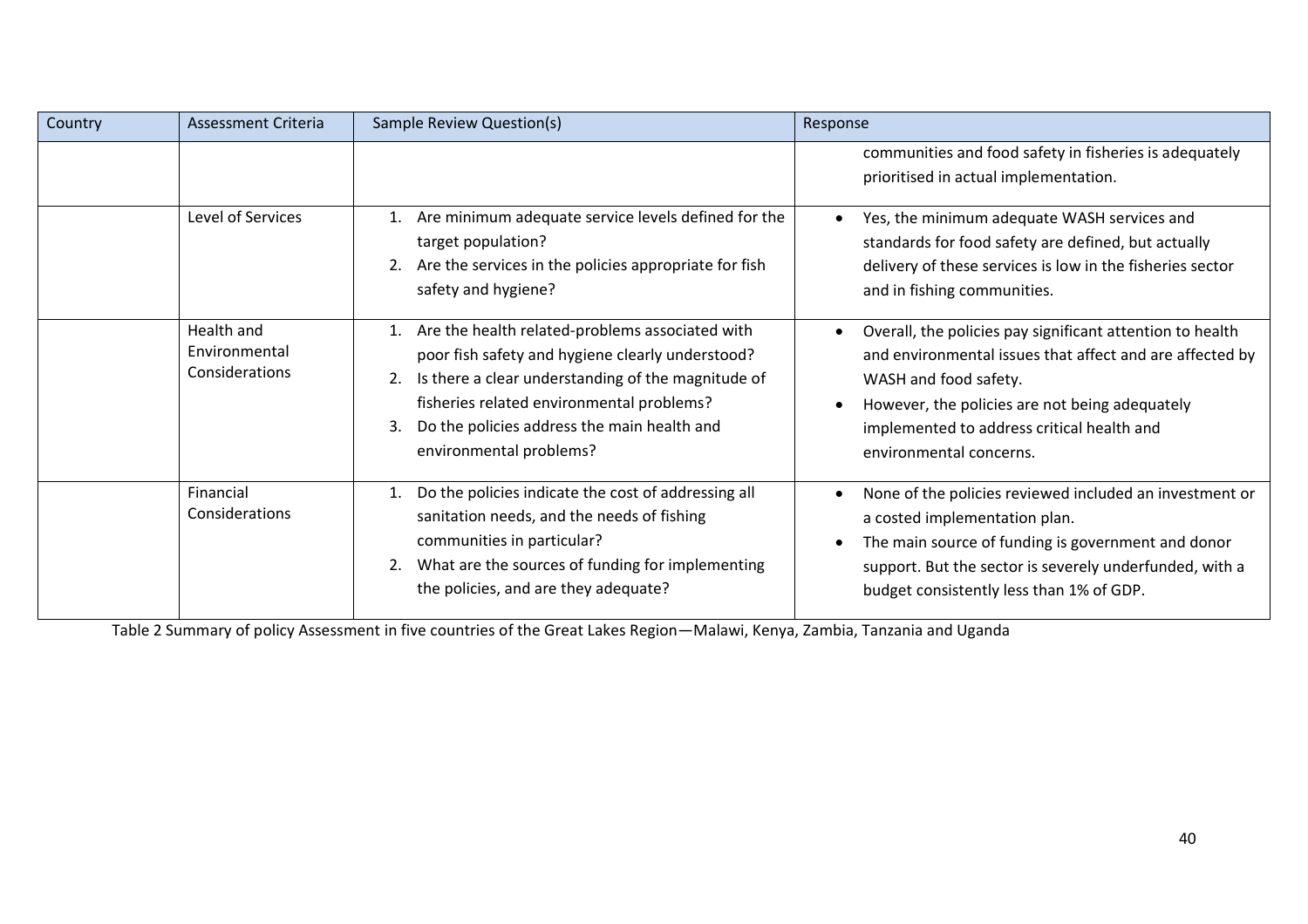| Country | Assessment Criteria | Sample Review Question(s) | Response |
|---|---|---|---|
| | | | communities and food safety in fisheries is adequately prioritised in actual implementation. |
| | Level of Services | 1. Are minimum adequate service levels defined for the target population?<br>2. Are the services in the policies appropriate for fish safety and hygiene? | • Yes, the minimum adequate WASH services and standards for food safety are defined, but actually delivery of these services is low in the fisheries sector and in fishing communities. |
| | Health and Environmental Considerations | 1. Are the health related-problems associated with poor fish safety and hygiene clearly understood?<br>2. Is there a clear understanding of the magnitude of fisheries related environmental problems?<br>3. Do the policies address the main health and environmental problems? | • Overall, the policies pay significant attention to health and environmental issues that affect and are affected by WASH and food safety.<br>• However, the policies are not being adequately implemented to address critical health and environmental concerns. |
| | Financial Considerations | 1. Do the policies indicate the cost of addressing all sanitation needs, and the needs of fishing communities in particular?<br>2. What are the sources of funding for implementing the policies, and are they adequate? | • None of the policies reviewed included an investment or a costed implementation plan.<br>• The main source of funding is government and donor support. But the sector is severely underfunded, with a budget consistently less than 1% of GDP. |

Table 2 Summary of policy Assessment in five countries of the Great Lakes Region—Malawi, Kenya, Zambia, Tanzania and Uganda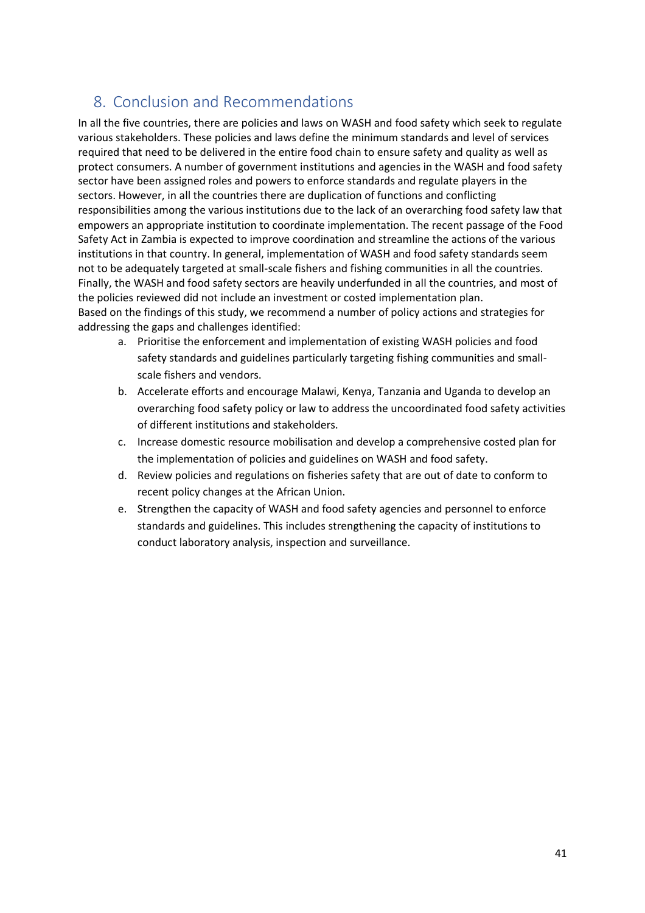## 8. Conclusion and Recommendations

In all the five countries, there are policies and laws on WASH and food safety which seek to regulate various stakeholders. These policies and laws define the minimum standards and level of services required that need to be delivered in the entire food chain to ensure safety and quality as well as protect consumers. A number of government institutions and agencies in the WASH and food safety sector have been assigned roles and powers to enforce standards and regulate players in the sectors. However, in all the countries there are duplication of functions and conflicting responsibilities among the various institutions due to the lack of an overarching food safety law that empowers an appropriate institution to coordinate implementation. The recent passage of the Food Safety Act in Zambia is expected to improve coordination and streamline the actions of the various institutions in that country. In general, implementation of WASH and food safety standards seem not to be adequately targeted at small-scale fishers and fishing communities in all the countries. Finally, the WASH and food safety sectors are heavily underfunded in all the countries, and most of the policies reviewed did not include an investment or costed implementation plan.

Based on the findings of this study, we recommend a number of policy actions and strategies for addressing the gaps and challenges identified:

a. Prioritise the enforcement and implementation of existing WASH policies and food safety standards and guidelines particularly targeting fishing communities and small-scale fishers and vendors.
b. Accelerate efforts and encourage Malawi, Kenya, Tanzania and Uganda to develop an overarching food safety policy or law to address the uncoordinated food safety activities of different institutions and stakeholders.
c. Increase domestic resource mobilisation and develop a comprehensive costed plan for the implementation of policies and guidelines on WASH and food safety.
d. Review policies and regulations on fisheries safety that are out of date to conform to recent policy changes at the African Union.
e. Strengthen the capacity of WASH and food safety agencies and personnel to enforce standards and guidelines. This includes strengthening the capacity of institutions to conduct laboratory analysis, inspection and surveillance.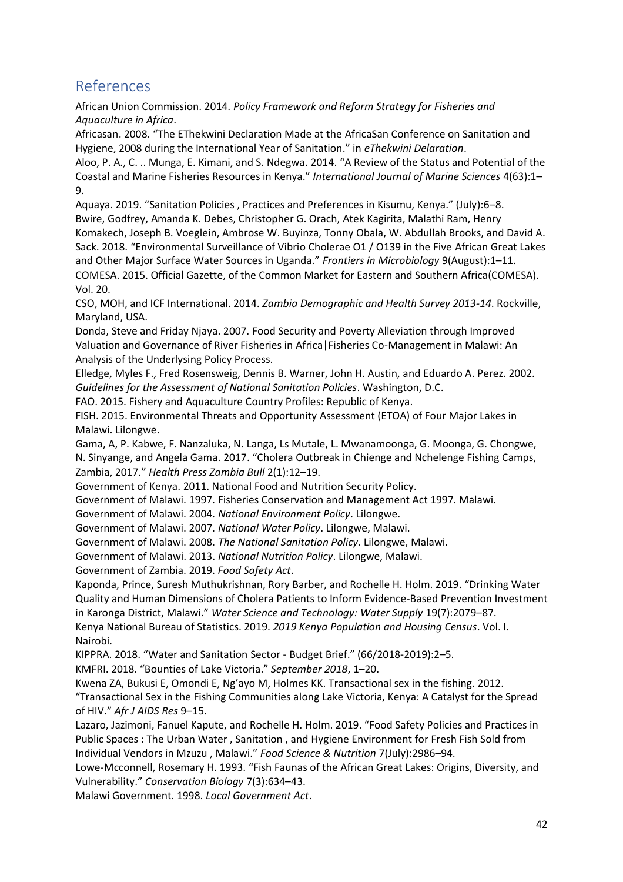## References

African Union Commission. 2014. *Policy Framework and Reform Strategy for Fisheries and Aquaculture in Africa*.

Africasan. 2008. "The EThekwini Declaration Made at the AfricaSan Conference on Sanitation and Hygiene, 2008 during the International Year of Sanitation." in *eThekwini Delaration*.

Aloo, P. A., C. .. Munga, E. Kimani, and S. Ndegwa. 2014. "A Review of the Status and Potential of the Coastal and Marine Fisheries Resources in Kenya." *International Journal of Marine Sciences* 4(63):1–9.

Aquaya. 2019. "Sanitation Policies , Practices and Preferences in Kisumu, Kenya." (July):6–8.

Bwire, Godfrey, Amanda K. Debes, Christopher G. Orach, Atek Kagirita, Malathi Ram, Henry Komakech, Joseph B. Voeglein, Ambrose W. Buyinza, Tonny Obala, W. Abdullah Brooks, and David A. Sack. 2018. "Environmental Surveillance of Vibrio Cholerae O1 / O139 in the Five African Great Lakes and Other Major Surface Water Sources in Uganda." *Frontiers in Microbiology* 9(August):1–11.

COMESA. 2015. Official Gazette, of the Common Market for Eastern and Southern Africa(COMESA). Vol. 20.

CSO, MOH, and ICF International. 2014. *Zambia Demographic and Health Survey 2013-14*. Rockville, Maryland, USA.

Donda, Steve and Friday Njaya. 2007. Food Security and Poverty Alleviation through Improved Valuation and Governance of River Fisheries in Africa|Fisheries Co-Management in Malawi: An Analysis of the Underlysing Policy Process.

Elledge, Myles F., Fred Rosensweig, Dennis B. Warner, John H. Austin, and Eduardo A. Perez. 2002. *Guidelines for the Assessment of National Sanitation Policies*. Washington, D.C.

FAO. 2015. Fishery and Aquaculture Country Profiles: Republic of Kenya.

FISH. 2015. Environmental Threats and Opportunity Assessment (ETOA) of Four Major Lakes in Malawi. Lilongwe.

Gama, A, P. Kabwe, F. Nanzaluka, N. Langa, Ls Mutale, L. Mwanamoonga, G. Moonga, G. Chongwe, N. Sinyange, and Angela Gama. 2017. "Cholera Outbreak in Chienge and Nchelenge Fishing Camps, Zambia, 2017." *Health Press Zambia Bull* 2(1):12–19.

Government of Kenya. 2011. National Food and Nutrition Security Policy.

Government of Malawi. 1997. Fisheries Conservation and Management Act 1997. Malawi.

Government of Malawi. 2004. *National Environment Policy*. Lilongwe.

Government of Malawi. 2007. *National Water Policy*. Lilongwe, Malawi.

Government of Malawi. 2008. *The National Sanitation Policy*. Lilongwe, Malawi.

Government of Malawi. 2013. *National Nutrition Policy*. Lilongwe, Malawi.

Government of Zambia. 2019. *Food Safety Act*.

Kaponda, Prince, Suresh Muthukrishnan, Rory Barber, and Rochelle H. Holm. 2019. "Drinking Water Quality and Human Dimensions of Cholera Patients to Inform Evidence-Based Prevention Investment in Karonga District, Malawi." *Water Science and Technology: Water Supply* 19(7):2079–87.

Kenya National Bureau of Statistics. 2019. *2019 Kenya Population and Housing Census*. Vol. I. Nairobi.

KIPPRA. 2018. "Water and Sanitation Sector - Budget Brief." (66/2018-2019):2–5.

KMFRI. 2018. "Bounties of Lake Victoria." *September 2018*, 1–20.

Kwena ZA, Bukusi E, Omondi E, Ng'ayo M, Holmes KK. Transactional sex in the fishing. 2012. "Transactional Sex in the Fishing Communities along Lake Victoria, Kenya: A Catalyst for the Spread of HIV." *Afr J AIDS Res* 9–15.

Lazaro, Jazimoni, Fanuel Kapute, and Rochelle H. Holm. 2019. "Food Safety Policies and Practices in Public Spaces : The Urban Water , Sanitation , and Hygiene Environment for Fresh Fish Sold from Individual Vendors in Mzuzu , Malawi." *Food Science & Nutrition* 7(July):2986–94.

Lowe-Mcconnell, Rosemary H. 1993. "Fish Faunas of the African Great Lakes: Origins, Diversity, and Vulnerability." *Conservation Biology* 7(3):634–43.

Malawi Government. 1998. *Local Government Act*.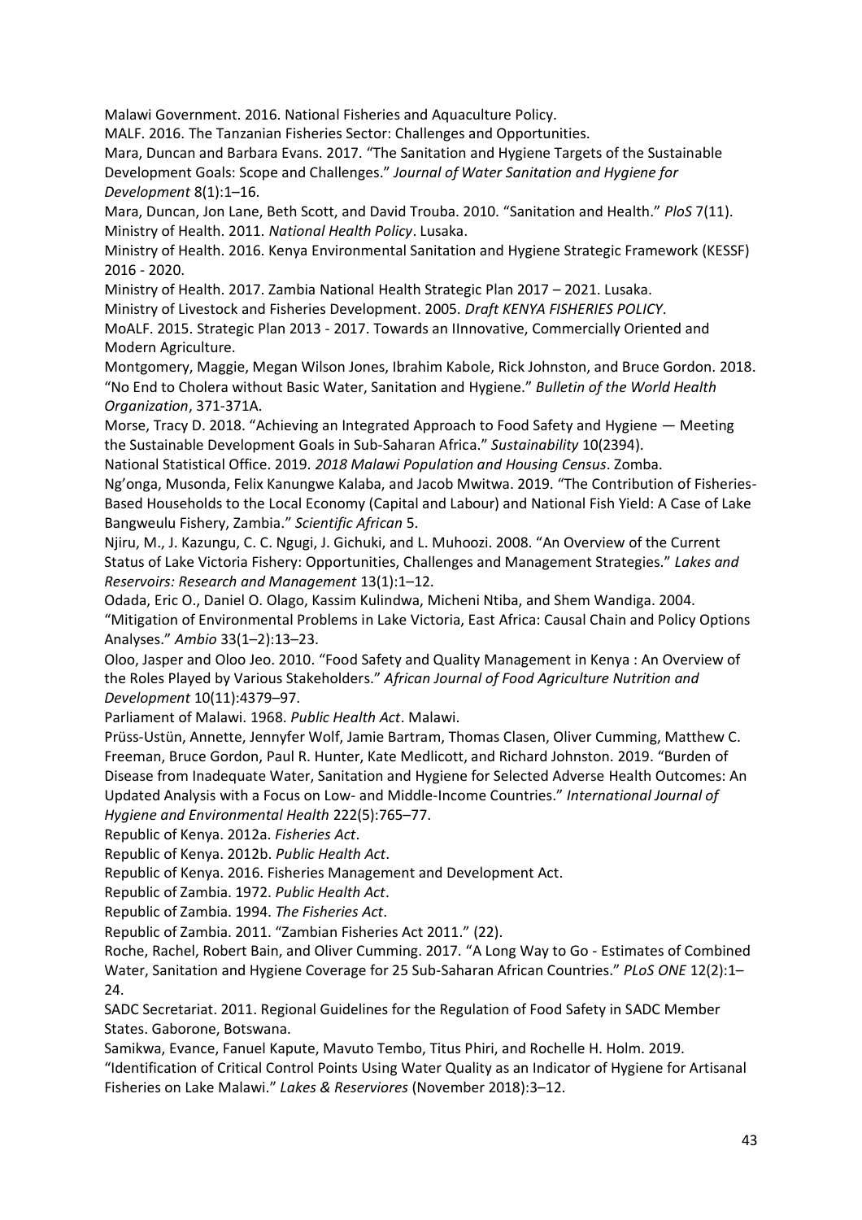Malawi Government. 2016. National Fisheries and Aquaculture Policy.

MALF. 2016. The Tanzanian Fisheries Sector: Challenges and Opportunities.

Mara, Duncan and Barbara Evans. 2017. "The Sanitation and Hygiene Targets of the Sustainable Development Goals: Scope and Challenges." *Journal of Water Sanitation and Hygiene for Development* 8(1):1–16.

Mara, Duncan, Jon Lane, Beth Scott, and David Trouba. 2010. "Sanitation and Health." *PloS* 7(11).

Ministry of Health. 2011. *National Health Policy*. Lusaka.

Ministry of Health. 2016. Kenya Environmental Sanitation and Hygiene Strategic Framework (KESSF) 2016 - 2020.

Ministry of Health. 2017. Zambia National Health Strategic Plan 2017 – 2021. Lusaka.

Ministry of Livestock and Fisheries Development. 2005. *Draft KENYA FISHERIES POLICY*.

MoALF. 2015. Strategic Plan 2013 - 2017. Towards an IInnovative, Commercially Oriented and Modern Agriculture.

Montgomery, Maggie, Megan Wilson Jones, Ibrahim Kabole, Rick Johnston, and Bruce Gordon. 2018. "No End to Cholera without Basic Water, Sanitation and Hygiene." *Bulletin of the World Health Organization*, 371-371A.

Morse, Tracy D. 2018. "Achieving an Integrated Approach to Food Safety and Hygiene — Meeting the Sustainable Development Goals in Sub-Saharan Africa." *Sustainability* 10(2394).

National Statistical Office. 2019. *2018 Malawi Population and Housing Census*. Zomba.

Ng'onga, Musonda, Felix Kanungwe Kalaba, and Jacob Mwitwa. 2019. "The Contribution of Fisheries-Based Households to the Local Economy (Capital and Labour) and National Fish Yield: A Case of Lake Bangweulu Fishery, Zambia." *Scientific African* 5.

Njiru, M., J. Kazungu, C. C. Ngugi, J. Gichuki, and L. Muhoozi. 2008. "An Overview of the Current Status of Lake Victoria Fishery: Opportunities, Challenges and Management Strategies." *Lakes and Reservoirs: Research and Management* 13(1):1–12.

Odada, Eric O., Daniel O. Olago, Kassim Kulindwa, Micheni Ntiba, and Shem Wandiga. 2004. "Mitigation of Environmental Problems in Lake Victoria, East Africa: Causal Chain and Policy Options Analyses." *Ambio* 33(1–2):13–23.

Oloo, Jasper and Oloo Jeo. 2010. "Food Safety and Quality Management in Kenya : An Overview of the Roles Played by Various Stakeholders." *African Journal of Food Agriculture Nutrition and Development* 10(11):4379–97.

Parliament of Malawi. 1968. *Public Health Act*. Malawi.

Prüss-Ustün, Annette, Jennyfer Wolf, Jamie Bartram, Thomas Clasen, Oliver Cumming, Matthew C. Freeman, Bruce Gordon, Paul R. Hunter, Kate Medlicott, and Richard Johnston. 2019. "Burden of Disease from Inadequate Water, Sanitation and Hygiene for Selected Adverse Health Outcomes: An Updated Analysis with a Focus on Low- and Middle-Income Countries." *International Journal of Hygiene and Environmental Health* 222(5):765–77.

Republic of Kenya. 2012a. *Fisheries Act*.

Republic of Kenya. 2012b. *Public Health Act*.

Republic of Kenya. 2016. Fisheries Management and Development Act.

Republic of Zambia. 1972. *Public Health Act*.

Republic of Zambia. 1994. *The Fisheries Act*.

Republic of Zambia. 2011. "Zambian Fisheries Act 2011." (22).

Roche, Rachel, Robert Bain, and Oliver Cumming. 2017. "A Long Way to Go - Estimates of Combined Water, Sanitation and Hygiene Coverage for 25 Sub-Saharan African Countries." *PLoS ONE* 12(2):1–24.

SADC Secretariat. 2011. Regional Guidelines for the Regulation of Food Safety in SADC Member States. Gaborone, Botswana.

Samikwa, Evance, Fanuel Kapute, Mavuto Tembo, Titus Phiri, and Rochelle H. Holm. 2019. "Identification of Critical Control Points Using Water Quality as an Indicator of Hygiene for Artisanal Fisheries on Lake Malawi." *Lakes & Reserviores* (November 2018):3–12.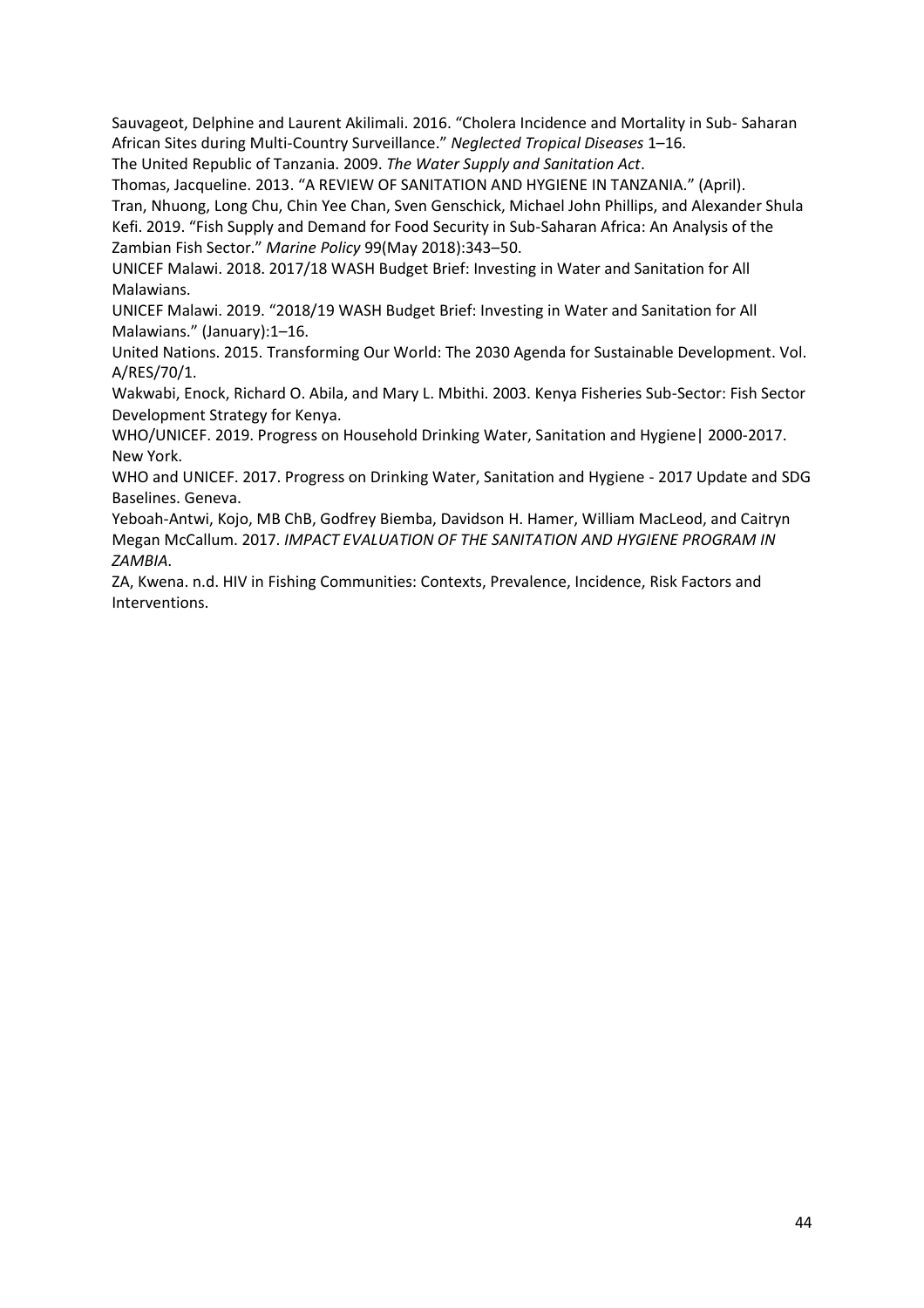Sauvageot, Delphine and Laurent Akilimali. 2016. "Cholera Incidence and Mortality in Sub- Saharan African Sites during Multi-Country Surveillance." *Neglected Tropical Diseases* 1–16.

The United Republic of Tanzania. 2009. *The Water Supply and Sanitation Act*.

Thomas, Jacqueline. 2013. "A REVIEW OF SANITATION AND HYGIENE IN TANZANIA." (April).

Tran, Nhuong, Long Chu, Chin Yee Chan, Sven Genschick, Michael John Phillips, and Alexander Shula Kefi. 2019. "Fish Supply and Demand for Food Security in Sub-Saharan Africa: An Analysis of the Zambian Fish Sector." *Marine Policy* 99(May 2018):343–50.

UNICEF Malawi. 2018. 2017/18 WASH Budget Brief: Investing in Water and Sanitation for All Malawians.

UNICEF Malawi. 2019. "2018/19 WASH Budget Brief: Investing in Water and Sanitation for All Malawians." (January):1–16.

United Nations. 2015. Transforming Our World: The 2030 Agenda for Sustainable Development. Vol. A/RES/70/1.

Wakwabi, Enock, Richard O. Abila, and Mary L. Mbithi. 2003. Kenya Fisheries Sub-Sector: Fish Sector Development Strategy for Kenya.

WHO/UNICEF. 2019. Progress on Household Drinking Water, Sanitation and Hygiene| 2000-2017. New York.

WHO and UNICEF. 2017. Progress on Drinking Water, Sanitation and Hygiene - 2017 Update and SDG Baselines. Geneva.

Yeboah-Antwi, Kojo, MB ChB, Godfrey Biemba, Davidson H. Hamer, William MacLeod, and Caitryn Megan McCallum. 2017. *IMPACT EVALUATION OF THE SANITATION AND HYGIENE PROGRAM IN ZAMBIA*.

ZA, Kwena. n.d. HIV in Fishing Communities: Contexts, Prevalence, Incidence, Risk Factors and Interventions.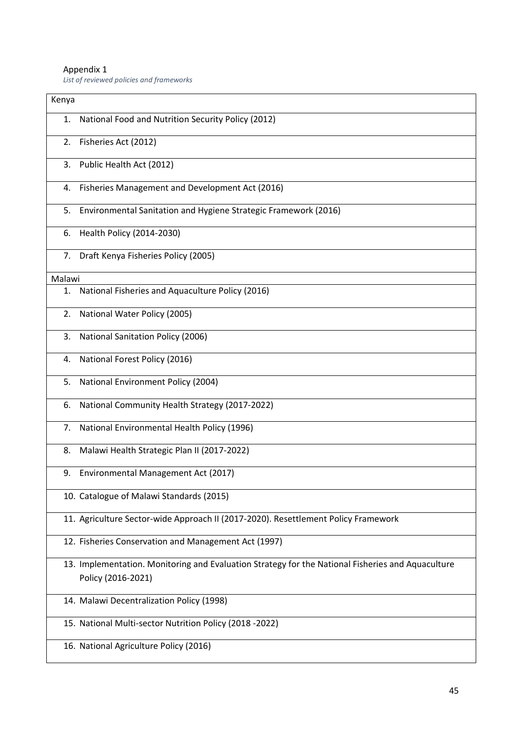Appendix 1

*List of reviewed policies and frameworks*

| Kenya |
|---|
| 1. National Food and Nutrition Security Policy (2012) |
| 2. Fisheries Act (2012) |
| 3. Public Health Act (2012) |
| 4. Fisheries Management and Development Act (2016) |
| 5. Environmental Sanitation and Hygiene Strategic Framework (2016) |
| 6. Health Policy (2014-2030) |
| 7. Draft Kenya Fisheries Policy (2005) |
| **Malawi** |
| 1. National Fisheries and Aquaculture Policy (2016) |
| 2. National Water Policy (2005) |
| 3. National Sanitation Policy (2006) |
| 4. National Forest Policy (2016) |
| 5. National Environment Policy (2004) |
| 6. National Community Health Strategy (2017-2022) |
| 7. National Environmental Health Policy (1996) |
| 8. Malawi Health Strategic Plan II (2017-2022) |
| 9. Environmental Management Act (2017) |
| 10. Catalogue of Malawi Standards (2015) |
| 11. Agriculture Sector-wide Approach II (2017-2020). Resettlement Policy Framework |
| 12. Fisheries Conservation and Management Act (1997) |
| 13. Implementation. Monitoring and Evaluation Strategy for the National Fisheries and Aquaculture Policy (2016-2021) |
| 14. Malawi Decentralization Policy (1998) |
| 15. National Multi-sector Nutrition Policy (2018 -2022) |
| 16. National Agriculture Policy (2016) |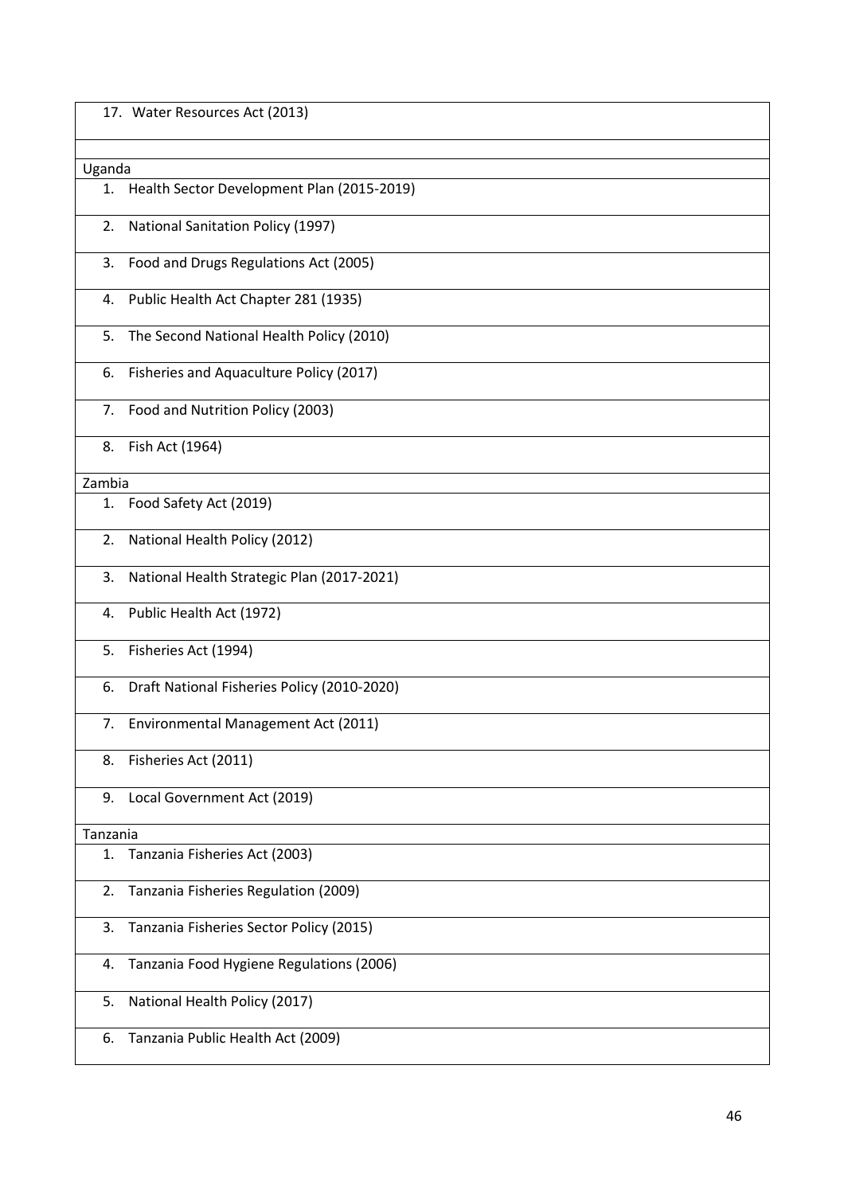| 17. Water Resources Act (2013) |
|---|
| |
| Uganda |
| 1. Health Sector Development Plan (2015-2019) |
| 2. National Sanitation Policy (1997) |
| 3. Food and Drugs Regulations Act (2005) |
| 4. Public Health Act Chapter 281 (1935) |
| 5. The Second National Health Policy (2010) |
| 6. Fisheries and Aquaculture Policy (2017) |
| 7. Food and Nutrition Policy (2003) |
| 8. Fish Act (1964) |
| Zambia |
| 1. Food Safety Act (2019) |
| 2. National Health Policy (2012) |
| 3. National Health Strategic Plan (2017-2021) |
| 4. Public Health Act (1972) |
| 5. Fisheries Act (1994) |
| 6. Draft National Fisheries Policy (2010-2020) |
| 7. Environmental Management Act (2011) |
| 8. Fisheries Act (2011) |
| 9. Local Government Act (2019) |
| Tanzania |
| 1. Tanzania Fisheries Act (2003) |
| 2. Tanzania Fisheries Regulation (2009) |
| 3. Tanzania Fisheries Sector Policy (2015) |
| 4. Tanzania Food Hygiene Regulations (2006) |
| 5. National Health Policy (2017) |
| 6. Tanzania Public Health Act (2009) |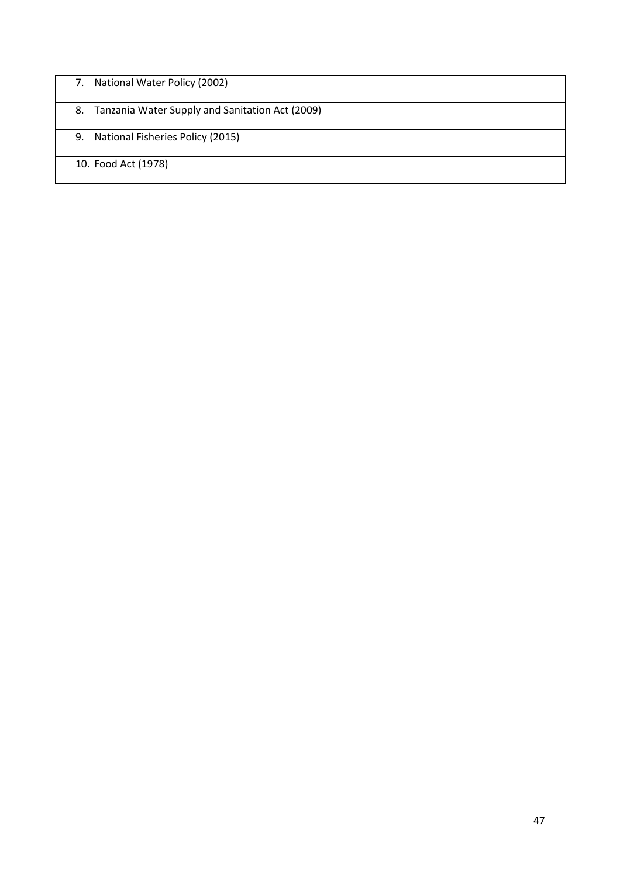| |
|---|
| 7. National Water Policy (2002) |
| 8. Tanzania Water Supply and Sanitation Act (2009) |
| 9. National Fisheries Policy (2015) |
| 10. Food Act (1978) |